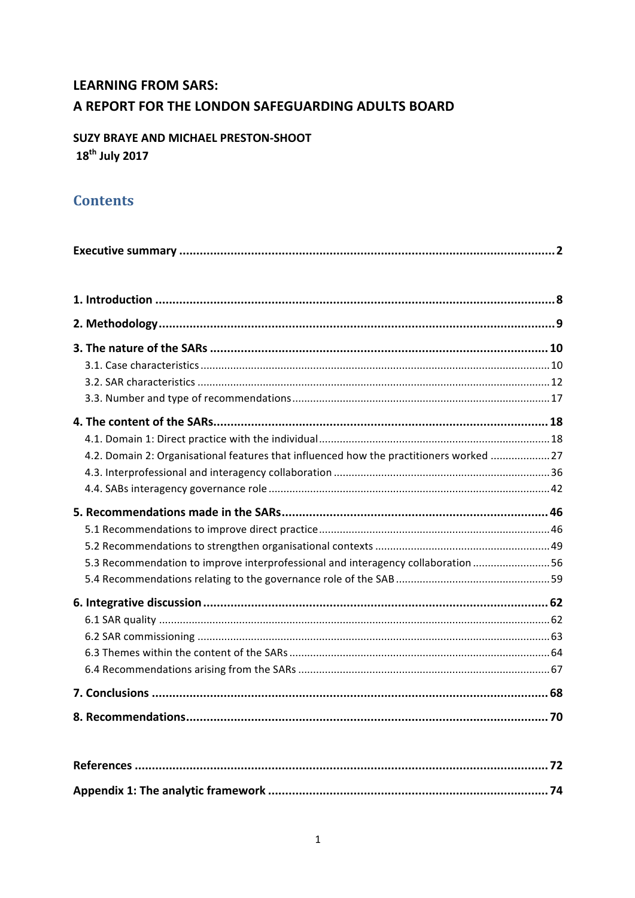# LEARNING FROM SARS:
# A REPORT FOR THE LONDON SAFEGUARDING ADULTS BOARD

**SUZY BRAYE AND MICHAEL PRESTON-SHOOT**
**18th July 2017**

## Contents

**Executive summary ..... 2**

**1. Introduction ..... 8**

**2. Methodology ..... 9**

**3. The nature of the SARs ..... 10**
- 3.1. Case characteristics ..... 10
- 3.2. SAR characteristics ..... 12
- 3.3. Number and type of recommendations ..... 17

**4. The content of the SARs ..... 18**
- 4.1. Domain 1: Direct practice with the individual ..... 18
- 4.2. Domain 2: Organisational features that influenced how the practitioners worked ..... 27
- 4.3. Interprofessional and interagency collaboration ..... 36
- 4.4. SABs interagency governance role ..... 42

**5. Recommendations made in the SARs ..... 46**
- 5.1 Recommendations to improve direct practice ..... 46
- 5.2 Recommendations to strengthen organisational contexts ..... 49
- 5.3 Recommendation to improve interprofessional and interagency collaboration ..... 56
- 5.4 Recommendations relating to the governance role of the SAB ..... 59

**6. Integrative discussion ..... 62**
- 6.1 SAR quality ..... 62
- 6.2 SAR commissioning ..... 63
- 6.3 Themes within the content of the SARs ..... 64
- 6.4 Recommendations arising from the SARs ..... 67

**7. Conclusions ..... 68**

**8. Recommendations ..... 70**

**References ..... 72**

**Appendix 1: The analytic framework ..... 74**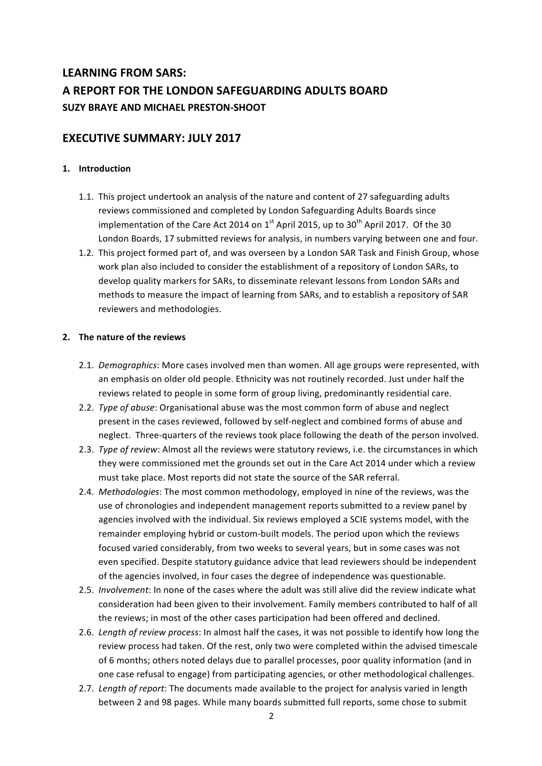# LEARNING FROM SARS:
# A REPORT FOR THE LONDON SAFEGUARDING ADULTS BOARD
### SUZY BRAYE AND MICHAEL PRESTON-SHOOT

## EXECUTIVE SUMMARY: JULY 2017

### 1. Introduction

1.1. This project undertook an analysis of the nature and content of 27 safeguarding adults reviews commissioned and completed by London Safeguarding Adults Boards since implementation of the Care Act 2014 on 1st April 2015, up to 30th April 2017. Of the 30 London Boards, 17 submitted reviews for analysis, in numbers varying between one and four.

1.2. This project formed part of, and was overseen by a London SAR Task and Finish Group, whose work plan also included to consider the establishment of a repository of London SARs, to develop quality markers for SARs, to disseminate relevant lessons from London SARs and methods to measure the impact of learning from SARs, and to establish a repository of SAR reviewers and methodologies.

### 2. The nature of the reviews

2.1. *Demographics*: More cases involved men than women. All age groups were represented, with an emphasis on older old people. Ethnicity was not routinely recorded. Just under half the reviews related to people in some form of group living, predominantly residential care.

2.2. *Type of abuse*: Organisational abuse was the most common form of abuse and neglect present in the cases reviewed, followed by self-neglect and combined forms of abuse and neglect. Three-quarters of the reviews took place following the death of the person involved.

2.3. *Type of review*: Almost all the reviews were statutory reviews, i.e. the circumstances in which they were commissioned met the grounds set out in the Care Act 2014 under which a review must take place. Most reports did not state the source of the SAR referral.

2.4. *Methodologies*: The most common methodology, employed in nine of the reviews, was the use of chronologies and independent management reports submitted to a review panel by agencies involved with the individual. Six reviews employed a SCIE systems model, with the remainder employing hybrid or custom-built models. The period upon which the reviews focused varied considerably, from two weeks to several years, but in some cases was not even specified. Despite statutory guidance advice that lead reviewers should be independent of the agencies involved, in four cases the degree of independence was questionable.

2.5. *Involvement*: In none of the cases where the adult was still alive did the review indicate what consideration had been given to their involvement. Family members contributed to half of all the reviews; in most of the other cases participation had been offered and declined.

2.6. *Length of review process*: In almost half the cases, it was not possible to identify how long the review process had taken. Of the rest, only two were completed within the advised timescale of 6 months; others noted delays due to parallel processes, poor quality information (and in one case refusal to engage) from participating agencies, or other methodological challenges.

2.7. *Length of report*: The documents made available to the project for analysis varied in length between 2 and 98 pages. While many boards submitted full reports, some chose to submit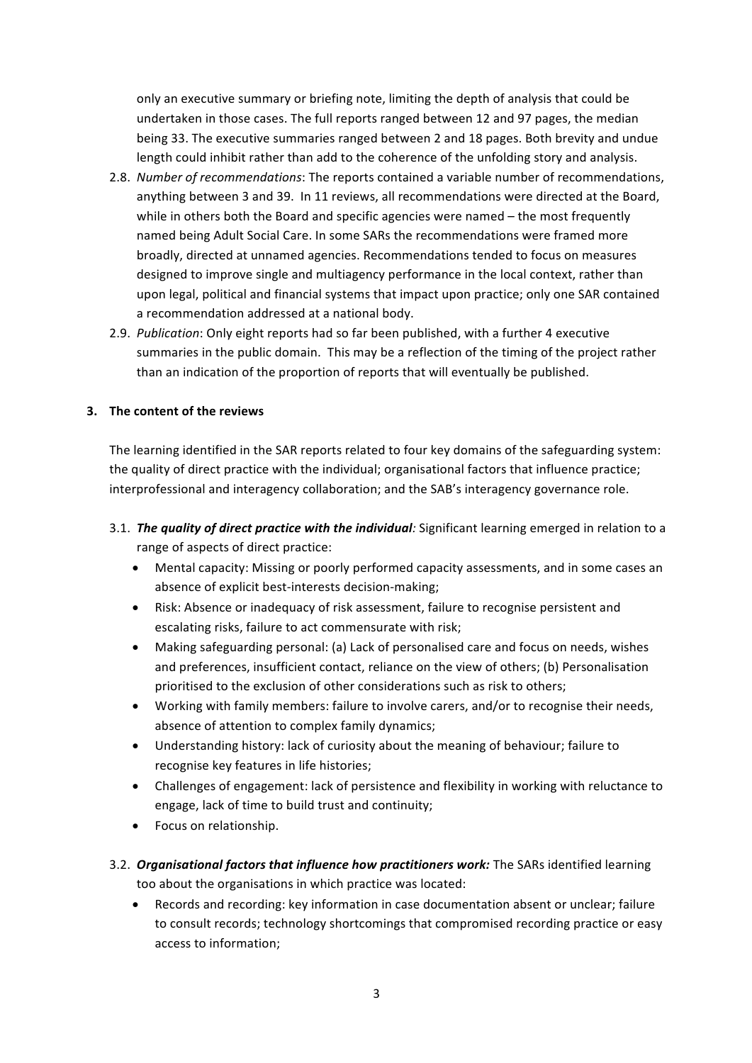only an executive summary or briefing note, limiting the depth of analysis that could be undertaken in those cases. The full reports ranged between 12 and 97 pages, the median being 33. The executive summaries ranged between 2 and 18 pages. Both brevity and undue length could inhibit rather than add to the coherence of the unfolding story and analysis.

2.8. *Number of recommendations*: The reports contained a variable number of recommendations, anything between 3 and 39. In 11 reviews, all recommendations were directed at the Board, while in others both the Board and specific agencies were named – the most frequently named being Adult Social Care. In some SARs the recommendations were framed more broadly, directed at unnamed agencies. Recommendations tended to focus on measures designed to improve single and multiagency performance in the local context, rather than upon legal, political and financial systems that impact upon practice; only one SAR contained a recommendation addressed at a national body.

2.9. *Publication*: Only eight reports had so far been published, with a further 4 executive summaries in the public domain. This may be a reflection of the timing of the project rather than an indication of the proportion of reports that will eventually be published.

## 3. The content of the reviews

The learning identified in the SAR reports related to four key domains of the safeguarding system: the quality of direct practice with the individual; organisational factors that influence practice; interprofessional and interagency collaboration; and the SAB's interagency governance role.

3.1. ***The quality of direct practice with the individual****:* Significant learning emerged in relation to a range of aspects of direct practice:

- Mental capacity: Missing or poorly performed capacity assessments, and in some cases an absence of explicit best-interests decision-making;
- Risk: Absence or inadequacy of risk assessment, failure to recognise persistent and escalating risks, failure to act commensurate with risk;
- Making safeguarding personal: (a) Lack of personalised care and focus on needs, wishes and preferences, insufficient contact, reliance on the view of others; (b) Personalisation prioritised to the exclusion of other considerations such as risk to others;
- Working with family members: failure to involve carers, and/or to recognise their needs, absence of attention to complex family dynamics;
- Understanding history: lack of curiosity about the meaning of behaviour; failure to recognise key features in life histories;
- Challenges of engagement: lack of persistence and flexibility in working with reluctance to engage, lack of time to build trust and continuity;
- Focus on relationship.

3.2. ***Organisational factors that influence how practitioners work:*** The SARs identified learning too about the organisations in which practice was located:

- Records and recording: key information in case documentation absent or unclear; failure to consult records; technology shortcomings that compromised recording practice or easy access to information;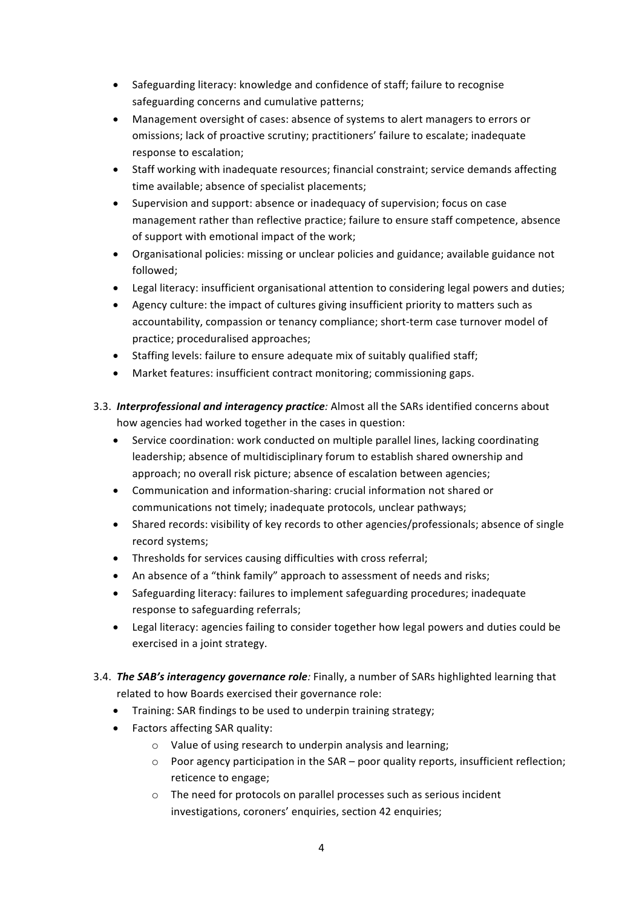- Safeguarding literacy: knowledge and confidence of staff; failure to recognise safeguarding concerns and cumulative patterns;
- Management oversight of cases: absence of systems to alert managers to errors or omissions; lack of proactive scrutiny; practitioners' failure to escalate; inadequate response to escalation;
- Staff working with inadequate resources; financial constraint; service demands affecting time available; absence of specialist placements;
- Supervision and support: absence or inadequacy of supervision; focus on case management rather than reflective practice; failure to ensure staff competence, absence of support with emotional impact of the work;
- Organisational policies: missing or unclear policies and guidance; available guidance not followed;
- Legal literacy: insufficient organisational attention to considering legal powers and duties;
- Agency culture: the impact of cultures giving insufficient priority to matters such as accountability, compassion or tenancy compliance; short-term case turnover model of practice; proceduralised approaches;
- Staffing levels: failure to ensure adequate mix of suitably qualified staff;
- Market features: insufficient contract monitoring; commissioning gaps.

3.3. ***Interprofessional and interagency practice**:* Almost all the SARs identified concerns about how agencies had worked together in the cases in question:

- Service coordination: work conducted on multiple parallel lines, lacking coordinating leadership; absence of multidisciplinary forum to establish shared ownership and approach; no overall risk picture; absence of escalation between agencies;
- Communication and information-sharing: crucial information not shared or communications not timely; inadequate protocols, unclear pathways;
- Shared records: visibility of key records to other agencies/professionals; absence of single record systems;
- Thresholds for services causing difficulties with cross referral;
- An absence of a "think family" approach to assessment of needs and risks;
- Safeguarding literacy: failures to implement safeguarding procedures; inadequate response to safeguarding referrals;
- Legal literacy: agencies failing to consider together how legal powers and duties could be exercised in a joint strategy.

3.4. ***The SAB's interagency governance role**:* Finally, a number of SARs highlighted learning that related to how Boards exercised their governance role:

- Training: SAR findings to be used to underpin training strategy;
- Factors affecting SAR quality:
    - Value of using research to underpin analysis and learning;
    - Poor agency participation in the SAR – poor quality reports, insufficient reflection; reticence to engage;
    - The need for protocols on parallel processes such as serious incident investigations, coroners' enquiries, section 42 enquiries;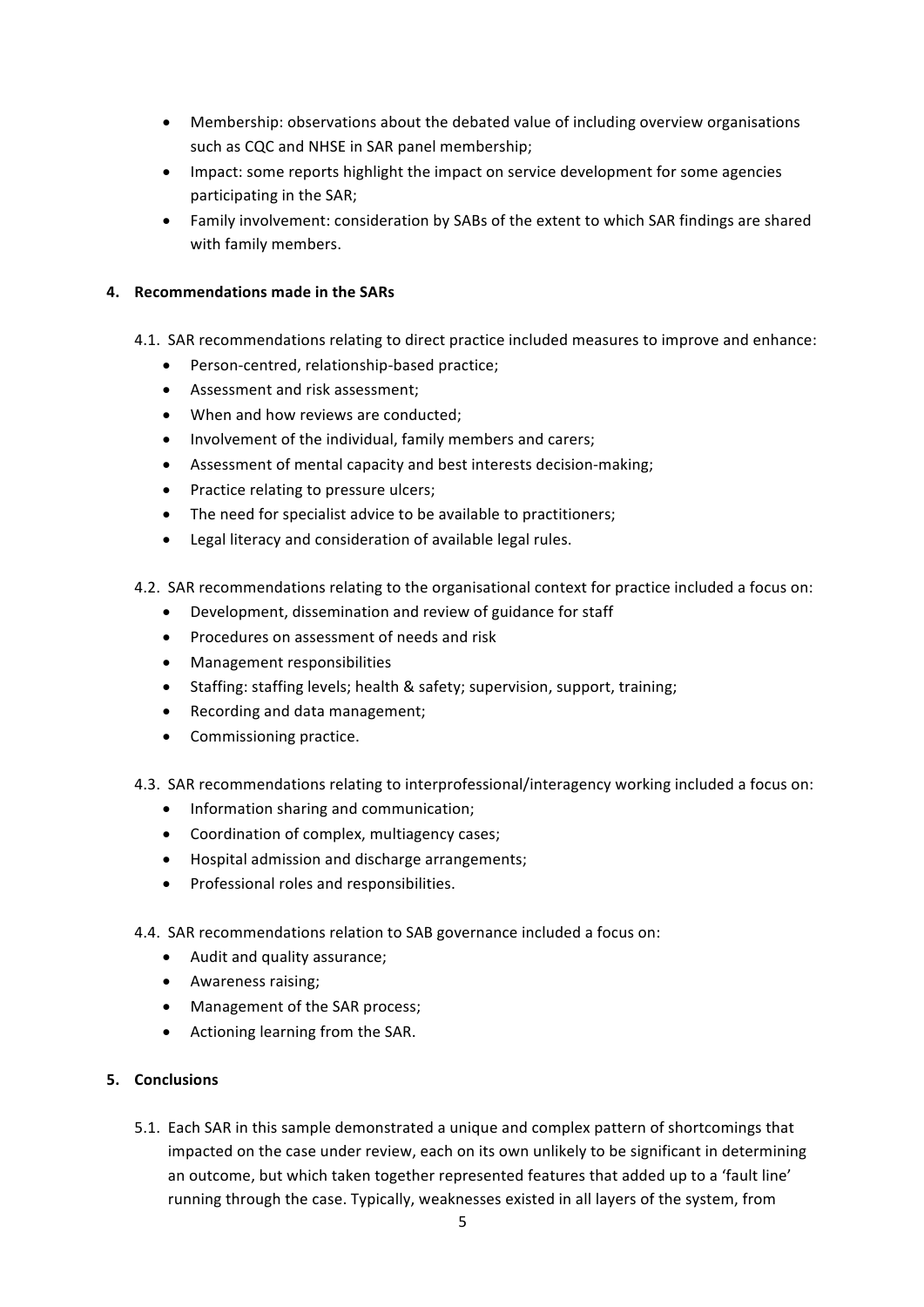- Membership: observations about the debated value of including overview organisations such as CQC and NHSE in SAR panel membership;
- Impact: some reports highlight the impact on service development for some agencies participating in the SAR;
- Family involvement: consideration by SABs of the extent to which SAR findings are shared with family members.

## 4. Recommendations made in the SARs

4.1. SAR recommendations relating to direct practice included measures to improve and enhance:

- Person-centred, relationship-based practice;
- Assessment and risk assessment;
- When and how reviews are conducted;
- Involvement of the individual, family members and carers;
- Assessment of mental capacity and best interests decision-making;
- Practice relating to pressure ulcers;
- The need for specialist advice to be available to practitioners;
- Legal literacy and consideration of available legal rules.

4.2. SAR recommendations relating to the organisational context for practice included a focus on:

- Development, dissemination and review of guidance for staff
- Procedures on assessment of needs and risk
- Management responsibilities
- Staffing: staffing levels; health & safety; supervision, support, training;
- Recording and data management;
- Commissioning practice.

4.3. SAR recommendations relating to interprofessional/interagency working included a focus on:

- Information sharing and communication;
- Coordination of complex, multiagency cases;
- Hospital admission and discharge arrangements;
- Professional roles and responsibilities.

4.4. SAR recommendations relation to SAB governance included a focus on:

- Audit and quality assurance;
- Awareness raising;
- Management of the SAR process;
- Actioning learning from the SAR.

## 5. Conclusions

5.1. Each SAR in this sample demonstrated a unique and complex pattern of shortcomings that impacted on the case under review, each on its own unlikely to be significant in determining an outcome, but which taken together represented features that added up to a 'fault line' running through the case. Typically, weaknesses existed in all layers of the system, from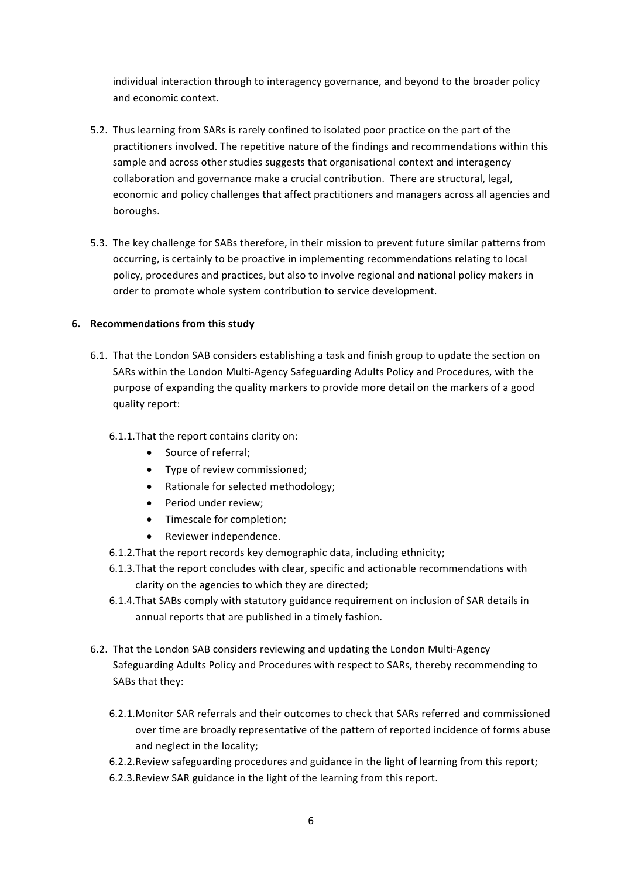individual interaction through to interagency governance, and beyond to the broader policy and economic context.

5.2. Thus learning from SARs is rarely confined to isolated poor practice on the part of the practitioners involved. The repetitive nature of the findings and recommendations within this sample and across other studies suggests that organisational context and interagency collaboration and governance make a crucial contribution. There are structural, legal, economic and policy challenges that affect practitioners and managers across all agencies and boroughs.

5.3. The key challenge for SABs therefore, in their mission to prevent future similar patterns from occurring, is certainly to be proactive in implementing recommendations relating to local policy, procedures and practices, but also to involve regional and national policy makers in order to promote whole system contribution to service development.

## 6. Recommendations from this study

6.1. That the London SAB considers establishing a task and finish group to update the section on SARs within the London Multi-Agency Safeguarding Adults Policy and Procedures, with the purpose of expanding the quality markers to provide more detail on the markers of a good quality report:

6.1.1. That the report contains clarity on:
- Source of referral;
- Type of review commissioned;
- Rationale for selected methodology;
- Period under review;
- Timescale for completion;
- Reviewer independence.

6.1.2. That the report records key demographic data, including ethnicity;

6.1.3. That the report concludes with clear, specific and actionable recommendations with clarity on the agencies to which they are directed;

6.1.4. That SABs comply with statutory guidance requirement on inclusion of SAR details in annual reports that are published in a timely fashion.

6.2. That the London SAB considers reviewing and updating the London Multi-Agency Safeguarding Adults Policy and Procedures with respect to SARs, thereby recommending to SABs that they:

6.2.1. Monitor SAR referrals and their outcomes to check that SARs referred and commissioned over time are broadly representative of the pattern of reported incidence of forms abuse and neglect in the locality;

6.2.2. Review safeguarding procedures and guidance in the light of learning from this report;

6.2.3. Review SAR guidance in the light of the learning from this report.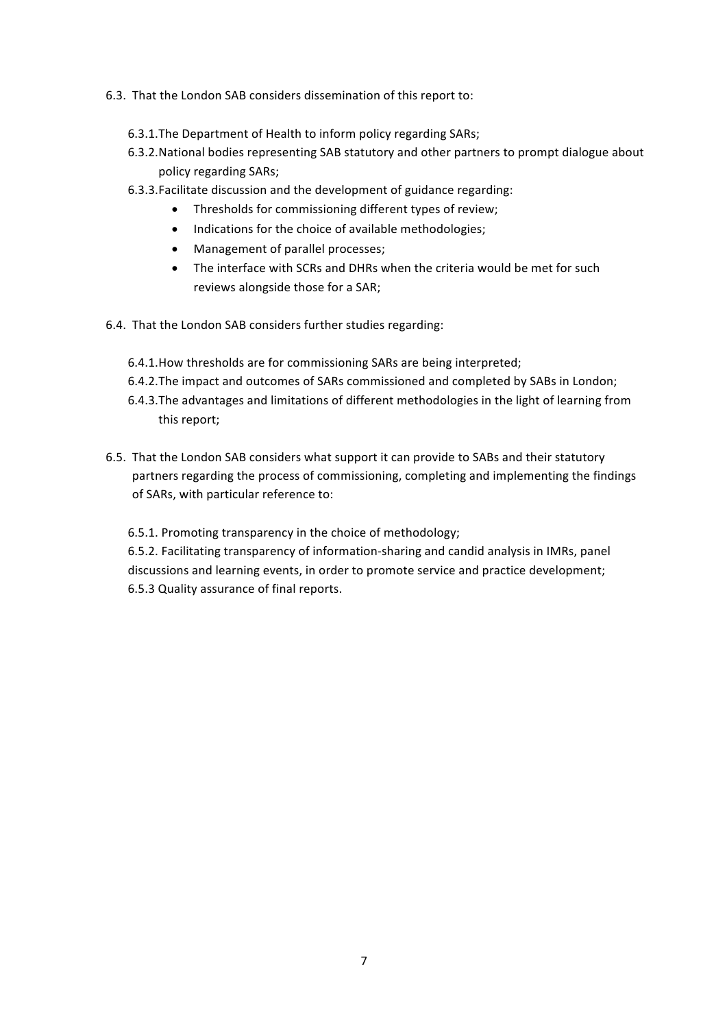6.3. That the London SAB considers dissemination of this report to:

6.3.1. The Department of Health to inform policy regarding SARs;

6.3.2. National bodies representing SAB statutory and other partners to prompt dialogue about policy regarding SARs;

6.3.3. Facilitate discussion and the development of guidance regarding:

- Thresholds for commissioning different types of review;
- Indications for the choice of available methodologies;
- Management of parallel processes;
- The interface with SCRs and DHRs when the criteria would be met for such reviews alongside those for a SAR;

6.4. That the London SAB considers further studies regarding:

6.4.1. How thresholds are for commissioning SARs are being interpreted;

6.4.2. The impact and outcomes of SARs commissioned and completed by SABs in London;

6.4.3. The advantages and limitations of different methodologies in the light of learning from this report;

6.5. That the London SAB considers what support it can provide to SABs and their statutory partners regarding the process of commissioning, completing and implementing the findings of SARs, with particular reference to:

6.5.1. Promoting transparency in the choice of methodology;

6.5.2. Facilitating transparency of information-sharing and candid analysis in IMRs, panel discussions and learning events, in order to promote service and practice development;

6.5.3 Quality assurance of final reports.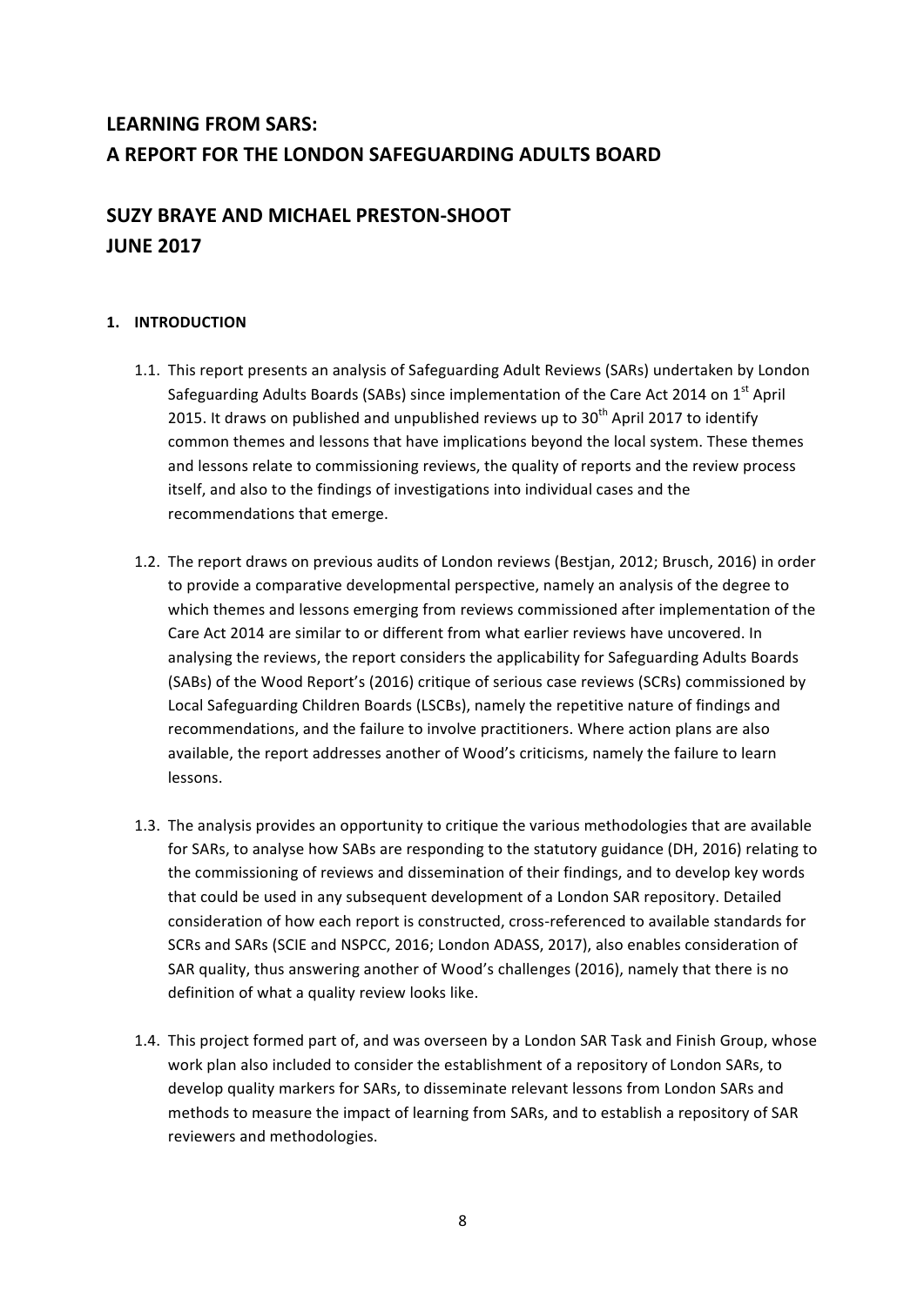# LEARNING FROM SARS: A REPORT FOR THE LONDON SAFEGUARDING ADULTS BOARD

## SUZY BRAYE AND MICHAEL PRESTON-SHOOT JUNE 2017

### 1. INTRODUCTION

1.1. This report presents an analysis of Safeguarding Adult Reviews (SARs) undertaken by London Safeguarding Adults Boards (SABs) since implementation of the Care Act 2014 on 1st April 2015. It draws on published and unpublished reviews up to 30th April 2017 to identify common themes and lessons that have implications beyond the local system. These themes and lessons relate to commissioning reviews, the quality of reports and the review process itself, and also to the findings of investigations into individual cases and the recommendations that emerge.

1.2. The report draws on previous audits of London reviews (Bestjan, 2012; Brusch, 2016) in order to provide a comparative developmental perspective, namely an analysis of the degree to which themes and lessons emerging from reviews commissioned after implementation of the Care Act 2014 are similar to or different from what earlier reviews have uncovered. In analysing the reviews, the report considers the applicability for Safeguarding Adults Boards (SABs) of the Wood Report's (2016) critique of serious case reviews (SCRs) commissioned by Local Safeguarding Children Boards (LSCBs), namely the repetitive nature of findings and recommendations, and the failure to involve practitioners. Where action plans are also available, the report addresses another of Wood's criticisms, namely the failure to learn lessons.

1.3. The analysis provides an opportunity to critique the various methodologies that are available for SARs, to analyse how SABs are responding to the statutory guidance (DH, 2016) relating to the commissioning of reviews and dissemination of their findings, and to develop key words that could be used in any subsequent development of a London SAR repository. Detailed consideration of how each report is constructed, cross-referenced to available standards for SCRs and SARs (SCIE and NSPCC, 2016; London ADASS, 2017), also enables consideration of SAR quality, thus answering another of Wood's challenges (2016), namely that there is no definition of what a quality review looks like.

1.4. This project formed part of, and was overseen by a London SAR Task and Finish Group, whose work plan also included to consider the establishment of a repository of London SARs, to develop quality markers for SARs, to disseminate relevant lessons from London SARs and methods to measure the impact of learning from SARs, and to establish a repository of SAR reviewers and methodologies.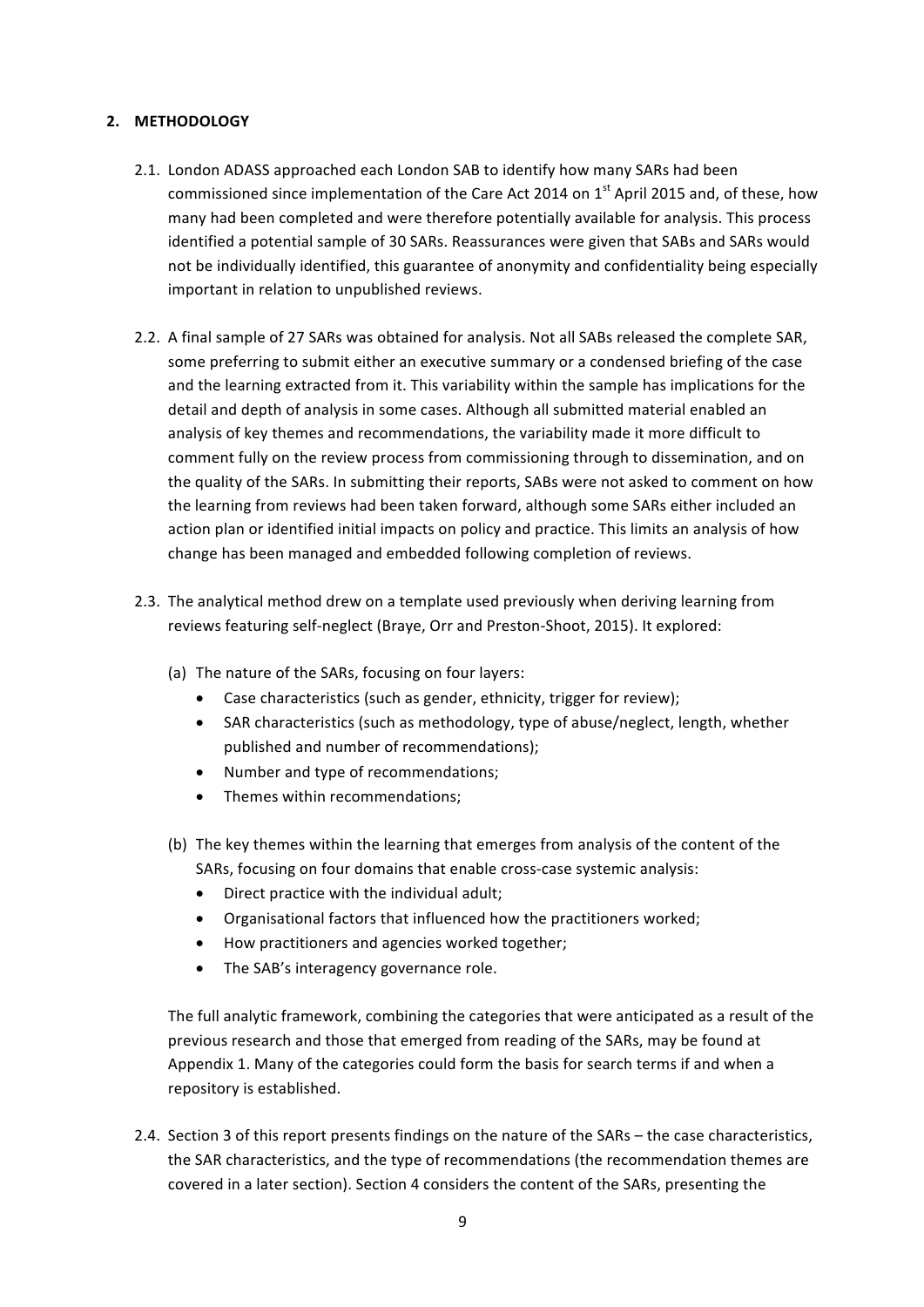## 2. METHODOLOGY

2.1. London ADASS approached each London SAB to identify how many SARs had been commissioned since implementation of the Care Act 2014 on 1st April 2015 and, of these, how many had been completed and were therefore potentially available for analysis. This process identified a potential sample of 30 SARs. Reassurances were given that SABs and SARs would not be individually identified, this guarantee of anonymity and confidentiality being especially important in relation to unpublished reviews.

2.2. A final sample of 27 SARs was obtained for analysis. Not all SABs released the complete SAR, some preferring to submit either an executive summary or a condensed briefing of the case and the learning extracted from it. This variability within the sample has implications for the detail and depth of analysis in some cases. Although all submitted material enabled an analysis of key themes and recommendations, the variability made it more difficult to comment fully on the review process from commissioning through to dissemination, and on the quality of the SARs. In submitting their reports, SABs were not asked to comment on how the learning from reviews had been taken forward, although some SARs either included an action plan or identified initial impacts on policy and practice. This limits an analysis of how change has been managed and embedded following completion of reviews.

2.3. The analytical method drew on a template used previously when deriving learning from reviews featuring self-neglect (Braye, Orr and Preston-Shoot, 2015). It explored:

(a) The nature of the SARs, focusing on four layers:
- Case characteristics (such as gender, ethnicity, trigger for review);
- SAR characteristics (such as methodology, type of abuse/neglect, length, whether published and number of recommendations);
- Number and type of recommendations;
- Themes within recommendations;

(b) The key themes within the learning that emerges from analysis of the content of the SARs, focusing on four domains that enable cross-case systemic analysis:
- Direct practice with the individual adult;
- Organisational factors that influenced how the practitioners worked;
- How practitioners and agencies worked together;
- The SAB's interagency governance role.

The full analytic framework, combining the categories that were anticipated as a result of the previous research and those that emerged from reading of the SARs, may be found at Appendix 1. Many of the categories could form the basis for search terms if and when a repository is established.

2.4. Section 3 of this report presents findings on the nature of the SARs – the case characteristics, the SAR characteristics, and the type of recommendations (the recommendation themes are covered in a later section). Section 4 considers the content of the SARs, presenting the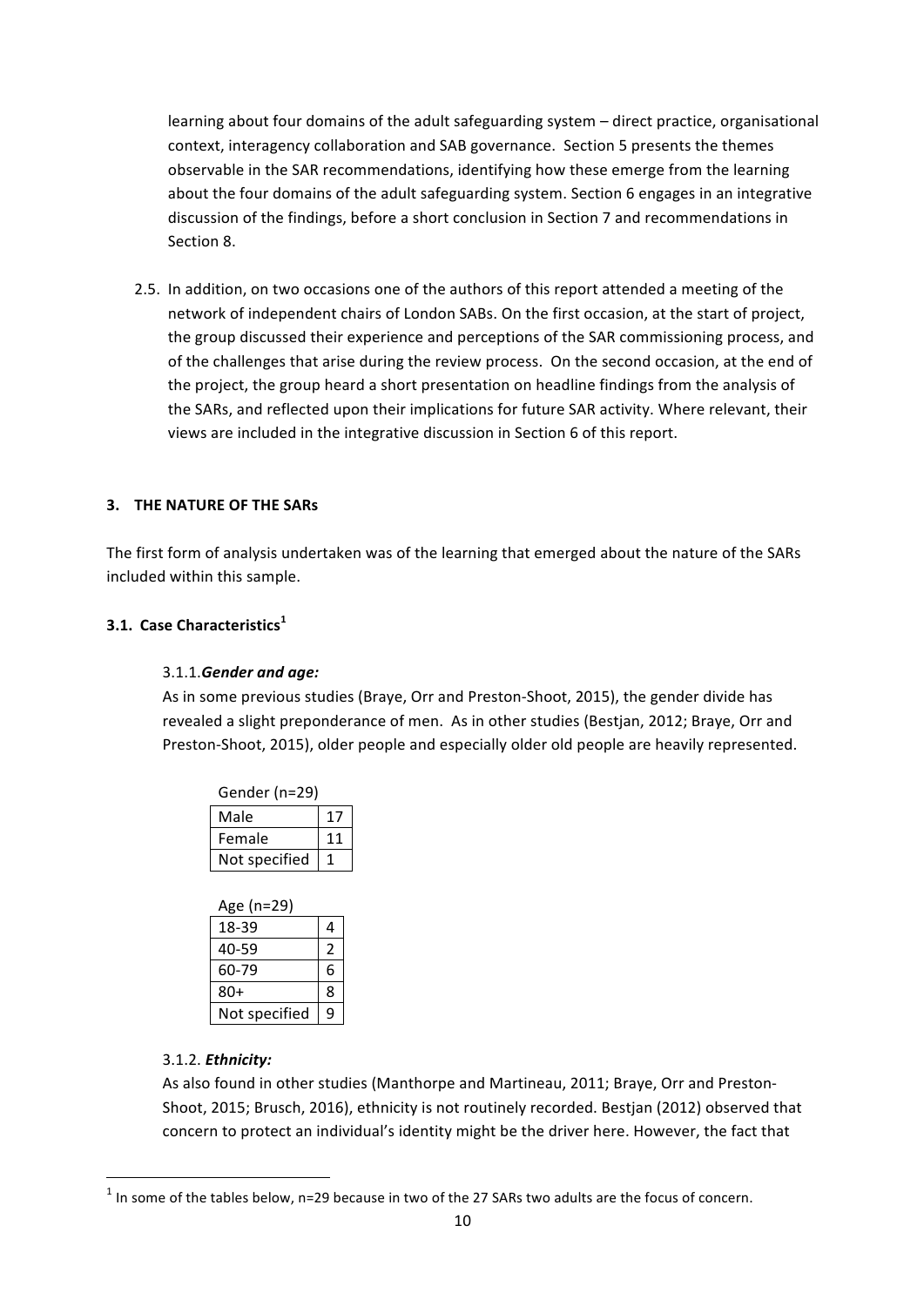learning about four domains of the adult safeguarding system – direct practice, organisational context, interagency collaboration and SAB governance. Section 5 presents the themes observable in the SAR recommendations, identifying how these emerge from the learning about the four domains of the adult safeguarding system. Section 6 engages in an integrative discussion of the findings, before a short conclusion in Section 7 and recommendations in Section 8.

2.5. In addition, on two occasions one of the authors of this report attended a meeting of the network of independent chairs of London SABs. On the first occasion, at the start of project, the group discussed their experience and perceptions of the SAR commissioning process, and of the challenges that arise during the review process. On the second occasion, at the end of the project, the group heard a short presentation on headline findings from the analysis of the SARs, and reflected upon their implications for future SAR activity. Where relevant, their views are included in the integrative discussion in Section 6 of this report.

## 3. THE NATURE OF THE SARs

The first form of analysis undertaken was of the learning that emerged about the nature of the SARs included within this sample.

### 3.1. Case Characteristics[1]

#### 3.1.1. *Gender and age:*

As in some previous studies (Braye, Orr and Preston-Shoot, 2015), the gender divide has revealed a slight preponderance of men. As in other studies (Bestjan, 2012; Braye, Orr and Preston-Shoot, 2015), older people and especially older old people are heavily represented.

Gender (n=29)

| | |
|---|---|
| Male | 17 |
| Female | 11 |
| Not specified | 1 |

Age (n=29)

| | |
|---|---|
| 18-39 | 4 |
| 40-59 | 2 |
| 60-79 | 6 |
| 80+ | 8 |
| Not specified | 9 |

#### 3.1.2. *Ethnicity:*

As also found in other studies (Manthorpe and Martineau, 2011; Braye, Orr and Preston-Shoot, 2015; Brusch, 2016), ethnicity is not routinely recorded. Bestjan (2012) observed that concern to protect an individual's identity might be the driver here. However, the fact that

---

[1] In some of the tables below, n=29 because in two of the 27 SARs two adults are the focus of concern.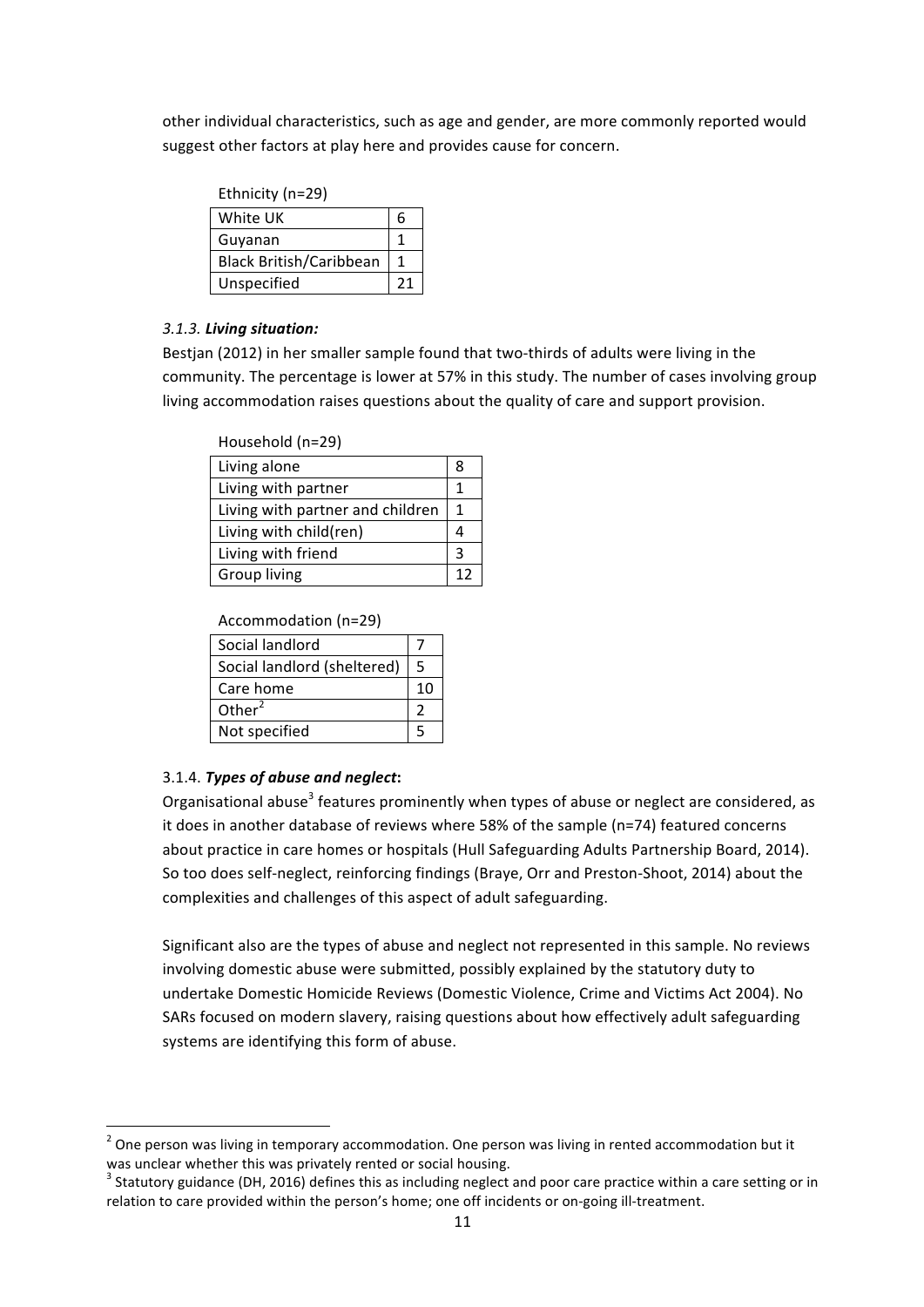other individual characteristics, such as age and gender, are more commonly reported would suggest other factors at play here and provides cause for concern.

Ethnicity (n=29)

| | |
|---|---|
| White UK | 6 |
| Guyanan | 1 |
| Black British/Caribbean | 1 |
| Unspecified | 21 |

### *3.1.3.* ***Living situation:***

Bestjan (2012) in her smaller sample found that two-thirds of adults were living in the community. The percentage is lower at 57% in this study. The number of cases involving group living accommodation raises questions about the quality of care and support provision.

Household (n=29)

| | |
|---|---|
| Living alone | 8 |
| Living with partner | 1 |
| Living with partner and children | 1 |
| Living with child(ren) | 4 |
| Living with friend | 3 |
| Group living | 12 |

Accommodation (n=29)

| | |
|---|---|
| Social landlord | 7 |
| Social landlord (sheltered) | 5 |
| Care home | 10 |
| Other[2] | 2 |
| Not specified | 5 |

### 3.1.4. ***Types of abuse and neglect*:**

Organisational abuse[3] features prominently when types of abuse or neglect are considered, as it does in another database of reviews where 58% of the sample (n=74) featured concerns about practice in care homes or hospitals (Hull Safeguarding Adults Partnership Board, 2014). So too does self-neglect, reinforcing findings (Braye, Orr and Preston-Shoot, 2014) about the complexities and challenges of this aspect of adult safeguarding.

Significant also are the types of abuse and neglect not represented in this sample. No reviews involving domestic abuse were submitted, possibly explained by the statutory duty to undertake Domestic Homicide Reviews (Domestic Violence, Crime and Victims Act 2004). No SARs focused on modern slavery, raising questions about how effectively adult safeguarding systems are identifying this form of abuse.

---

[2] One person was living in temporary accommodation. One person was living in rented accommodation but it was unclear whether this was privately rented or social housing.

[3] Statutory guidance (DH, 2016) defines this as including neglect and poor care practice within a care setting or in relation to care provided within the person's home; one off incidents or on-going ill-treatment.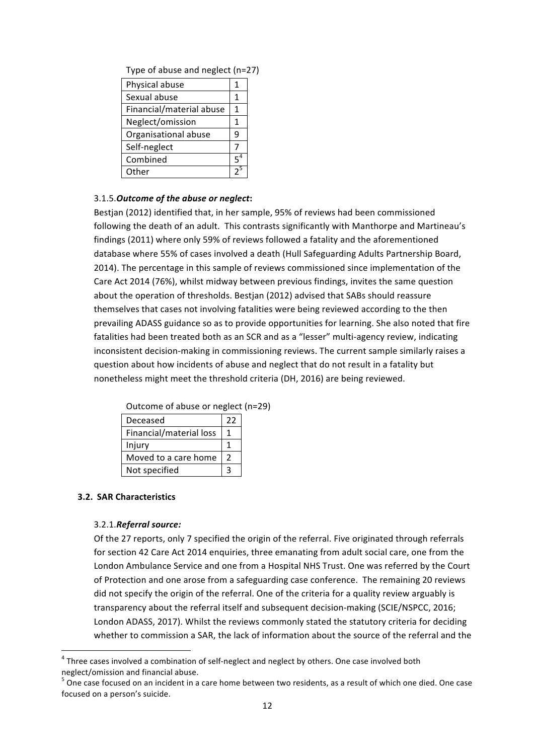Type of abuse and neglect (n=27)

| Physical abuse | 1 |
|---|---|
| Sexual abuse | 1 |
| Financial/material abuse | 1 |
| Neglect/omission | 1 |
| Organisational abuse | 9 |
| Self-neglect | 7 |
| Combined | 5[4] |
| Other | 2[5] |

3.1.5. ***Outcome of the abuse or neglect*:**

Bestjan (2012) identified that, in her sample, 95% of reviews had been commissioned following the death of an adult. This contrasts significantly with Manthorpe and Martineau's findings (2011) where only 59% of reviews followed a fatality and the aforementioned database where 55% of cases involved a death (Hull Safeguarding Adults Partnership Board, 2014). The percentage in this sample of reviews commissioned since implementation of the Care Act 2014 (76%), whilst midway between previous findings, invites the same question about the operation of thresholds. Bestjan (2012) advised that SABs should reassure themselves that cases not involving fatalities were being reviewed according to the then prevailing ADASS guidance so as to provide opportunities for learning. She also noted that fire fatalities had been treated both as an SCR and as a "lesser" multi-agency review, indicating inconsistent decision-making in commissioning reviews. The current sample similarly raises a question about how incidents of abuse and neglect that do not result in a fatality but nonetheless might meet the threshold criteria (DH, 2016) are being reviewed.

Outcome of abuse or neglect (n=29)

| Deceased | 22 |
|---|---|
| Financial/material loss | 1 |
| Injury | 1 |
| Moved to a care home | 2 |
| Not specified | 3 |

**3.2. SAR Characteristics**

3.2.1. ***Referral source:***

Of the 27 reports, only 7 specified the origin of the referral. Five originated through referrals for section 42 Care Act 2014 enquiries, three emanating from adult social care, one from the London Ambulance Service and one from a Hospital NHS Trust. One was referred by the Court of Protection and one arose from a safeguarding case conference. The remaining 20 reviews did not specify the origin of the referral. One of the criteria for a quality review arguably is transparency about the referral itself and subsequent decision-making (SCIE/NSPCC, 2016; London ADASS, 2017). Whilst the reviews commonly stated the statutory criteria for deciding whether to commission a SAR, the lack of information about the source of the referral and the

---

[4] Three cases involved a combination of self-neglect and neglect by others. One case involved both neglect/omission and financial abuse.

[5] One case focused on an incident in a care home between two residents, as a result of which one died. One case focused on a person's suicide.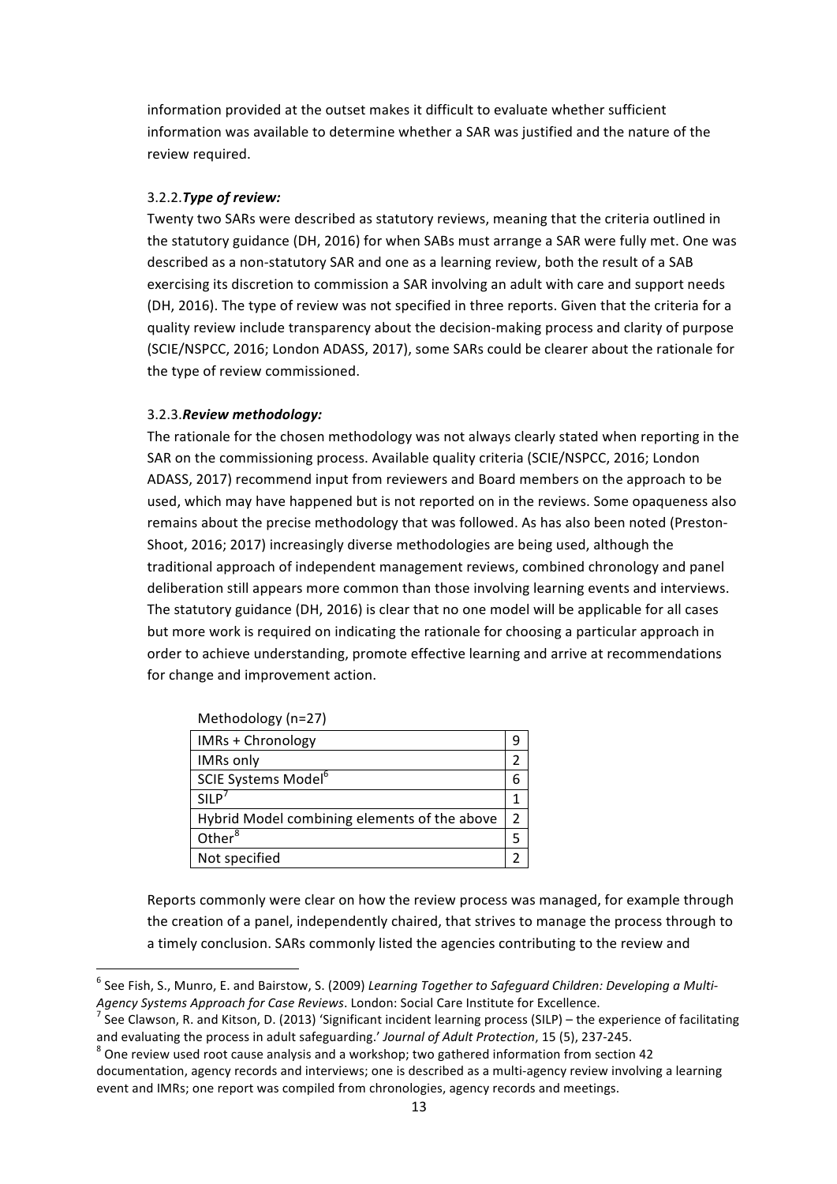information provided at the outset makes it difficult to evaluate whether sufficient information was available to determine whether a SAR was justified and the nature of the review required.

3.2.2. ***Type of review:***

Twenty two SARs were described as statutory reviews, meaning that the criteria outlined in the statutory guidance (DH, 2016) for when SABs must arrange a SAR were fully met. One was described as a non-statutory SAR and one as a learning review, both the result of a SAB exercising its discretion to commission a SAR involving an adult with care and support needs (DH, 2016). The type of review was not specified in three reports. Given that the criteria for a quality review include transparency about the decision-making process and clarity of purpose (SCIE/NSPCC, 2016; London ADASS, 2017), some SARs could be clearer about the rationale for the type of review commissioned.

3.2.3. ***Review methodology:***

The rationale for the chosen methodology was not always clearly stated when reporting in the SAR on the commissioning process. Available quality criteria (SCIE/NSPCC, 2016; London ADASS, 2017) recommend input from reviewers and Board members on the approach to be used, which may have happened but is not reported on in the reviews. Some opaqueness also remains about the precise methodology that was followed. As has also been noted (Preston-Shoot, 2016; 2017) increasingly diverse methodologies are being used, although the traditional approach of independent management reviews, combined chronology and panel deliberation still appears more common than those involving learning events and interviews. The statutory guidance (DH, 2016) is clear that no one model will be applicable for all cases but more work is required on indicating the rationale for choosing a particular approach in order to achieve understanding, promote effective learning and arrive at recommendations for change and improvement action.

Methodology (n=27)

| Methodology | n |
|---|---|
| IMRs + Chronology | 9 |
| IMRs only | 2 |
| SCIE Systems Model[6] | 6 |
| SILP[7] | 1 |
| Hybrid Model combining elements of the above | 2 |
| Other[8] | 5 |
| Not specified | 2 |

Reports commonly were clear on how the review process was managed, for example through the creation of a panel, independently chaired, that strives to manage the process through to a timely conclusion. SARs commonly listed the agencies contributing to the review and

---

[6] See Fish, S., Munro, E. and Bairstow, S. (2009) *Learning Together to Safeguard Children: Developing a Multi-Agency Systems Approach for Case Reviews*. London: Social Care Institute for Excellence.

[7] See Clawson, R. and Kitson, D. (2013) 'Significant incident learning process (SILP) – the experience of facilitating and evaluating the process in adult safeguarding.' *Journal of Adult Protection*, 15 (5), 237-245.

[8] One review used root cause analysis and a workshop; two gathered information from section 42 documentation, agency records and interviews; one is described as a multi-agency review involving a learning event and IMRs; one report was compiled from chronologies, agency records and meetings.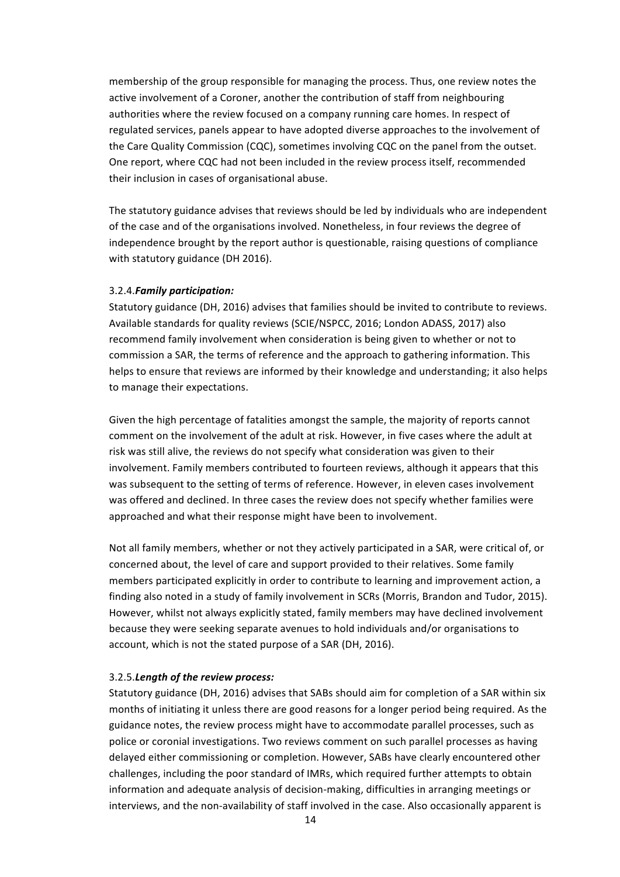membership of the group responsible for managing the process. Thus, one review notes the active involvement of a Coroner, another the contribution of staff from neighbouring authorities where the review focused on a company running care homes. In respect of regulated services, panels appear to have adopted diverse approaches to the involvement of the Care Quality Commission (CQC), sometimes involving CQC on the panel from the outset. One report, where CQC had not been included in the review process itself, recommended their inclusion in cases of organisational abuse.

The statutory guidance advises that reviews should be led by individuals who are independent of the case and of the organisations involved. Nonetheless, in four reviews the degree of independence brought by the report author is questionable, raising questions of compliance with statutory guidance (DH 2016).

#### 3.2.4. *Family participation:*

Statutory guidance (DH, 2016) advises that families should be invited to contribute to reviews. Available standards for quality reviews (SCIE/NSPCC, 2016; London ADASS, 2017) also recommend family involvement when consideration is being given to whether or not to commission a SAR, the terms of reference and the approach to gathering information. This helps to ensure that reviews are informed by their knowledge and understanding; it also helps to manage their expectations.

Given the high percentage of fatalities amongst the sample, the majority of reports cannot comment on the involvement of the adult at risk. However, in five cases where the adult at risk was still alive, the reviews do not specify what consideration was given to their involvement. Family members contributed to fourteen reviews, although it appears that this was subsequent to the setting of terms of reference. However, in eleven cases involvement was offered and declined. In three cases the review does not specify whether families were approached and what their response might have been to involvement.

Not all family members, whether or not they actively participated in a SAR, were critical of, or concerned about, the level of care and support provided to their relatives. Some family members participated explicitly in order to contribute to learning and improvement action, a finding also noted in a study of family involvement in SCRs (Morris, Brandon and Tudor, 2015). However, whilst not always explicitly stated, family members may have declined involvement because they were seeking separate avenues to hold individuals and/or organisations to account, which is not the stated purpose of a SAR (DH, 2016).

#### 3.2.5. *Length of the review process:*

Statutory guidance (DH, 2016) advises that SABs should aim for completion of a SAR within six months of initiating it unless there are good reasons for a longer period being required. As the guidance notes, the review process might have to accommodate parallel processes, such as police or coronial investigations. Two reviews comment on such parallel processes as having delayed either commissioning or completion. However, SABs have clearly encountered other challenges, including the poor standard of IMRs, which required further attempts to obtain information and adequate analysis of decision-making, difficulties in arranging meetings or interviews, and the non-availability of staff involved in the case. Also occasionally apparent is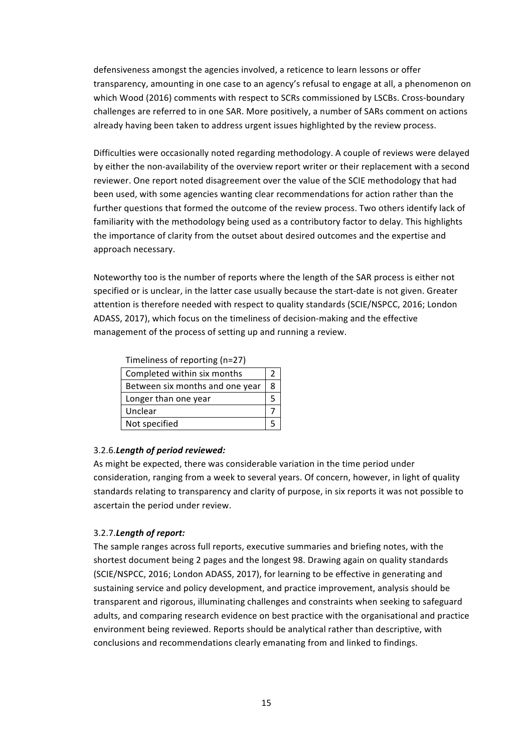defensiveness amongst the agencies involved, a reticence to learn lessons or offer transparency, amounting in one case to an agency's refusal to engage at all, a phenomenon on which Wood (2016) comments with respect to SCRs commissioned by LSCBs. Cross-boundary challenges are referred to in one SAR. More positively, a number of SARs comment on actions already having been taken to address urgent issues highlighted by the review process.

Difficulties were occasionally noted regarding methodology. A couple of reviews were delayed by either the non-availability of the overview report writer or their replacement with a second reviewer. One report noted disagreement over the value of the SCIE methodology that had been used, with some agencies wanting clear recommendations for action rather than the further questions that formed the outcome of the review process. Two others identify lack of familiarity with the methodology being used as a contributory factor to delay. This highlights the importance of clarity from the outset about desired outcomes and the expertise and approach necessary.

Noteworthy too is the number of reports where the length of the SAR process is either not specified or is unclear, in the latter case usually because the start-date is not given. Greater attention is therefore needed with respect to quality standards (SCIE/NSPCC, 2016; London ADASS, 2017), which focus on the timeliness of decision-making and the effective management of the process of setting up and running a review.

Timeliness of reporting (n=27)

| | |
|---|---|
| Completed within six months | 2 |
| Between six months and one year | 8 |
| Longer than one year | 5 |
| Unclear | 7 |
| Not specified | 5 |

### 3.2.6. *Length of period reviewed:*

As might be expected, there was considerable variation in the time period under consideration, ranging from a week to several years. Of concern, however, in light of quality standards relating to transparency and clarity of purpose, in six reports it was not possible to ascertain the period under review.

### 3.2.7. *Length of report:*

The sample ranges across full reports, executive summaries and briefing notes, with the shortest document being 2 pages and the longest 98. Drawing again on quality standards (SCIE/NSPCC, 2016; London ADASS, 2017), for learning to be effective in generating and sustaining service and policy development, and practice improvement, analysis should be transparent and rigorous, illuminating challenges and constraints when seeking to safeguard adults, and comparing research evidence on best practice with the organisational and practice environment being reviewed. Reports should be analytical rather than descriptive, with conclusions and recommendations clearly emanating from and linked to findings.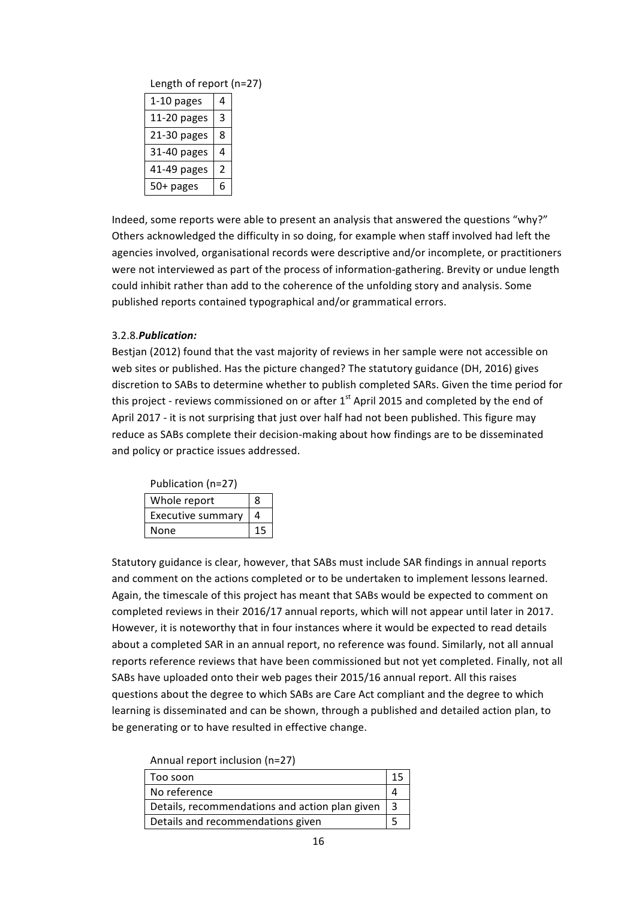Length of report (n=27)

| | |
|---|---|
| 1-10 pages | 4 |
| 11-20 pages | 3 |
| 21-30 pages | 8 |
| 31-40 pages | 4 |
| 41-49 pages | 2 |
| 50+ pages | 6 |

Indeed, some reports were able to present an analysis that answered the questions "why?" Others acknowledged the difficulty in so doing, for example when staff involved had left the agencies involved, organisational records were descriptive and/or incomplete, or practitioners were not interviewed as part of the process of information-gathering. Brevity or undue length could inhibit rather than add to the coherence of the unfolding story and analysis. Some published reports contained typographical and/or grammatical errors.

3.2.8.***Publication:***

Bestjan (2012) found that the vast majority of reviews in her sample were not accessible on web sites or published. Has the picture changed? The statutory guidance (DH, 2016) gives discretion to SABs to determine whether to publish completed SARs. Given the time period for this project - reviews commissioned on or after 1st April 2015 and completed by the end of April 2017 - it is not surprising that just over half had not been published. This figure may reduce as SABs complete their decision-making about how findings are to be disseminated and policy or practice issues addressed.

Publication (n=27)

| | |
|---|---|
| Whole report | 8 |
| Executive summary | 4 |
| None | 15 |

Statutory guidance is clear, however, that SABs must include SAR findings in annual reports and comment on the actions completed or to be undertaken to implement lessons learned. Again, the timescale of this project has meant that SABs would be expected to comment on completed reviews in their 2016/17 annual reports, which will not appear until later in 2017. However, it is noteworthy that in four instances where it would be expected to read details about a completed SAR in an annual report, no reference was found. Similarly, not all annual reports reference reviews that have been commissioned but not yet completed. Finally, not all SABs have uploaded onto their web pages their 2015/16 annual report. All this raises questions about the degree to which SABs are Care Act compliant and the degree to which learning is disseminated and can be shown, through a published and detailed action plan, to be generating or to have resulted in effective change.

Annual report inclusion (n=27)

| | |
|---|---|
| Too soon | 15 |
| No reference | 4 |
| Details, recommendations and action plan given | 3 |
| Details and recommendations given | 5 |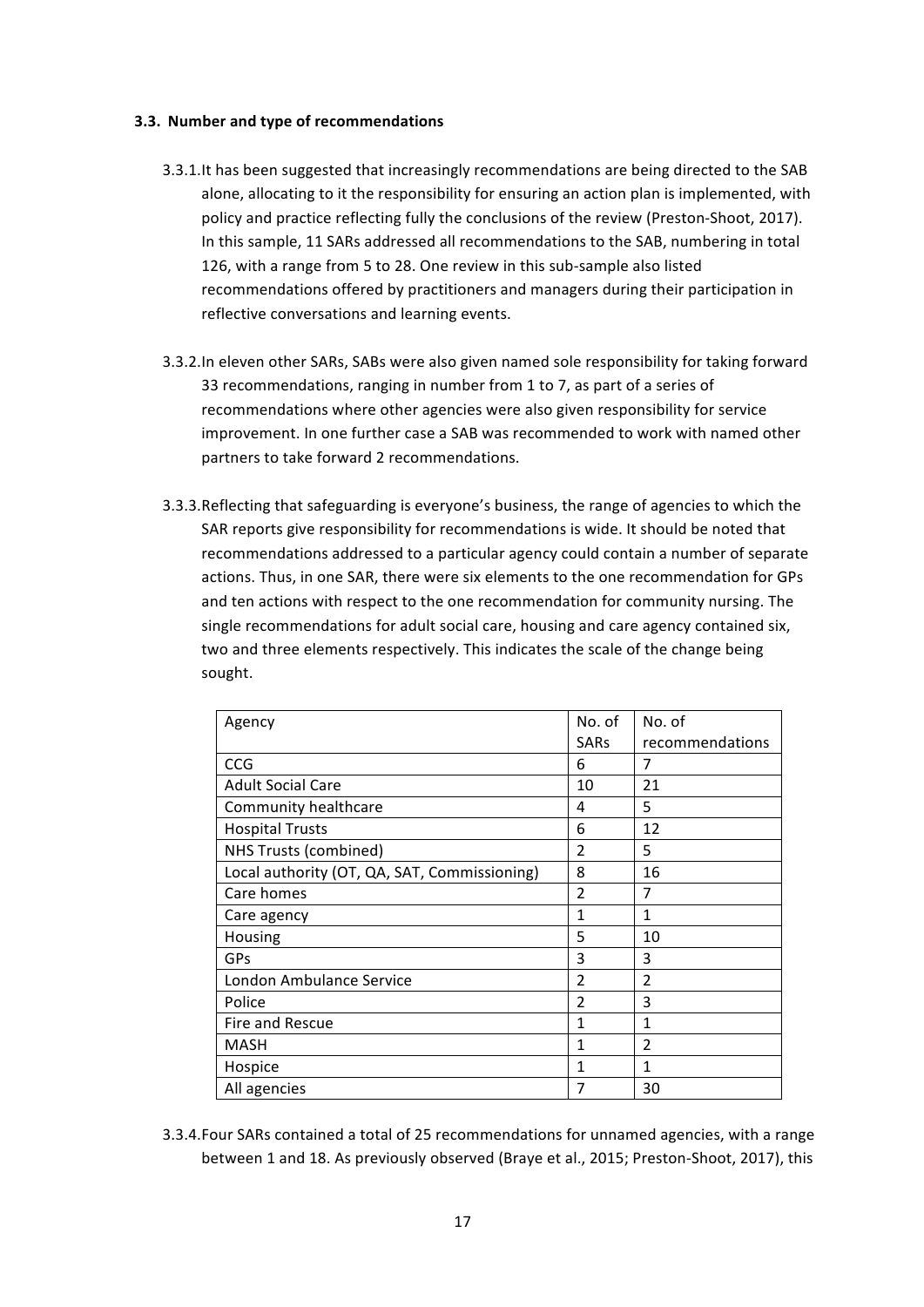### 3.3. Number and type of recommendations

3.3.1. It has been suggested that increasingly recommendations are being directed to the SAB alone, allocating to it the responsibility for ensuring an action plan is implemented, with policy and practice reflecting fully the conclusions of the review (Preston-Shoot, 2017). In this sample, 11 SARs addressed all recommendations to the SAB, numbering in total 126, with a range from 5 to 28. One review in this sub-sample also listed recommendations offered by practitioners and managers during their participation in reflective conversations and learning events.

3.3.2. In eleven other SARs, SABs were also given named sole responsibility for taking forward 33 recommendations, ranging in number from 1 to 7, as part of a series of recommendations where other agencies were also given responsibility for service improvement. In one further case a SAB was recommended to work with named other partners to take forward 2 recommendations.

3.3.3. Reflecting that safeguarding is everyone's business, the range of agencies to which the SAR reports give responsibility for recommendations is wide. It should be noted that recommendations addressed to a particular agency could contain a number of separate actions. Thus, in one SAR, there were six elements to the one recommendation for GPs and ten actions with respect to the one recommendation for community nursing. The single recommendations for adult social care, housing and care agency contained six, two and three elements respectively. This indicates the scale of the change being sought.

| Agency | No. of SARs | No. of recommendations |
|---|---|---|
| CCG | 6 | 7 |
| Adult Social Care | 10 | 21 |
| Community healthcare | 4 | 5 |
| Hospital Trusts | 6 | 12 |
| NHS Trusts (combined) | 2 | 5 |
| Local authority (OT, QA, SAT, Commissioning) | 8 | 16 |
| Care homes | 2 | 7 |
| Care agency | 1 | 1 |
| Housing | 5 | 10 |
| GPs | 3 | 3 |
| London Ambulance Service | 2 | 2 |
| Police | 2 | 3 |
| Fire and Rescue | 1 | 1 |
| MASH | 1 | 2 |
| Hospice | 1 | 1 |
| All agencies | 7 | 30 |

3.3.4. Four SARs contained a total of 25 recommendations for unnamed agencies, with a range between 1 and 18. As previously observed (Braye et al., 2015; Preston-Shoot, 2017), this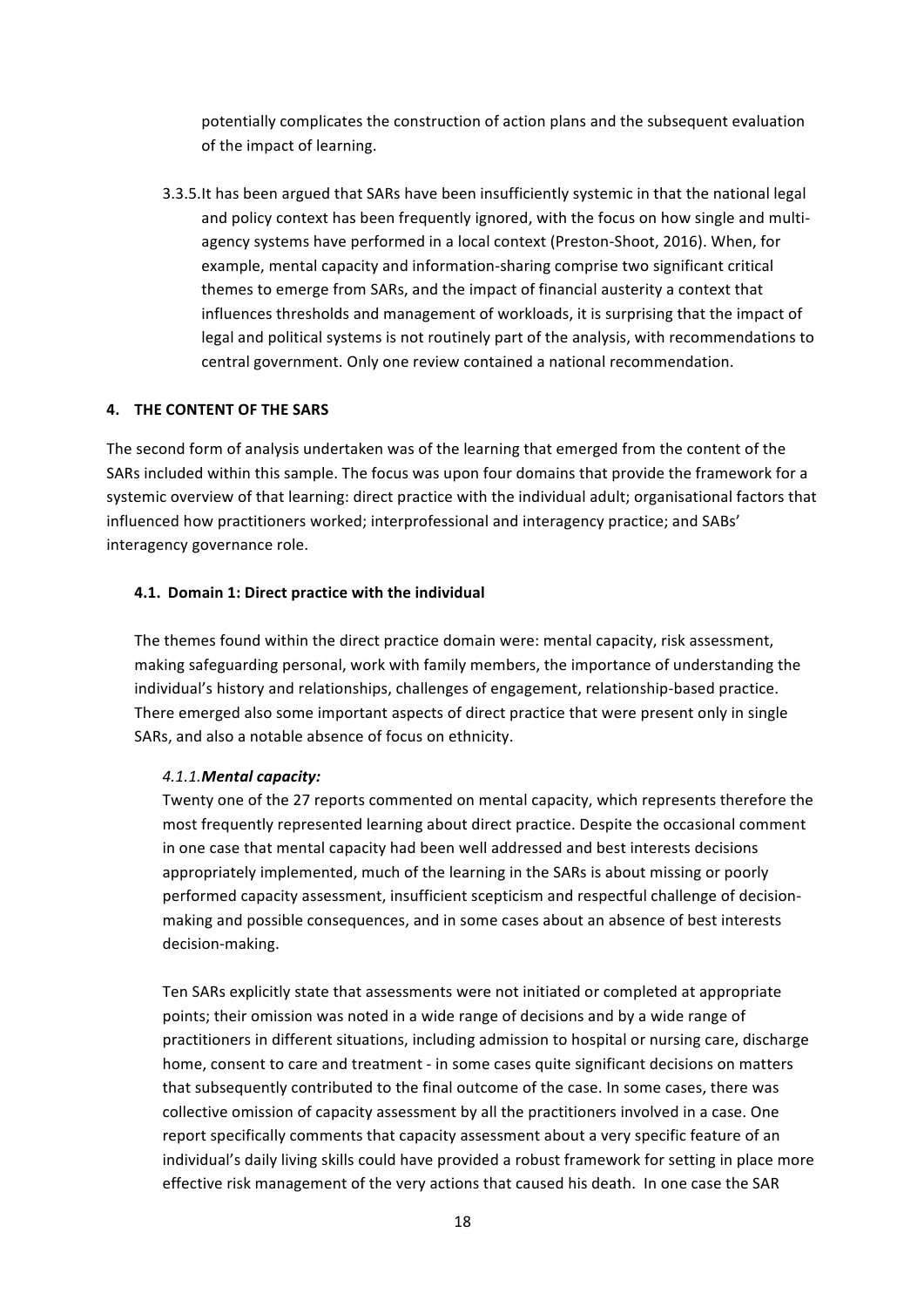potentially complicates the construction of action plans and the subsequent evaluation of the impact of learning.

3.3.5. It has been argued that SARs have been insufficiently systemic in that the national legal and policy context has been frequently ignored, with the focus on how single and multi-agency systems have performed in a local context (Preston-Shoot, 2016). When, for example, mental capacity and information-sharing comprise two significant critical themes to emerge from SARs, and the impact of financial austerity a context that influences thresholds and management of workloads, it is surprising that the impact of legal and political systems is not routinely part of the analysis, with recommendations to central government. Only one review contained a national recommendation.

## 4. THE CONTENT OF THE SARS

The second form of analysis undertaken was of the learning that emerged from the content of the SARs included within this sample. The focus was upon four domains that provide the framework for a systemic overview of that learning: direct practice with the individual adult; organisational factors that influenced how practitioners worked; interprofessional and interagency practice; and SABs' interagency governance role.

### 4.1. Domain 1: Direct practice with the individual

The themes found within the direct practice domain were: mental capacity, risk assessment, making safeguarding personal, work with family members, the importance of understanding the individual's history and relationships, challenges of engagement, relationship-based practice. There emerged also some important aspects of direct practice that were present only in single SARs, and also a notable absence of focus on ethnicity.

#### *4.1.1.* ***Mental capacity:***

Twenty one of the 27 reports commented on mental capacity, which represents therefore the most frequently represented learning about direct practice. Despite the occasional comment in one case that mental capacity had been well addressed and best interests decisions appropriately implemented, much of the learning in the SARs is about missing or poorly performed capacity assessment, insufficient scepticism and respectful challenge of decision-making and possible consequences, and in some cases about an absence of best interests decision-making.

Ten SARs explicitly state that assessments were not initiated or completed at appropriate points; their omission was noted in a wide range of decisions and by a wide range of practitioners in different situations, including admission to hospital or nursing care, discharge home, consent to care and treatment - in some cases quite significant decisions on matters that subsequently contributed to the final outcome of the case. In some cases, there was collective omission of capacity assessment by all the practitioners involved in a case. One report specifically comments that capacity assessment about a very specific feature of an individual's daily living skills could have provided a robust framework for setting in place more effective risk management of the very actions that caused his death. In one case the SAR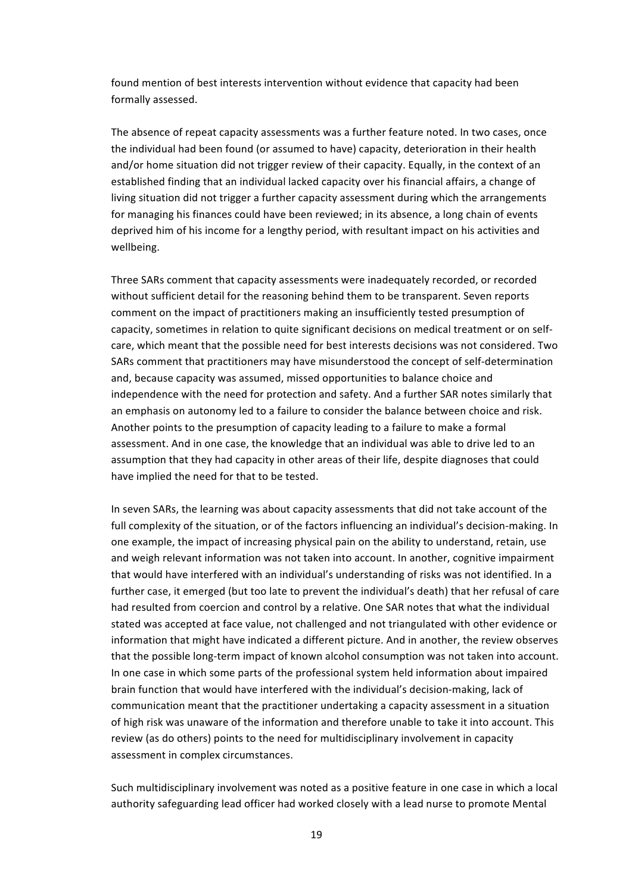found mention of best interests intervention without evidence that capacity had been formally assessed.

The absence of repeat capacity assessments was a further feature noted. In two cases, once the individual had been found (or assumed to have) capacity, deterioration in their health and/or home situation did not trigger review of their capacity. Equally, in the context of an established finding that an individual lacked capacity over his financial affairs, a change of living situation did not trigger a further capacity assessment during which the arrangements for managing his finances could have been reviewed; in its absence, a long chain of events deprived him of his income for a lengthy period, with resultant impact on his activities and wellbeing.

Three SARs comment that capacity assessments were inadequately recorded, or recorded without sufficient detail for the reasoning behind them to be transparent. Seven reports comment on the impact of practitioners making an insufficiently tested presumption of capacity, sometimes in relation to quite significant decisions on medical treatment or on self-care, which meant that the possible need for best interests decisions was not considered. Two SARs comment that practitioners may have misunderstood the concept of self-determination and, because capacity was assumed, missed opportunities to balance choice and independence with the need for protection and safety. And a further SAR notes similarly that an emphasis on autonomy led to a failure to consider the balance between choice and risk. Another points to the presumption of capacity leading to a failure to make a formal assessment. And in one case, the knowledge that an individual was able to drive led to an assumption that they had capacity in other areas of their life, despite diagnoses that could have implied the need for that to be tested.

In seven SARs, the learning was about capacity assessments that did not take account of the full complexity of the situation, or of the factors influencing an individual's decision-making. In one example, the impact of increasing physical pain on the ability to understand, retain, use and weigh relevant information was not taken into account. In another, cognitive impairment that would have interfered with an individual's understanding of risks was not identified. In a further case, it emerged (but too late to prevent the individual's death) that her refusal of care had resulted from coercion and control by a relative. One SAR notes that what the individual stated was accepted at face value, not challenged and not triangulated with other evidence or information that might have indicated a different picture. And in another, the review observes that the possible long-term impact of known alcohol consumption was not taken into account. In one case in which some parts of the professional system held information about impaired brain function that would have interfered with the individual's decision-making, lack of communication meant that the practitioner undertaking a capacity assessment in a situation of high risk was unaware of the information and therefore unable to take it into account. This review (as do others) points to the need for multidisciplinary involvement in capacity assessment in complex circumstances.

Such multidisciplinary involvement was noted as a positive feature in one case in which a local authority safeguarding lead officer had worked closely with a lead nurse to promote Mental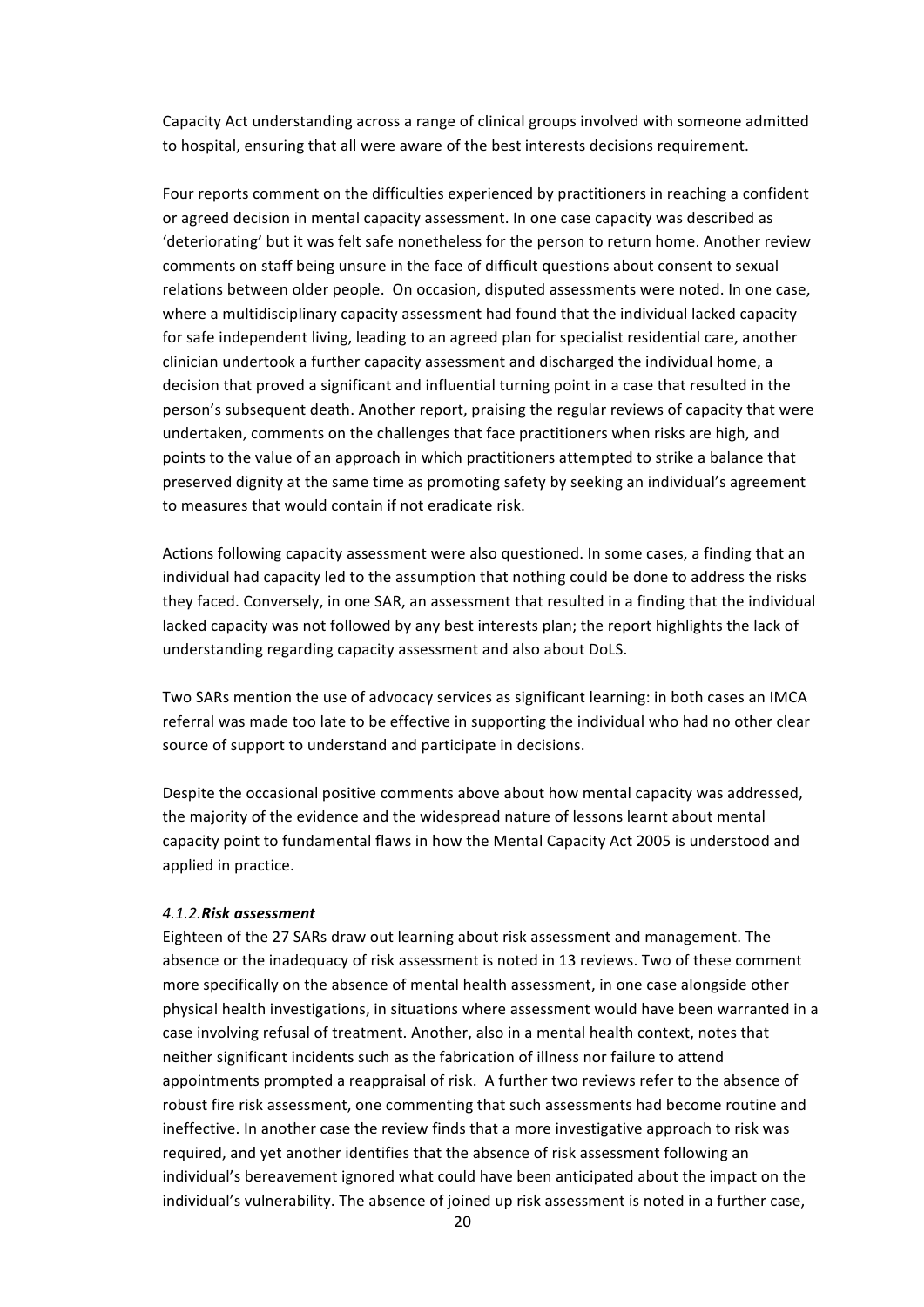Capacity Act understanding across a range of clinical groups involved with someone admitted to hospital, ensuring that all were aware of the best interests decisions requirement.

Four reports comment on the difficulties experienced by practitioners in reaching a confident or agreed decision in mental capacity assessment. In one case capacity was described as 'deteriorating' but it was felt safe nonetheless for the person to return home. Another review comments on staff being unsure in the face of difficult questions about consent to sexual relations between older people. On occasion, disputed assessments were noted. In one case, where a multidisciplinary capacity assessment had found that the individual lacked capacity for safe independent living, leading to an agreed plan for specialist residential care, another clinician undertook a further capacity assessment and discharged the individual home, a decision that proved a significant and influential turning point in a case that resulted in the person's subsequent death. Another report, praising the regular reviews of capacity that were undertaken, comments on the challenges that face practitioners when risks are high, and points to the value of an approach in which practitioners attempted to strike a balance that preserved dignity at the same time as promoting safety by seeking an individual's agreement to measures that would contain if not eradicate risk.

Actions following capacity assessment were also questioned. In some cases, a finding that an individual had capacity led to the assumption that nothing could be done to address the risks they faced. Conversely, in one SAR, an assessment that resulted in a finding that the individual lacked capacity was not followed by any best interests plan; the report highlights the lack of understanding regarding capacity assessment and also about DoLS.

Two SARs mention the use of advocacy services as significant learning: in both cases an IMCA referral was made too late to be effective in supporting the individual who had no other clear source of support to understand and participate in decisions.

Despite the occasional positive comments above about how mental capacity was addressed, the majority of the evidence and the widespread nature of lessons learnt about mental capacity point to fundamental flaws in how the Mental Capacity Act 2005 is understood and applied in practice.

#### *4.1.2.* ***Risk assessment***

Eighteen of the 27 SARs draw out learning about risk assessment and management. The absence or the inadequacy of risk assessment is noted in 13 reviews. Two of these comment more specifically on the absence of mental health assessment, in one case alongside other physical health investigations, in situations where assessment would have been warranted in a case involving refusal of treatment. Another, also in a mental health context, notes that neither significant incidents such as the fabrication of illness nor failure to attend appointments prompted a reappraisal of risk. A further two reviews refer to the absence of robust fire risk assessment, one commenting that such assessments had become routine and ineffective. In another case the review finds that a more investigative approach to risk was required, and yet another identifies that the absence of risk assessment following an individual's bereavement ignored what could have been anticipated about the impact on the individual's vulnerability. The absence of joined up risk assessment is noted in a further case,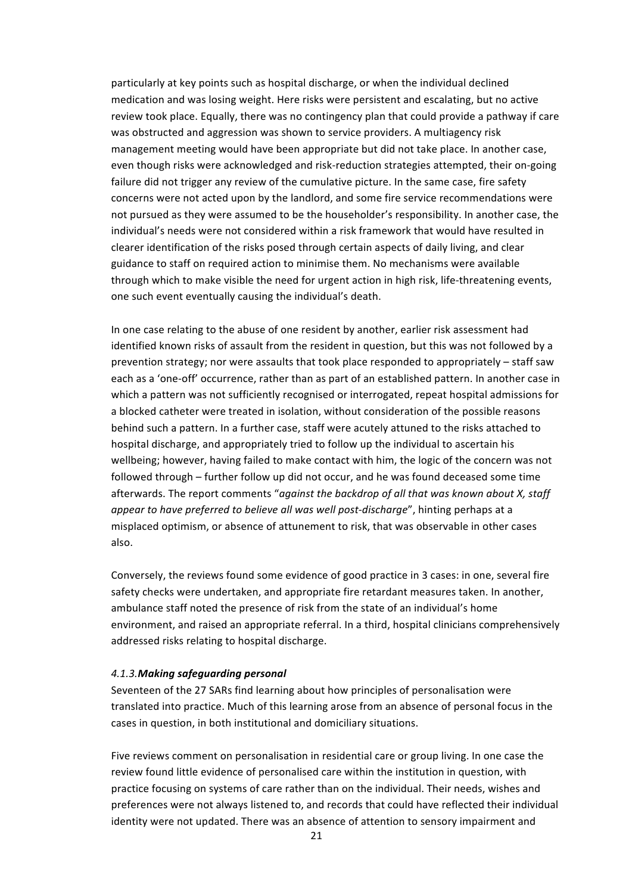particularly at key points such as hospital discharge, or when the individual declined medication and was losing weight. Here risks were persistent and escalating, but no active review took place. Equally, there was no contingency plan that could provide a pathway if care was obstructed and aggression was shown to service providers. A multiagency risk management meeting would have been appropriate but did not take place. In another case, even though risks were acknowledged and risk-reduction strategies attempted, their on-going failure did not trigger any review of the cumulative picture. In the same case, fire safety concerns were not acted upon by the landlord, and some fire service recommendations were not pursued as they were assumed to be the householder's responsibility. In another case, the individual's needs were not considered within a risk framework that would have resulted in clearer identification of the risks posed through certain aspects of daily living, and clear guidance to staff on required action to minimise them. No mechanisms were available through which to make visible the need for urgent action in high risk, life-threatening events, one such event eventually causing the individual's death.

In one case relating to the abuse of one resident by another, earlier risk assessment had identified known risks of assault from the resident in question, but this was not followed by a prevention strategy; nor were assaults that took place responded to appropriately – staff saw each as a 'one-off' occurrence, rather than as part of an established pattern. In another case in which a pattern was not sufficiently recognised or interrogated, repeat hospital admissions for a blocked catheter were treated in isolation, without consideration of the possible reasons behind such a pattern. In a further case, staff were acutely attuned to the risks attached to hospital discharge, and appropriately tried to follow up the individual to ascertain his wellbeing; however, having failed to make contact with him, the logic of the concern was not followed through – further follow up did not occur, and he was found deceased some time afterwards. The report comments "*against the backdrop of all that was known about X, staff appear to have preferred to believe all was well post-discharge*", hinting perhaps at a misplaced optimism, or absence of attunement to risk, that was observable in other cases also.

Conversely, the reviews found some evidence of good practice in 3 cases: in one, several fire safety checks were undertaken, and appropriate fire retardant measures taken. In another, ambulance staff noted the presence of risk from the state of an individual's home environment, and raised an appropriate referral. In a third, hospital clinicians comprehensively addressed risks relating to hospital discharge.

#### *4.1.3.* ***Making safeguarding personal***

Seventeen of the 27 SARs find learning about how principles of personalisation were translated into practice. Much of this learning arose from an absence of personal focus in the cases in question, in both institutional and domiciliary situations.

Five reviews comment on personalisation in residential care or group living. In one case the review found little evidence of personalised care within the institution in question, with practice focusing on systems of care rather than on the individual. Their needs, wishes and preferences were not always listened to, and records that could have reflected their individual identity were not updated. There was an absence of attention to sensory impairment and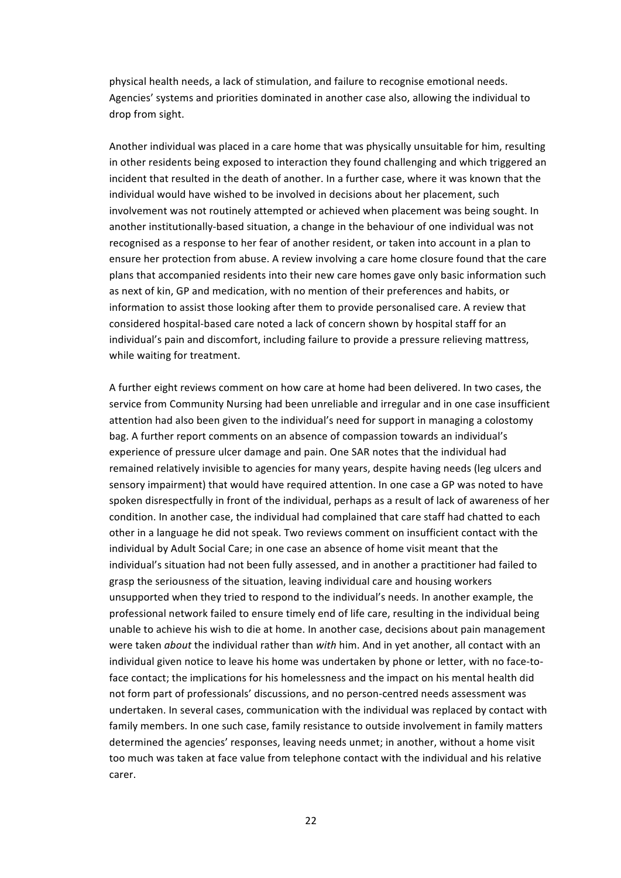physical health needs, a lack of stimulation, and failure to recognise emotional needs. Agencies' systems and priorities dominated in another case also, allowing the individual to drop from sight.

Another individual was placed in a care home that was physically unsuitable for him, resulting in other residents being exposed to interaction they found challenging and which triggered an incident that resulted in the death of another. In a further case, where it was known that the individual would have wished to be involved in decisions about her placement, such involvement was not routinely attempted or achieved when placement was being sought. In another institutionally-based situation, a change in the behaviour of one individual was not recognised as a response to her fear of another resident, or taken into account in a plan to ensure her protection from abuse. A review involving a care home closure found that the care plans that accompanied residents into their new care homes gave only basic information such as next of kin, GP and medication, with no mention of their preferences and habits, or information to assist those looking after them to provide personalised care. A review that considered hospital-based care noted a lack of concern shown by hospital staff for an individual's pain and discomfort, including failure to provide a pressure relieving mattress, while waiting for treatment.

A further eight reviews comment on how care at home had been delivered. In two cases, the service from Community Nursing had been unreliable and irregular and in one case insufficient attention had also been given to the individual's need for support in managing a colostomy bag. A further report comments on an absence of compassion towards an individual's experience of pressure ulcer damage and pain. One SAR notes that the individual had remained relatively invisible to agencies for many years, despite having needs (leg ulcers and sensory impairment) that would have required attention. In one case a GP was noted to have spoken disrespectfully in front of the individual, perhaps as a result of lack of awareness of her condition. In another case, the individual had complained that care staff had chatted to each other in a language he did not speak. Two reviews comment on insufficient contact with the individual by Adult Social Care; in one case an absence of home visit meant that the individual's situation had not been fully assessed, and in another a practitioner had failed to grasp the seriousness of the situation, leaving individual care and housing workers unsupported when they tried to respond to the individual's needs. In another example, the professional network failed to ensure timely end of life care, resulting in the individual being unable to achieve his wish to die at home. In another case, decisions about pain management were taken *about* the individual rather than *with* him. And in yet another, all contact with an individual given notice to leave his home was undertaken by phone or letter, with no face-to-face contact; the implications for his homelessness and the impact on his mental health did not form part of professionals' discussions, and no person-centred needs assessment was undertaken. In several cases, communication with the individual was replaced by contact with family members. In one such case, family resistance to outside involvement in family matters determined the agencies' responses, leaving needs unmet; in another, without a home visit too much was taken at face value from telephone contact with the individual and his relative carer.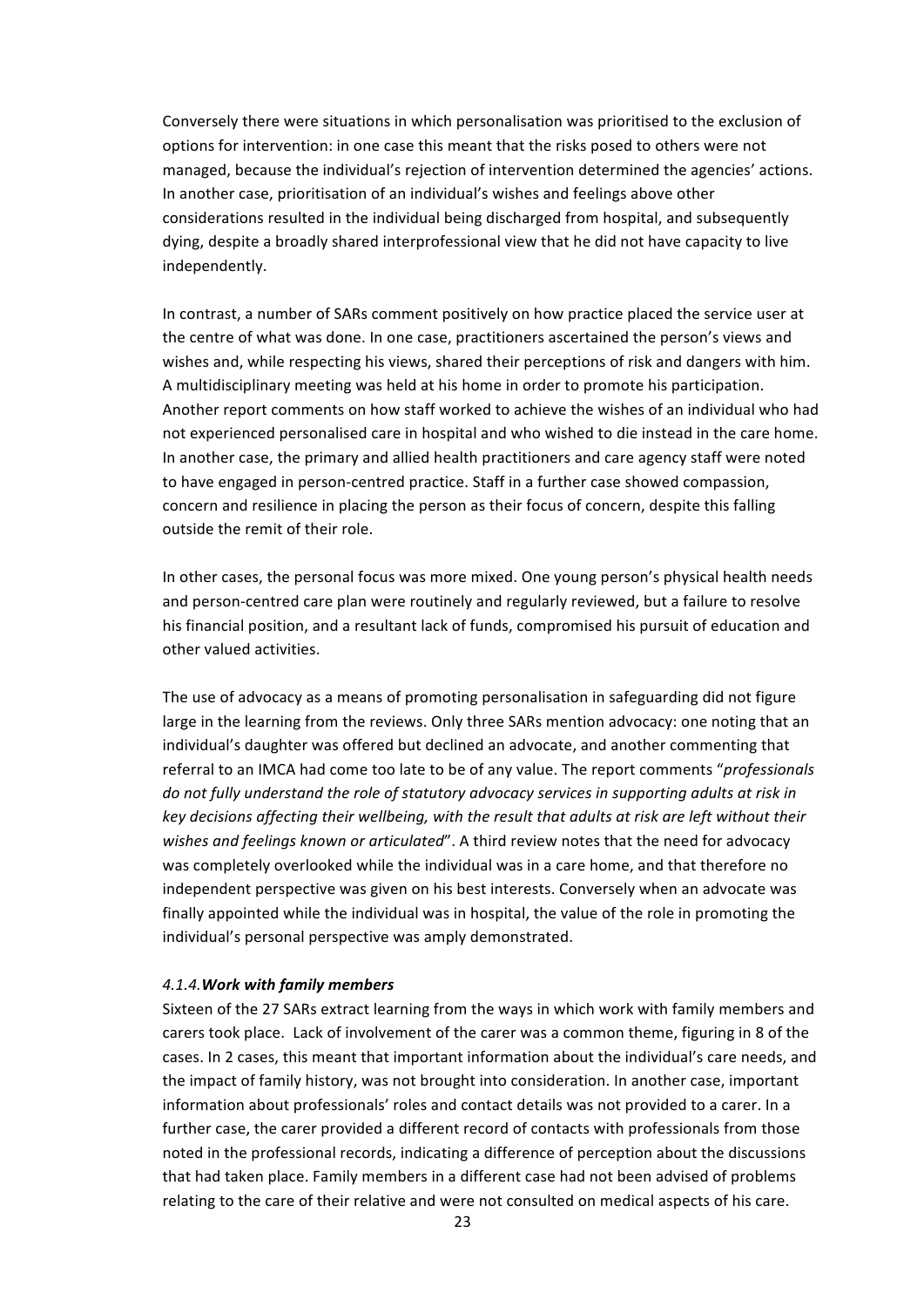Conversely there were situations in which personalisation was prioritised to the exclusion of options for intervention: in one case this meant that the risks posed to others were not managed, because the individual's rejection of intervention determined the agencies' actions. In another case, prioritisation of an individual's wishes and feelings above other considerations resulted in the individual being discharged from hospital, and subsequently dying, despite a broadly shared interprofessional view that he did not have capacity to live independently.

In contrast, a number of SARs comment positively on how practice placed the service user at the centre of what was done. In one case, practitioners ascertained the person's views and wishes and, while respecting his views, shared their perceptions of risk and dangers with him. A multidisciplinary meeting was held at his home in order to promote his participation. Another report comments on how staff worked to achieve the wishes of an individual who had not experienced personalised care in hospital and who wished to die instead in the care home. In another case, the primary and allied health practitioners and care agency staff were noted to have engaged in person-centred practice. Staff in a further case showed compassion, concern and resilience in placing the person as their focus of concern, despite this falling outside the remit of their role.

In other cases, the personal focus was more mixed. One young person's physical health needs and person-centred care plan were routinely and regularly reviewed, but a failure to resolve his financial position, and a resultant lack of funds, compromised his pursuit of education and other valued activities.

The use of advocacy as a means of promoting personalisation in safeguarding did not figure large in the learning from the reviews. Only three SARs mention advocacy: one noting that an individual's daughter was offered but declined an advocate, and another commenting that referral to an IMCA had come too late to be of any value. The report comments "*professionals do not fully understand the role of statutory advocacy services in supporting adults at risk in key decisions affecting their wellbeing, with the result that adults at risk are left without their wishes and feelings known or articulated*". A third review notes that the need for advocacy was completely overlooked while the individual was in a care home, and that therefore no independent perspective was given on his best interests. Conversely when an advocate was finally appointed while the individual was in hospital, the value of the role in promoting the individual's personal perspective was amply demonstrated.

#### *4.1.4.* ***Work with family members***

Sixteen of the 27 SARs extract learning from the ways in which work with family members and carers took place. Lack of involvement of the carer was a common theme, figuring in 8 of the cases. In 2 cases, this meant that important information about the individual's care needs, and the impact of family history, was not brought into consideration. In another case, important information about professionals' roles and contact details was not provided to a carer. In a further case, the carer provided a different record of contacts with professionals from those noted in the professional records, indicating a difference of perception about the discussions that had taken place. Family members in a different case had not been advised of problems relating to the care of their relative and were not consulted on medical aspects of his care.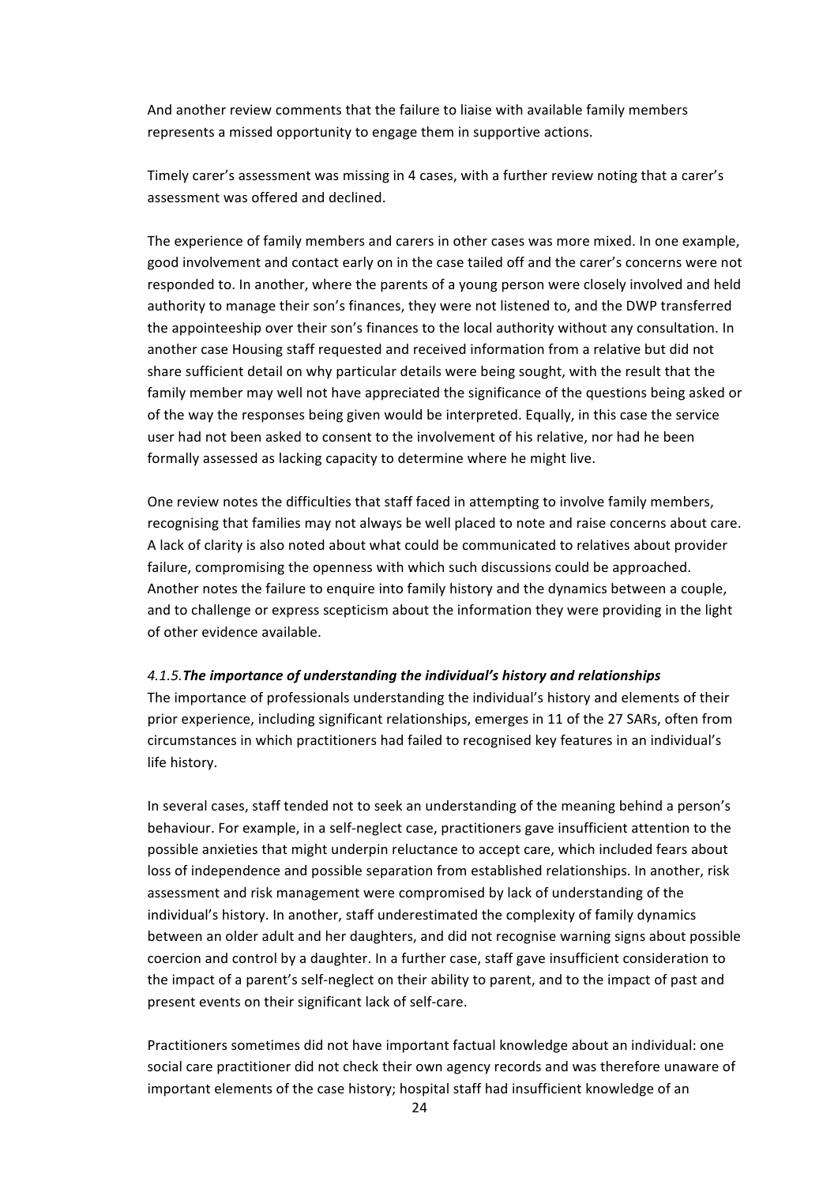And another review comments that the failure to liaise with available family members represents a missed opportunity to engage them in supportive actions.

Timely carer's assessment was missing in 4 cases, with a further review noting that a carer's assessment was offered and declined.

The experience of family members and carers in other cases was more mixed. In one example, good involvement and contact early on in the case tailed off and the carer's concerns were not responded to. In another, where the parents of a young person were closely involved and held authority to manage their son's finances, they were not listened to, and the DWP transferred the appointeeship over their son's finances to the local authority without any consultation. In another case Housing staff requested and received information from a relative but did not share sufficient detail on why particular details were being sought, with the result that the family member may well not have appreciated the significance of the questions being asked or of the way the responses being given would be interpreted. Equally, in this case the service user had not been asked to consent to the involvement of his relative, nor had he been formally assessed as lacking capacity to determine where he might live.

One review notes the difficulties that staff faced in attempting to involve family members, recognising that families may not always be well placed to note and raise concerns about care. A lack of clarity is also noted about what could be communicated to relatives about provider failure, compromising the openness with which such discussions could be approached. Another notes the failure to enquire into family history and the dynamics between a couple, and to challenge or express scepticism about the information they were providing in the light of other evidence available.

#### *4.1.5.* ***The importance of understanding the individual's history and relationships***

The importance of professionals understanding the individual's history and elements of their prior experience, including significant relationships, emerges in 11 of the 27 SARs, often from circumstances in which practitioners had failed to recognised key features in an individual's life history.

In several cases, staff tended not to seek an understanding of the meaning behind a person's behaviour. For example, in a self-neglect case, practitioners gave insufficient attention to the possible anxieties that might underpin reluctance to accept care, which included fears about loss of independence and possible separation from established relationships. In another, risk assessment and risk management were compromised by lack of understanding of the individual's history. In another, staff underestimated the complexity of family dynamics between an older adult and her daughters, and did not recognise warning signs about possible coercion and control by a daughter. In a further case, staff gave insufficient consideration to the impact of a parent's self-neglect on their ability to parent, and to the impact of past and present events on their significant lack of self-care.

Practitioners sometimes did not have important factual knowledge about an individual: one social care practitioner did not check their own agency records and was therefore unaware of important elements of the case history; hospital staff had insufficient knowledge of an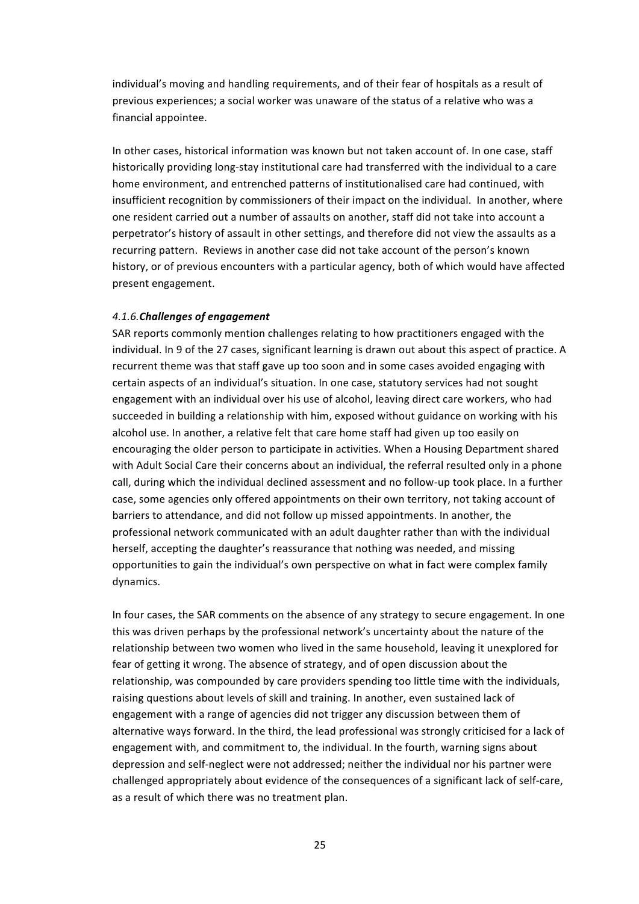individual's moving and handling requirements, and of their fear of hospitals as a result of previous experiences; a social worker was unaware of the status of a relative who was a financial appointee.

In other cases, historical information was known but not taken account of. In one case, staff historically providing long-stay institutional care had transferred with the individual to a care home environment, and entrenched patterns of institutionalised care had continued, with insufficient recognition by commissioners of their impact on the individual. In another, where one resident carried out a number of assaults on another, staff did not take into account a perpetrator's history of assault in other settings, and therefore did not view the assaults as a recurring pattern. Reviews in another case did not take account of the person's known history, or of previous encounters with a particular agency, both of which would have affected present engagement.

#### *4.1.6.* ***Challenges of engagement***

SAR reports commonly mention challenges relating to how practitioners engaged with the individual. In 9 of the 27 cases, significant learning is drawn out about this aspect of practice. A recurrent theme was that staff gave up too soon and in some cases avoided engaging with certain aspects of an individual's situation. In one case, statutory services had not sought engagement with an individual over his use of alcohol, leaving direct care workers, who had succeeded in building a relationship with him, exposed without guidance on working with his alcohol use. In another, a relative felt that care home staff had given up too easily on encouraging the older person to participate in activities. When a Housing Department shared with Adult Social Care their concerns about an individual, the referral resulted only in a phone call, during which the individual declined assessment and no follow-up took place. In a further case, some agencies only offered appointments on their own territory, not taking account of barriers to attendance, and did not follow up missed appointments. In another, the professional network communicated with an adult daughter rather than with the individual herself, accepting the daughter's reassurance that nothing was needed, and missing opportunities to gain the individual's own perspective on what in fact were complex family dynamics.

In four cases, the SAR comments on the absence of any strategy to secure engagement. In one this was driven perhaps by the professional network's uncertainty about the nature of the relationship between two women who lived in the same household, leaving it unexplored for fear of getting it wrong. The absence of strategy, and of open discussion about the relationship, was compounded by care providers spending too little time with the individuals, raising questions about levels of skill and training. In another, even sustained lack of engagement with a range of agencies did not trigger any discussion between them of alternative ways forward. In the third, the lead professional was strongly criticised for a lack of engagement with, and commitment to, the individual. In the fourth, warning signs about depression and self-neglect were not addressed; neither the individual nor his partner were challenged appropriately about evidence of the consequences of a significant lack of self-care, as a result of which there was no treatment plan.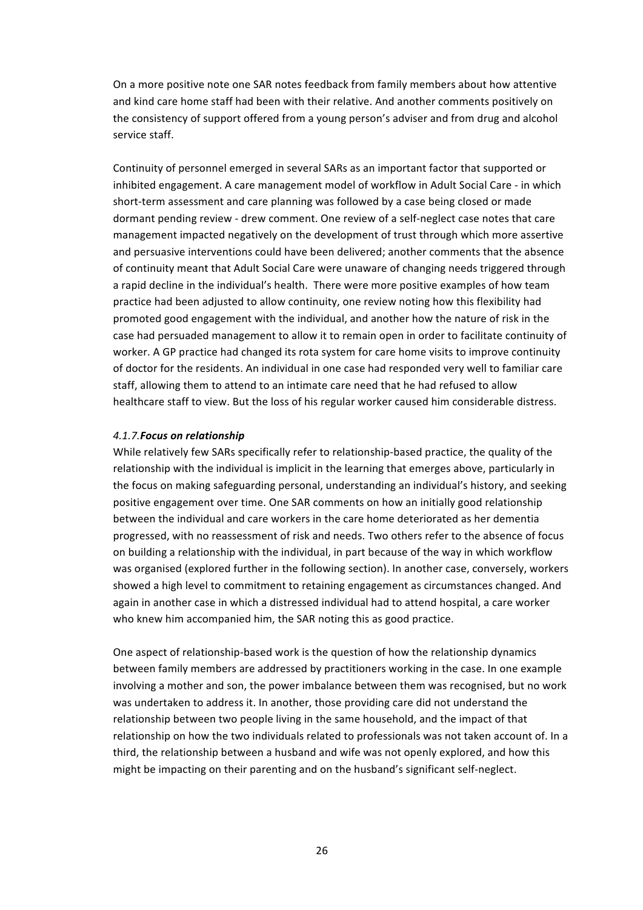On a more positive note one SAR notes feedback from family members about how attentive and kind care home staff had been with their relative. And another comments positively on the consistency of support offered from a young person's adviser and from drug and alcohol service staff.

Continuity of personnel emerged in several SARs as an important factor that supported or inhibited engagement. A care management model of workflow in Adult Social Care - in which short-term assessment and care planning was followed by a case being closed or made dormant pending review - drew comment. One review of a self-neglect case notes that care management impacted negatively on the development of trust through which more assertive and persuasive interventions could have been delivered; another comments that the absence of continuity meant that Adult Social Care were unaware of changing needs triggered through a rapid decline in the individual's health. There were more positive examples of how team practice had been adjusted to allow continuity, one review noting how this flexibility had promoted good engagement with the individual, and another how the nature of risk in the case had persuaded management to allow it to remain open in order to facilitate continuity of worker. A GP practice had changed its rota system for care home visits to improve continuity of doctor for the residents. An individual in one case had responded very well to familiar care staff, allowing them to attend to an intimate care need that he had refused to allow healthcare staff to view. But the loss of his regular worker caused him considerable distress.

#### *4.1.7.* ***Focus on relationship***

While relatively few SARs specifically refer to relationship-based practice, the quality of the relationship with the individual is implicit in the learning that emerges above, particularly in the focus on making safeguarding personal, understanding an individual's history, and seeking positive engagement over time. One SAR comments on how an initially good relationship between the individual and care workers in the care home deteriorated as her dementia progressed, with no reassessment of risk and needs. Two others refer to the absence of focus on building a relationship with the individual, in part because of the way in which workflow was organised (explored further in the following section). In another case, conversely, workers showed a high level to commitment to retaining engagement as circumstances changed. And again in another case in which a distressed individual had to attend hospital, a care worker who knew him accompanied him, the SAR noting this as good practice.

One aspect of relationship-based work is the question of how the relationship dynamics between family members are addressed by practitioners working in the case. In one example involving a mother and son, the power imbalance between them was recognised, but no work was undertaken to address it. In another, those providing care did not understand the relationship between two people living in the same household, and the impact of that relationship on how the two individuals related to professionals was not taken account of. In a third, the relationship between a husband and wife was not openly explored, and how this might be impacting on their parenting and on the husband's significant self-neglect.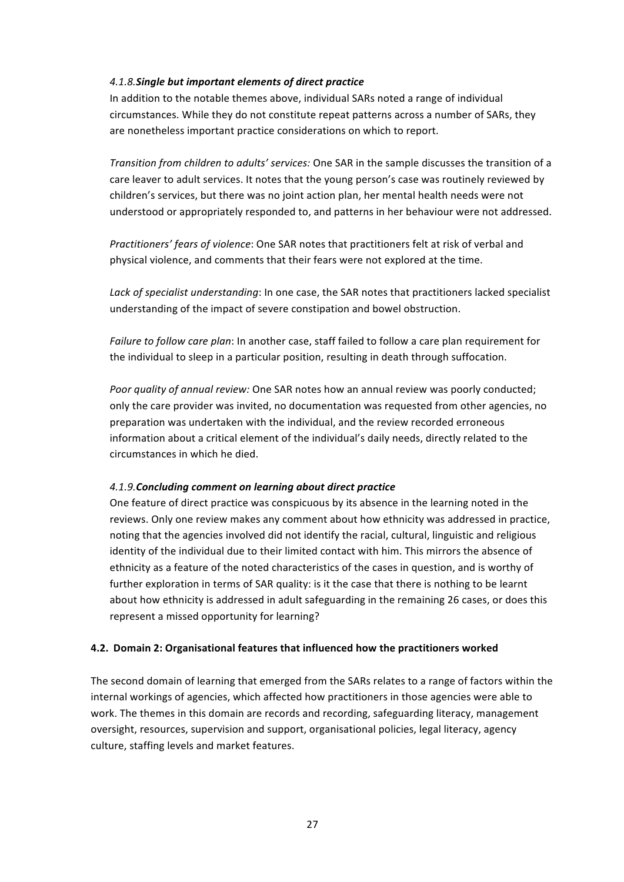#### *4.1.8.* ***Single but important elements of direct practice***

In addition to the notable themes above, individual SARs noted a range of individual circumstances. While they do not constitute repeat patterns across a number of SARs, they are nonetheless important practice considerations on which to report.

*Transition from children to adults' services:* One SAR in the sample discusses the transition of a care leaver to adult services. It notes that the young person's case was routinely reviewed by children's services, but there was no joint action plan, her mental health needs were not understood or appropriately responded to, and patterns in her behaviour were not addressed.

*Practitioners' fears of violence*: One SAR notes that practitioners felt at risk of verbal and physical violence, and comments that their fears were not explored at the time.

*Lack of specialist understanding*: In one case, the SAR notes that practitioners lacked specialist understanding of the impact of severe constipation and bowel obstruction.

*Failure to follow care plan*: In another case, staff failed to follow a care plan requirement for the individual to sleep in a particular position, resulting in death through suffocation.

*Poor quality of annual review:* One SAR notes how an annual review was poorly conducted; only the care provider was invited, no documentation was requested from other agencies, no preparation was undertaken with the individual, and the review recorded erroneous information about a critical element of the individual's daily needs, directly related to the circumstances in which he died.

#### *4.1.9.* ***Concluding comment on learning about direct practice***

One feature of direct practice was conspicuous by its absence in the learning noted in the reviews. Only one review makes any comment about how ethnicity was addressed in practice, noting that the agencies involved did not identify the racial, cultural, linguistic and religious identity of the individual due to their limited contact with him. This mirrors the absence of ethnicity as a feature of the noted characteristics of the cases in question, and is worthy of further exploration in terms of SAR quality: is it the case that there is nothing to be learnt about how ethnicity is addressed in adult safeguarding in the remaining 26 cases, or does this represent a missed opportunity for learning?

### 4.2. Domain 2: Organisational features that influenced how the practitioners worked

The second domain of learning that emerged from the SARs relates to a range of factors within the internal workings of agencies, which affected how practitioners in those agencies were able to work. The themes in this domain are records and recording, safeguarding literacy, management oversight, resources, supervision and support, organisational policies, legal literacy, agency culture, staffing levels and market features.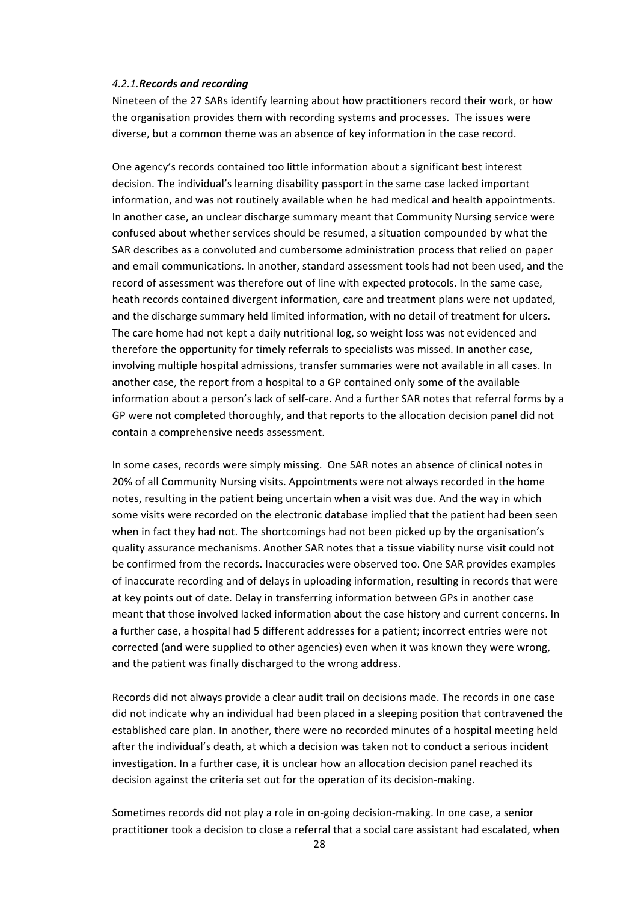#### *4.2.1.* ***Records and recording***

Nineteen of the 27 SARs identify learning about how practitioners record their work, or how the organisation provides them with recording systems and processes. The issues were diverse, but a common theme was an absence of key information in the case record.

One agency's records contained too little information about a significant best interest decision. The individual's learning disability passport in the same case lacked important information, and was not routinely available when he had medical and health appointments. In another case, an unclear discharge summary meant that Community Nursing service were confused about whether services should be resumed, a situation compounded by what the SAR describes as a convoluted and cumbersome administration process that relied on paper and email communications. In another, standard assessment tools had not been used, and the record of assessment was therefore out of line with expected protocols. In the same case, heath records contained divergent information, care and treatment plans were not updated, and the discharge summary held limited information, with no detail of treatment for ulcers. The care home had not kept a daily nutritional log, so weight loss was not evidenced and therefore the opportunity for timely referrals to specialists was missed. In another case, involving multiple hospital admissions, transfer summaries were not available in all cases. In another case, the report from a hospital to a GP contained only some of the available information about a person's lack of self-care. And a further SAR notes that referral forms by a GP were not completed thoroughly, and that reports to the allocation decision panel did not contain a comprehensive needs assessment.

In some cases, records were simply missing. One SAR notes an absence of clinical notes in 20% of all Community Nursing visits. Appointments were not always recorded in the home notes, resulting in the patient being uncertain when a visit was due. And the way in which some visits were recorded on the electronic database implied that the patient had been seen when in fact they had not. The shortcomings had not been picked up by the organisation's quality assurance mechanisms. Another SAR notes that a tissue viability nurse visit could not be confirmed from the records. Inaccuracies were observed too. One SAR provides examples of inaccurate recording and of delays in uploading information, resulting in records that were at key points out of date. Delay in transferring information between GPs in another case meant that those involved lacked information about the case history and current concerns. In a further case, a hospital had 5 different addresses for a patient; incorrect entries were not corrected (and were supplied to other agencies) even when it was known they were wrong, and the patient was finally discharged to the wrong address.

Records did not always provide a clear audit trail on decisions made. The records in one case did not indicate why an individual had been placed in a sleeping position that contravened the established care plan. In another, there were no recorded minutes of a hospital meeting held after the individual's death, at which a decision was taken not to conduct a serious incident investigation. In a further case, it is unclear how an allocation decision panel reached its decision against the criteria set out for the operation of its decision-making.

Sometimes records did not play a role in on-going decision-making. In one case, a senior practitioner took a decision to close a referral that a social care assistant had escalated, when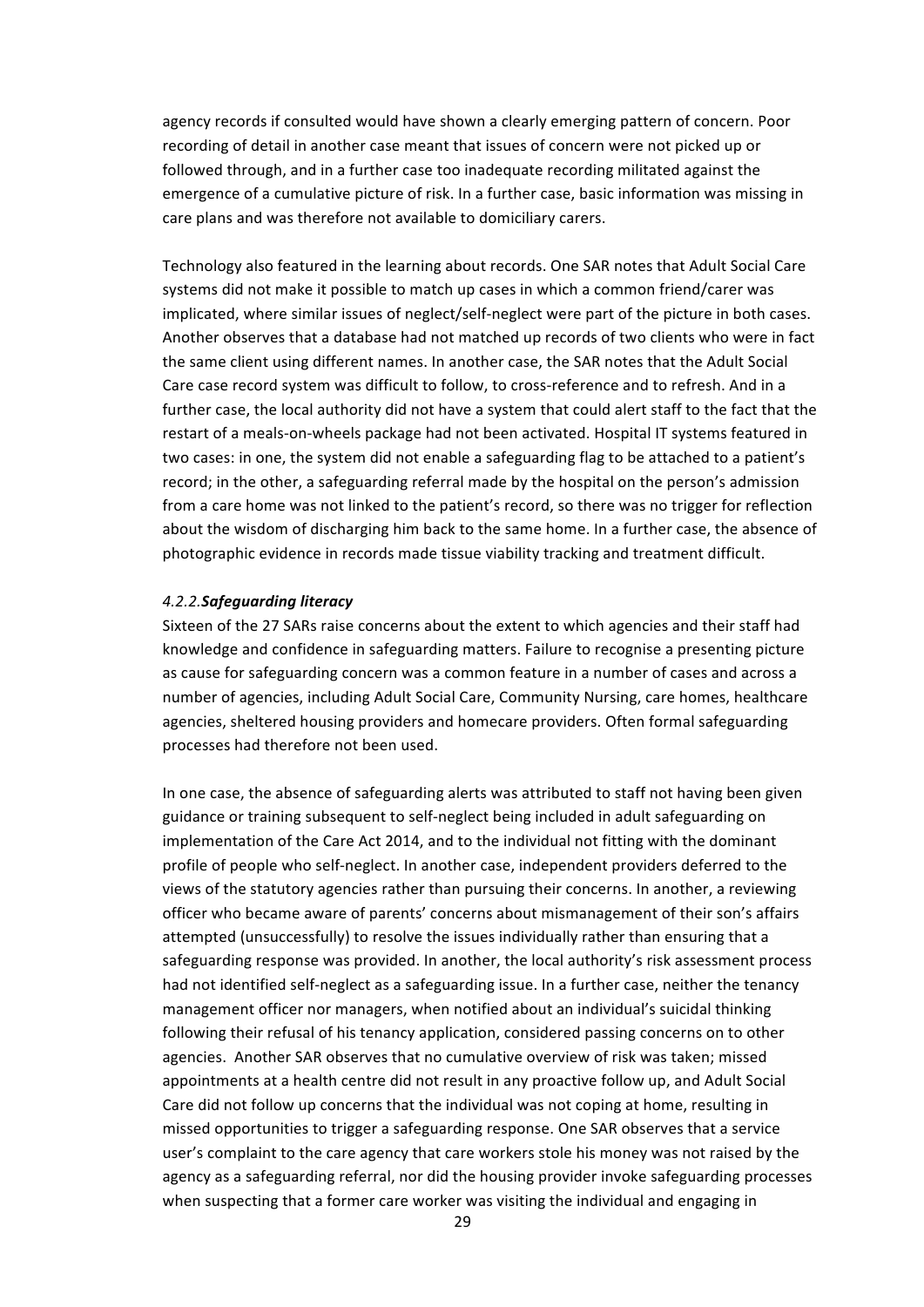agency records if consulted would have shown a clearly emerging pattern of concern. Poor recording of detail in another case meant that issues of concern were not picked up or followed through, and in a further case too inadequate recording militated against the emergence of a cumulative picture of risk. In a further case, basic information was missing in care plans and was therefore not available to domiciliary carers.

Technology also featured in the learning about records. One SAR notes that Adult Social Care systems did not make it possible to match up cases in which a common friend/carer was implicated, where similar issues of neglect/self-neglect were part of the picture in both cases. Another observes that a database had not matched up records of two clients who were in fact the same client using different names. In another case, the SAR notes that the Adult Social Care case record system was difficult to follow, to cross-reference and to refresh. And in a further case, the local authority did not have a system that could alert staff to the fact that the restart of a meals-on-wheels package had not been activated. Hospital IT systems featured in two cases: in one, the system did not enable a safeguarding flag to be attached to a patient's record; in the other, a safeguarding referral made by the hospital on the person's admission from a care home was not linked to the patient's record, so there was no trigger for reflection about the wisdom of discharging him back to the same home. In a further case, the absence of photographic evidence in records made tissue viability tracking and treatment difficult.

#### *4.2.2.* ***Safeguarding literacy***

Sixteen of the 27 SARs raise concerns about the extent to which agencies and their staff had knowledge and confidence in safeguarding matters. Failure to recognise a presenting picture as cause for safeguarding concern was a common feature in a number of cases and across a number of agencies, including Adult Social Care, Community Nursing, care homes, healthcare agencies, sheltered housing providers and homecare providers. Often formal safeguarding processes had therefore not been used.

In one case, the absence of safeguarding alerts was attributed to staff not having been given guidance or training subsequent to self-neglect being included in adult safeguarding on implementation of the Care Act 2014, and to the individual not fitting with the dominant profile of people who self-neglect. In another case, independent providers deferred to the views of the statutory agencies rather than pursuing their concerns. In another, a reviewing officer who became aware of parents' concerns about mismanagement of their son's affairs attempted (unsuccessfully) to resolve the issues individually rather than ensuring that a safeguarding response was provided. In another, the local authority's risk assessment process had not identified self-neglect as a safeguarding issue. In a further case, neither the tenancy management officer nor managers, when notified about an individual's suicidal thinking following their refusal of his tenancy application, considered passing concerns on to other agencies. Another SAR observes that no cumulative overview of risk was taken; missed appointments at a health centre did not result in any proactive follow up, and Adult Social Care did not follow up concerns that the individual was not coping at home, resulting in missed opportunities to trigger a safeguarding response. One SAR observes that a service user's complaint to the care agency that care workers stole his money was not raised by the agency as a safeguarding referral, nor did the housing provider invoke safeguarding processes when suspecting that a former care worker was visiting the individual and engaging in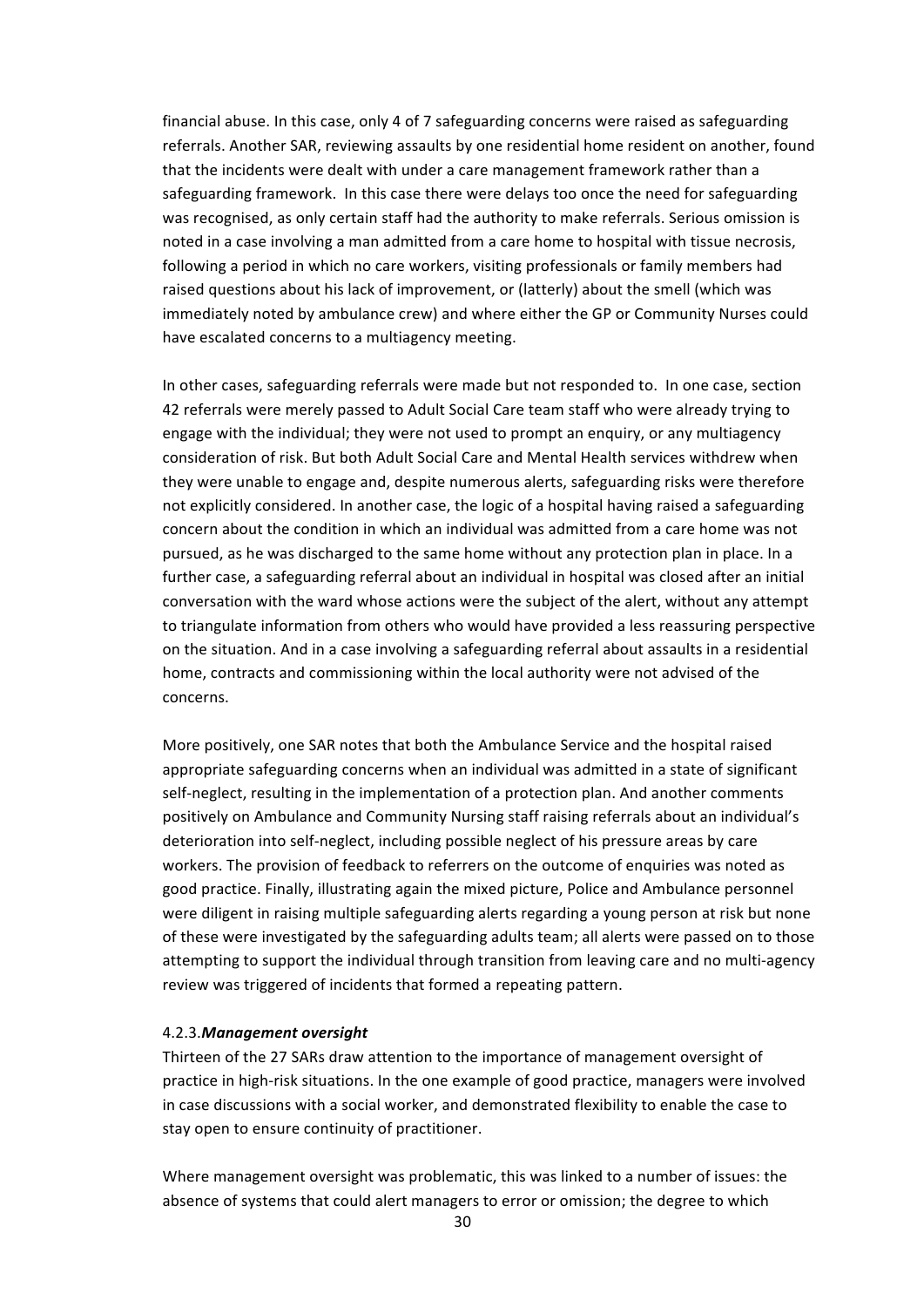financial abuse. In this case, only 4 of 7 safeguarding concerns were raised as safeguarding referrals. Another SAR, reviewing assaults by one residential home resident on another, found that the incidents were dealt with under a care management framework rather than a safeguarding framework. In this case there were delays too once the need for safeguarding was recognised, as only certain staff had the authority to make referrals. Serious omission is noted in a case involving a man admitted from a care home to hospital with tissue necrosis, following a period in which no care workers, visiting professionals or family members had raised questions about his lack of improvement, or (latterly) about the smell (which was immediately noted by ambulance crew) and where either the GP or Community Nurses could have escalated concerns to a multiagency meeting.

In other cases, safeguarding referrals were made but not responded to. In one case, section 42 referrals were merely passed to Adult Social Care team staff who were already trying to engage with the individual; they were not used to prompt an enquiry, or any multiagency consideration of risk. But both Adult Social Care and Mental Health services withdrew when they were unable to engage and, despite numerous alerts, safeguarding risks were therefore not explicitly considered. In another case, the logic of a hospital having raised a safeguarding concern about the condition in which an individual was admitted from a care home was not pursued, as he was discharged to the same home without any protection plan in place. In a further case, a safeguarding referral about an individual in hospital was closed after an initial conversation with the ward whose actions were the subject of the alert, without any attempt to triangulate information from others who would have provided a less reassuring perspective on the situation. And in a case involving a safeguarding referral about assaults in a residential home, contracts and commissioning within the local authority were not advised of the concerns.

More positively, one SAR notes that both the Ambulance Service and the hospital raised appropriate safeguarding concerns when an individual was admitted in a state of significant self-neglect, resulting in the implementation of a protection plan. And another comments positively on Ambulance and Community Nursing staff raising referrals about an individual's deterioration into self-neglect, including possible neglect of his pressure areas by care workers. The provision of feedback to referrers on the outcome of enquiries was noted as good practice. Finally, illustrating again the mixed picture, Police and Ambulance personnel were diligent in raising multiple safeguarding alerts regarding a young person at risk but none of these were investigated by the safeguarding adults team; all alerts were passed on to those attempting to support the individual through transition from leaving care and no multi-agency review was triggered of incidents that formed a repeating pattern.

#### 4.2.3. *Management oversight*

Thirteen of the 27 SARs draw attention to the importance of management oversight of practice in high-risk situations. In the one example of good practice, managers were involved in case discussions with a social worker, and demonstrated flexibility to enable the case to stay open to ensure continuity of practitioner.

Where management oversight was problematic, this was linked to a number of issues: the absence of systems that could alert managers to error or omission; the degree to which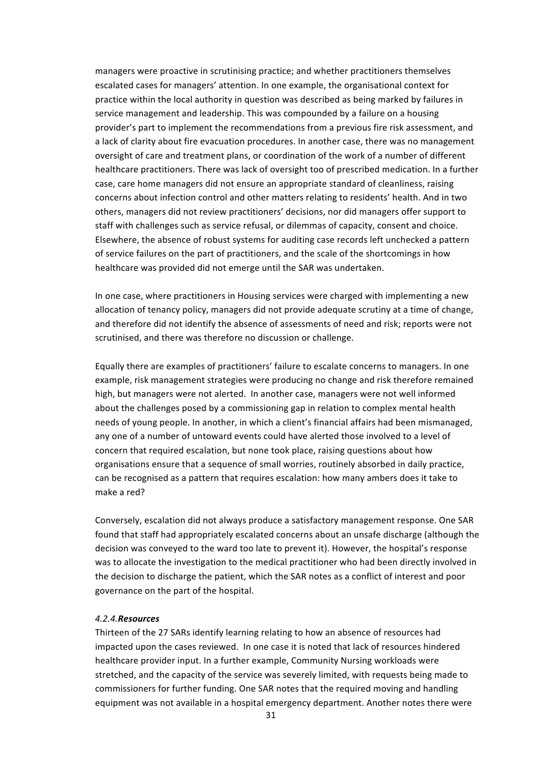managers were proactive in scrutinising practice; and whether practitioners themselves escalated cases for managers' attention. In one example, the organisational context for practice within the local authority in question was described as being marked by failures in service management and leadership. This was compounded by a failure on a housing provider's part to implement the recommendations from a previous fire risk assessment, and a lack of clarity about fire evacuation procedures. In another case, there was no management oversight of care and treatment plans, or coordination of the work of a number of different healthcare practitioners. There was lack of oversight too of prescribed medication. In a further case, care home managers did not ensure an appropriate standard of cleanliness, raising concerns about infection control and other matters relating to residents' health. And in two others, managers did not review practitioners' decisions, nor did managers offer support to staff with challenges such as service refusal, or dilemmas of capacity, consent and choice. Elsewhere, the absence of robust systems for auditing case records left unchecked a pattern of service failures on the part of practitioners, and the scale of the shortcomings in how healthcare was provided did not emerge until the SAR was undertaken.

In one case, where practitioners in Housing services were charged with implementing a new allocation of tenancy policy, managers did not provide adequate scrutiny at a time of change, and therefore did not identify the absence of assessments of need and risk; reports were not scrutinised, and there was therefore no discussion or challenge.

Equally there are examples of practitioners' failure to escalate concerns to managers. In one example, risk management strategies were producing no change and risk therefore remained high, but managers were not alerted. In another case, managers were not well informed about the challenges posed by a commissioning gap in relation to complex mental health needs of young people. In another, in which a client's financial affairs had been mismanaged, any one of a number of untoward events could have alerted those involved to a level of concern that required escalation, but none took place, raising questions about how organisations ensure that a sequence of small worries, routinely absorbed in daily practice, can be recognised as a pattern that requires escalation: how many ambers does it take to make a red?

Conversely, escalation did not always produce a satisfactory management response. One SAR found that staff had appropriately escalated concerns about an unsafe discharge (although the decision was conveyed to the ward too late to prevent it). However, the hospital's response was to allocate the investigation to the medical practitioner who had been directly involved in the decision to discharge the patient, which the SAR notes as a conflict of interest and poor governance on the part of the hospital.

#### *4.2.4.* ***Resources***

Thirteen of the 27 SARs identify learning relating to how an absence of resources had impacted upon the cases reviewed. In one case it is noted that lack of resources hindered healthcare provider input. In a further example, Community Nursing workloads were stretched, and the capacity of the service was severely limited, with requests being made to commissioners for further funding. One SAR notes that the required moving and handling equipment was not available in a hospital emergency department. Another notes there were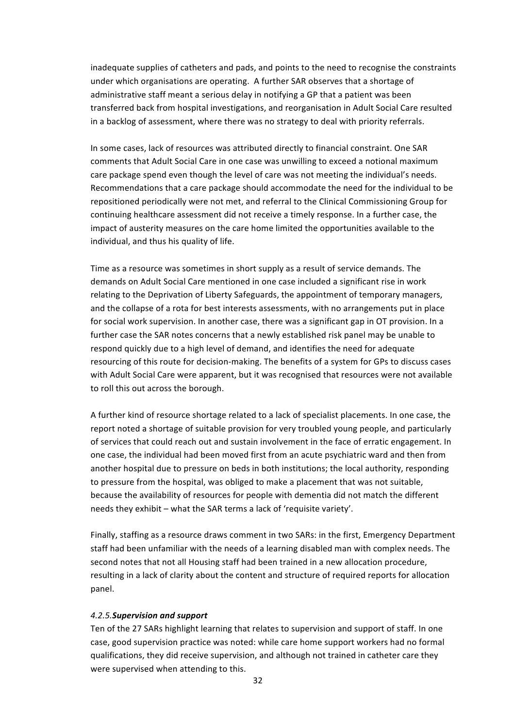inadequate supplies of catheters and pads, and points to the need to recognise the constraints under which organisations are operating. A further SAR observes that a shortage of administrative staff meant a serious delay in notifying a GP that a patient was been transferred back from hospital investigations, and reorganisation in Adult Social Care resulted in a backlog of assessment, where there was no strategy to deal with priority referrals.

In some cases, lack of resources was attributed directly to financial constraint. One SAR comments that Adult Social Care in one case was unwilling to exceed a notional maximum care package spend even though the level of care was not meeting the individual's needs. Recommendations that a care package should accommodate the need for the individual to be repositioned periodically were not met, and referral to the Clinical Commissioning Group for continuing healthcare assessment did not receive a timely response. In a further case, the impact of austerity measures on the care home limited the opportunities available to the individual, and thus his quality of life.

Time as a resource was sometimes in short supply as a result of service demands. The demands on Adult Social Care mentioned in one case included a significant rise in work relating to the Deprivation of Liberty Safeguards, the appointment of temporary managers, and the collapse of a rota for best interests assessments, with no arrangements put in place for social work supervision. In another case, there was a significant gap in OT provision. In a further case the SAR notes concerns that a newly established risk panel may be unable to respond quickly due to a high level of demand, and identifies the need for adequate resourcing of this route for decision-making. The benefits of a system for GPs to discuss cases with Adult Social Care were apparent, but it was recognised that resources were not available to roll this out across the borough.

A further kind of resource shortage related to a lack of specialist placements. In one case, the report noted a shortage of suitable provision for very troubled young people, and particularly of services that could reach out and sustain involvement in the face of erratic engagement. In one case, the individual had been moved first from an acute psychiatric ward and then from another hospital due to pressure on beds in both institutions; the local authority, responding to pressure from the hospital, was obliged to make a placement that was not suitable, because the availability of resources for people with dementia did not match the different needs they exhibit – what the SAR terms a lack of 'requisite variety'.

Finally, staffing as a resource draws comment in two SARs: in the first, Emergency Department staff had been unfamiliar with the needs of a learning disabled man with complex needs. The second notes that not all Housing staff had been trained in a new allocation procedure, resulting in a lack of clarity about the content and structure of required reports for allocation panel.

#### *4.2.5.* ***Supervision and support***

Ten of the 27 SARs highlight learning that relates to supervision and support of staff. In one case, good supervision practice was noted: while care home support workers had no formal qualifications, they did receive supervision, and although not trained in catheter care they were supervised when attending to this.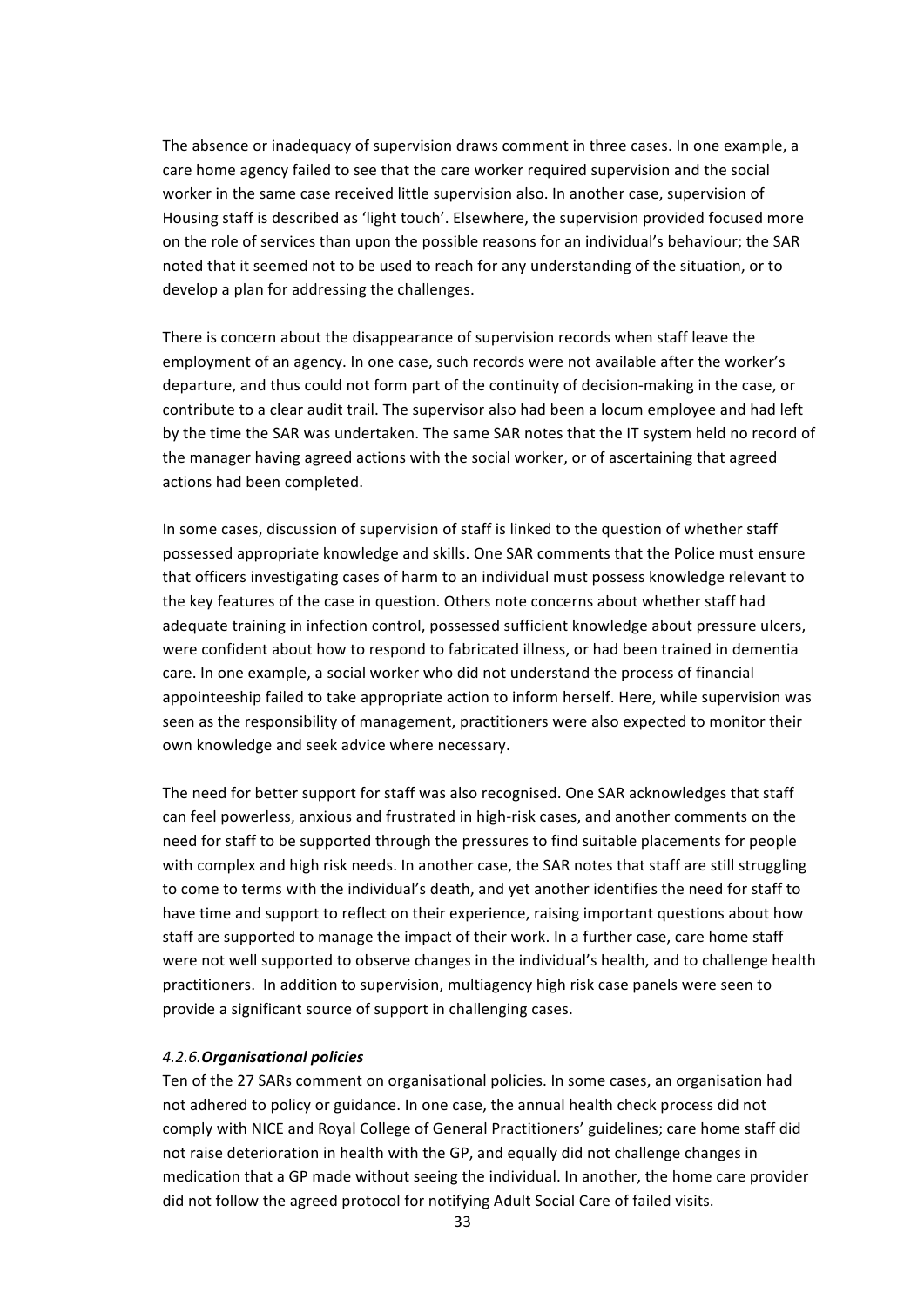The absence or inadequacy of supervision draws comment in three cases. In one example, a care home agency failed to see that the care worker required supervision and the social worker in the same case received little supervision also. In another case, supervision of Housing staff is described as 'light touch'. Elsewhere, the supervision provided focused more on the role of services than upon the possible reasons for an individual's behaviour; the SAR noted that it seemed not to be used to reach for any understanding of the situation, or to develop a plan for addressing the challenges.

There is concern about the disappearance of supervision records when staff leave the employment of an agency. In one case, such records were not available after the worker's departure, and thus could not form part of the continuity of decision-making in the case, or contribute to a clear audit trail. The supervisor also had been a locum employee and had left by the time the SAR was undertaken. The same SAR notes that the IT system held no record of the manager having agreed actions with the social worker, or of ascertaining that agreed actions had been completed.

In some cases, discussion of supervision of staff is linked to the question of whether staff possessed appropriate knowledge and skills. One SAR comments that the Police must ensure that officers investigating cases of harm to an individual must possess knowledge relevant to the key features of the case in question. Others note concerns about whether staff had adequate training in infection control, possessed sufficient knowledge about pressure ulcers, were confident about how to respond to fabricated illness, or had been trained in dementia care. In one example, a social worker who did not understand the process of financial appointeeship failed to take appropriate action to inform herself. Here, while supervision was seen as the responsibility of management, practitioners were also expected to monitor their own knowledge and seek advice where necessary.

The need for better support for staff was also recognised. One SAR acknowledges that staff can feel powerless, anxious and frustrated in high-risk cases, and another comments on the need for staff to be supported through the pressures to find suitable placements for people with complex and high risk needs. In another case, the SAR notes that staff are still struggling to come to terms with the individual's death, and yet another identifies the need for staff to have time and support to reflect on their experience, raising important questions about how staff are supported to manage the impact of their work. In a further case, care home staff were not well supported to observe changes in the individual's health, and to challenge health practitioners. In addition to supervision, multiagency high risk case panels were seen to provide a significant source of support in challenging cases.

#### *4.2.6.* ***Organisational policies***

Ten of the 27 SARs comment on organisational policies. In some cases, an organisation had not adhered to policy or guidance. In one case, the annual health check process did not comply with NICE and Royal College of General Practitioners' guidelines; care home staff did not raise deterioration in health with the GP, and equally did not challenge changes in medication that a GP made without seeing the individual. In another, the home care provider did not follow the agreed protocol for notifying Adult Social Care of failed visits.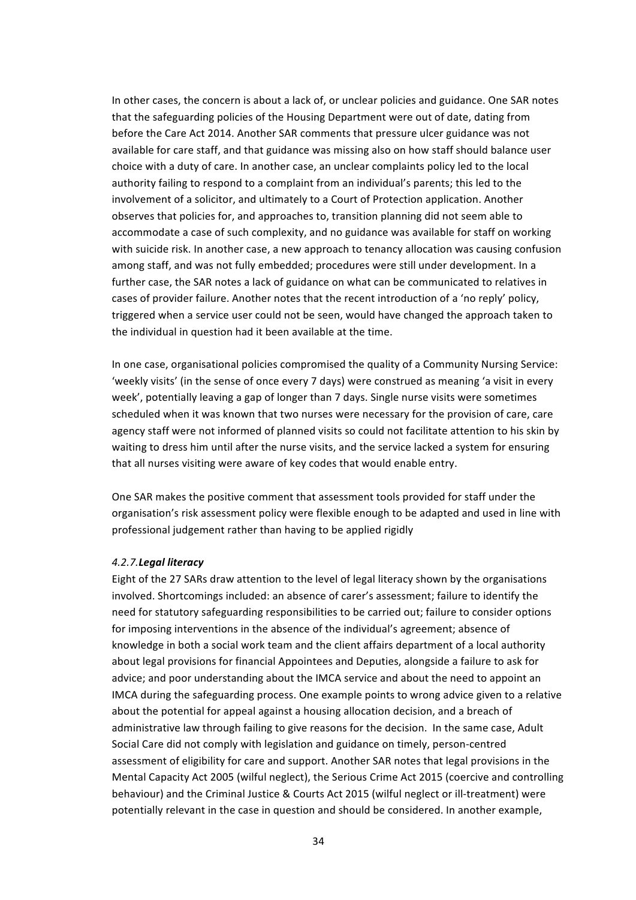In other cases, the concern is about a lack of, or unclear policies and guidance. One SAR notes that the safeguarding policies of the Housing Department were out of date, dating from before the Care Act 2014. Another SAR comments that pressure ulcer guidance was not available for care staff, and that guidance was missing also on how staff should balance user choice with a duty of care. In another case, an unclear complaints policy led to the local authority failing to respond to a complaint from an individual's parents; this led to the involvement of a solicitor, and ultimately to a Court of Protection application. Another observes that policies for, and approaches to, transition planning did not seem able to accommodate a case of such complexity, and no guidance was available for staff on working with suicide risk. In another case, a new approach to tenancy allocation was causing confusion among staff, and was not fully embedded; procedures were still under development. In a further case, the SAR notes a lack of guidance on what can be communicated to relatives in cases of provider failure. Another notes that the recent introduction of a 'no reply' policy, triggered when a service user could not be seen, would have changed the approach taken to the individual in question had it been available at the time.

In one case, organisational policies compromised the quality of a Community Nursing Service: 'weekly visits' (in the sense of once every 7 days) were construed as meaning 'a visit in every week', potentially leaving a gap of longer than 7 days. Single nurse visits were sometimes scheduled when it was known that two nurses were necessary for the provision of care, care agency staff were not informed of planned visits so could not facilitate attention to his skin by waiting to dress him until after the nurse visits, and the service lacked a system for ensuring that all nurses visiting were aware of key codes that would enable entry.

One SAR makes the positive comment that assessment tools provided for staff under the organisation's risk assessment policy were flexible enough to be adapted and used in line with professional judgement rather than having to be applied rigidly

#### *4.2.7.* ***Legal literacy***

Eight of the 27 SARs draw attention to the level of legal literacy shown by the organisations involved. Shortcomings included: an absence of carer's assessment; failure to identify the need for statutory safeguarding responsibilities to be carried out; failure to consider options for imposing interventions in the absence of the individual's agreement; absence of knowledge in both a social work team and the client affairs department of a local authority about legal provisions for financial Appointees and Deputies, alongside a failure to ask for advice; and poor understanding about the IMCA service and about the need to appoint an IMCA during the safeguarding process. One example points to wrong advice given to a relative about the potential for appeal against a housing allocation decision, and a breach of administrative law through failing to give reasons for the decision. In the same case, Adult Social Care did not comply with legislation and guidance on timely, person-centred assessment of eligibility for care and support. Another SAR notes that legal provisions in the Mental Capacity Act 2005 (wilful neglect), the Serious Crime Act 2015 (coercive and controlling behaviour) and the Criminal Justice & Courts Act 2015 (wilful neglect or ill-treatment) were potentially relevant in the case in question and should be considered. In another example,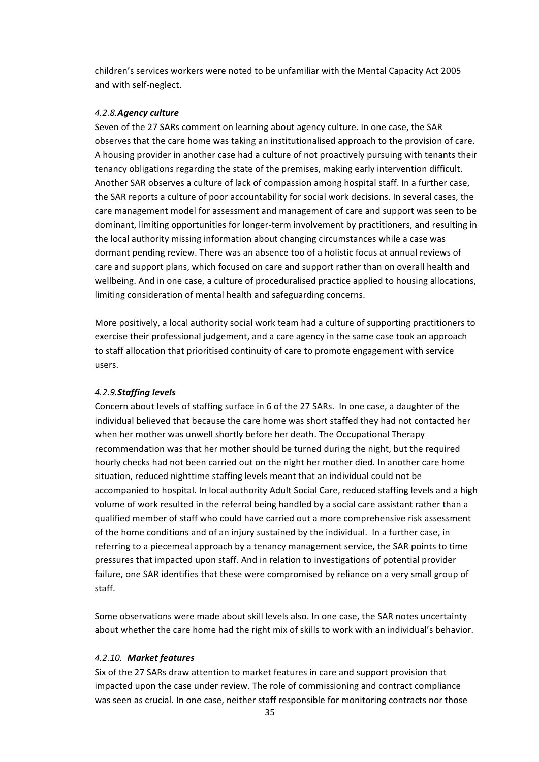children's services workers were noted to be unfamiliar with the Mental Capacity Act 2005 and with self-neglect.

#### *4.2.8.* ***Agency culture***

Seven of the 27 SARs comment on learning about agency culture. In one case, the SAR observes that the care home was taking an institutionalised approach to the provision of care. A housing provider in another case had a culture of not proactively pursuing with tenants their tenancy obligations regarding the state of the premises, making early intervention difficult. Another SAR observes a culture of lack of compassion among hospital staff. In a further case, the SAR reports a culture of poor accountability for social work decisions. In several cases, the care management model for assessment and management of care and support was seen to be dominant, limiting opportunities for longer-term involvement by practitioners, and resulting in the local authority missing information about changing circumstances while a case was dormant pending review. There was an absence too of a holistic focus at annual reviews of care and support plans, which focused on care and support rather than on overall health and wellbeing. And in one case, a culture of proceduralised practice applied to housing allocations, limiting consideration of mental health and safeguarding concerns.

More positively, a local authority social work team had a culture of supporting practitioners to exercise their professional judgement, and a care agency in the same case took an approach to staff allocation that prioritised continuity of care to promote engagement with service users.

#### *4.2.9.* ***Staffing levels***

Concern about levels of staffing surface in 6 of the 27 SARs. In one case, a daughter of the individual believed that because the care home was short staffed they had not contacted her when her mother was unwell shortly before her death. The Occupational Therapy recommendation was that her mother should be turned during the night, but the required hourly checks had not been carried out on the night her mother died. In another care home situation, reduced nighttime staffing levels meant that an individual could not be accompanied to hospital. In local authority Adult Social Care, reduced staffing levels and a high volume of work resulted in the referral being handled by a social care assistant rather than a qualified member of staff who could have carried out a more comprehensive risk assessment of the home conditions and of an injury sustained by the individual. In a further case, in referring to a piecemeal approach by a tenancy management service, the SAR points to time pressures that impacted upon staff. And in relation to investigations of potential provider failure, one SAR identifies that these were compromised by reliance on a very small group of staff.

Some observations were made about skill levels also. In one case, the SAR notes uncertainty about whether the care home had the right mix of skills to work with an individual's behavior.

#### *4.2.10.* ***Market features***

Six of the 27 SARs draw attention to market features in care and support provision that impacted upon the case under review. The role of commissioning and contract compliance was seen as crucial. In one case, neither staff responsible for monitoring contracts nor those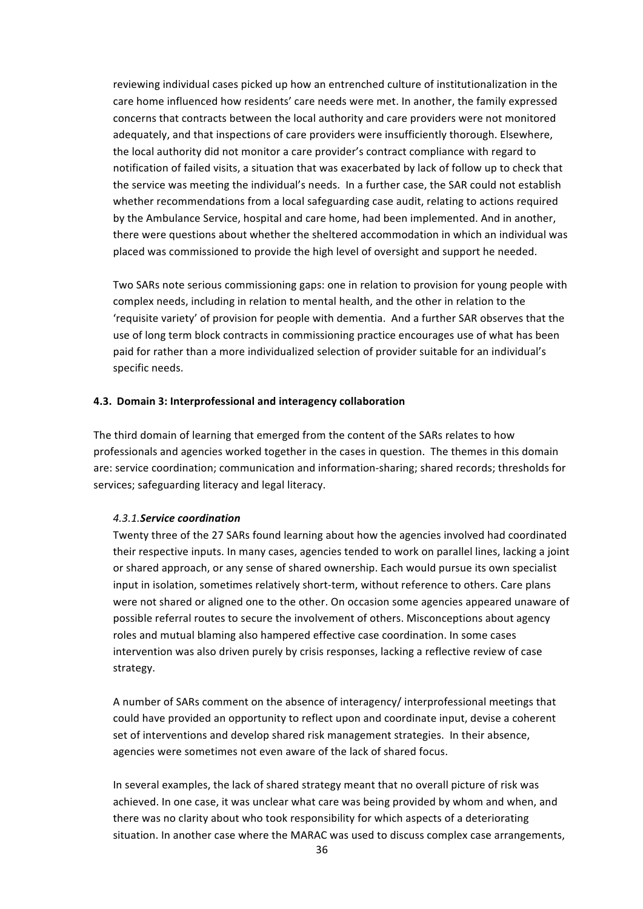reviewing individual cases picked up how an entrenched culture of institutionalization in the care home influenced how residents' care needs were met. In another, the family expressed concerns that contracts between the local authority and care providers were not monitored adequately, and that inspections of care providers were insufficiently thorough. Elsewhere, the local authority did not monitor a care provider's contract compliance with regard to notification of failed visits, a situation that was exacerbated by lack of follow up to check that the service was meeting the individual's needs. In a further case, the SAR could not establish whether recommendations from a local safeguarding case audit, relating to actions required by the Ambulance Service, hospital and care home, had been implemented. And in another, there were questions about whether the sheltered accommodation in which an individual was placed was commissioned to provide the high level of oversight and support he needed.

Two SARs note serious commissioning gaps: one in relation to provision for young people with complex needs, including in relation to mental health, and the other in relation to the 'requisite variety' of provision for people with dementia. And a further SAR observes that the use of long term block contracts in commissioning practice encourages use of what has been paid for rather than a more individualized selection of provider suitable for an individual's specific needs.

### 4.3. Domain 3: Interprofessional and interagency collaboration

The third domain of learning that emerged from the content of the SARs relates to how professionals and agencies worked together in the cases in question. The themes in this domain are: service coordination; communication and information-sharing; shared records; thresholds for services; safeguarding literacy and legal literacy.

#### *4.3.1. Service coordination*

Twenty three of the 27 SARs found learning about how the agencies involved had coordinated their respective inputs. In many cases, agencies tended to work on parallel lines, lacking a joint or shared approach, or any sense of shared ownership. Each would pursue its own specialist input in isolation, sometimes relatively short-term, without reference to others. Care plans were not shared or aligned one to the other. On occasion some agencies appeared unaware of possible referral routes to secure the involvement of others. Misconceptions about agency roles and mutual blaming also hampered effective case coordination. In some cases intervention was also driven purely by crisis responses, lacking a reflective review of case strategy.

A number of SARs comment on the absence of interagency/ interprofessional meetings that could have provided an opportunity to reflect upon and coordinate input, devise a coherent set of interventions and develop shared risk management strategies. In their absence, agencies were sometimes not even aware of the lack of shared focus.

In several examples, the lack of shared strategy meant that no overall picture of risk was achieved. In one case, it was unclear what care was being provided by whom and when, and there was no clarity about who took responsibility for which aspects of a deteriorating situation. In another case where the MARAC was used to discuss complex case arrangements,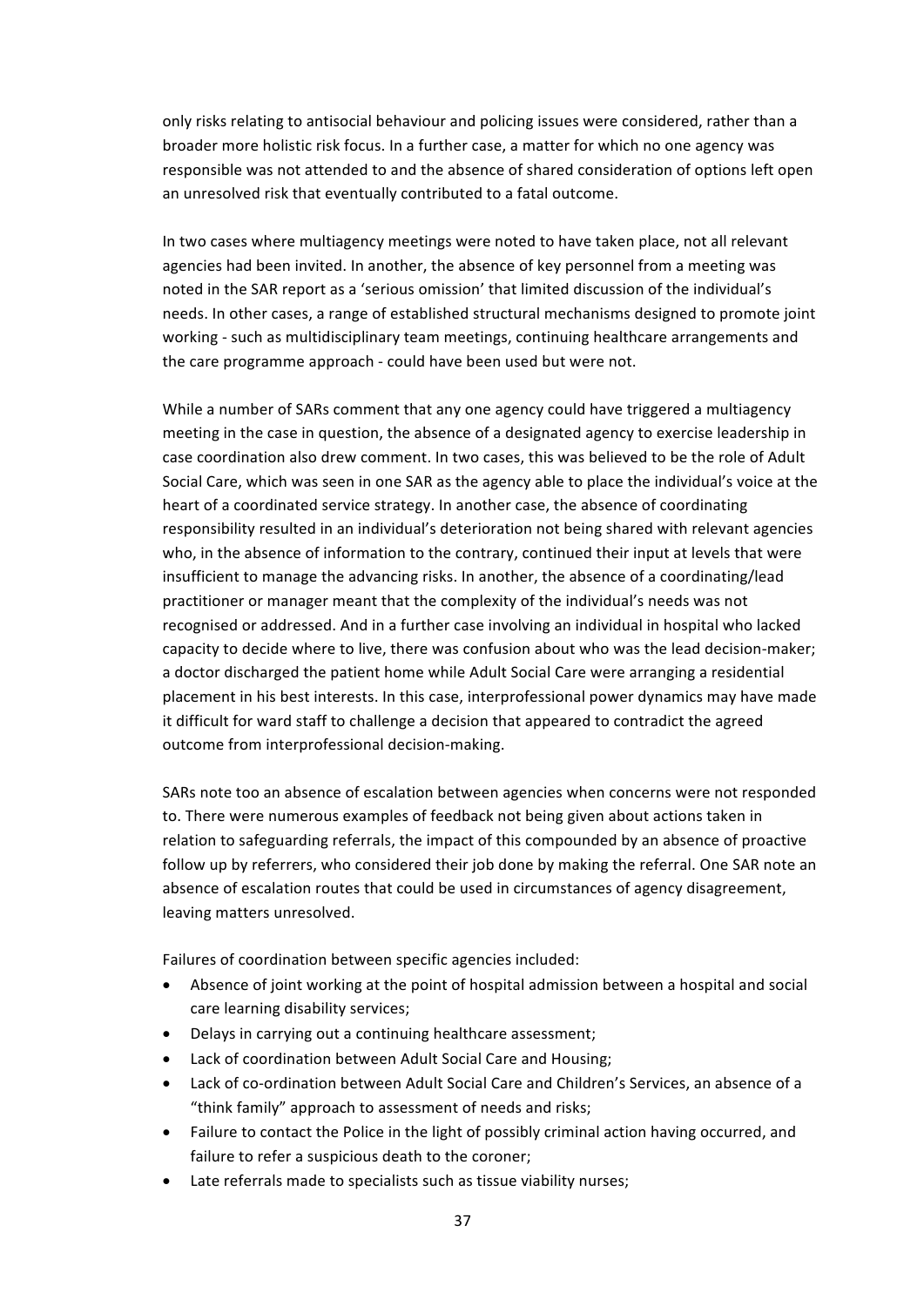only risks relating to antisocial behaviour and policing issues were considered, rather than a broader more holistic risk focus. In a further case, a matter for which no one agency was responsible was not attended to and the absence of shared consideration of options left open an unresolved risk that eventually contributed to a fatal outcome.

In two cases where multiagency meetings were noted to have taken place, not all relevant agencies had been invited. In another, the absence of key personnel from a meeting was noted in the SAR report as a 'serious omission' that limited discussion of the individual's needs. In other cases, a range of established structural mechanisms designed to promote joint working - such as multidisciplinary team meetings, continuing healthcare arrangements and the care programme approach - could have been used but were not.

While a number of SARs comment that any one agency could have triggered a multiagency meeting in the case in question, the absence of a designated agency to exercise leadership in case coordination also drew comment. In two cases, this was believed to be the role of Adult Social Care, which was seen in one SAR as the agency able to place the individual's voice at the heart of a coordinated service strategy. In another case, the absence of coordinating responsibility resulted in an individual's deterioration not being shared with relevant agencies who, in the absence of information to the contrary, continued their input at levels that were insufficient to manage the advancing risks. In another, the absence of a coordinating/lead practitioner or manager meant that the complexity of the individual's needs was not recognised or addressed. And in a further case involving an individual in hospital who lacked capacity to decide where to live, there was confusion about who was the lead decision-maker; a doctor discharged the patient home while Adult Social Care were arranging a residential placement in his best interests. In this case, interprofessional power dynamics may have made it difficult for ward staff to challenge a decision that appeared to contradict the agreed outcome from interprofessional decision-making.

SARs note too an absence of escalation between agencies when concerns were not responded to. There were numerous examples of feedback not being given about actions taken in relation to safeguarding referrals, the impact of this compounded by an absence of proactive follow up by referrers, who considered their job done by making the referral. One SAR note an absence of escalation routes that could be used in circumstances of agency disagreement, leaving matters unresolved.

Failures of coordination between specific agencies included:

- Absence of joint working at the point of hospital admission between a hospital and social care learning disability services;
- Delays in carrying out a continuing healthcare assessment;
- Lack of coordination between Adult Social Care and Housing;
- Lack of co-ordination between Adult Social Care and Children's Services, an absence of a "think family" approach to assessment of needs and risks;
- Failure to contact the Police in the light of possibly criminal action having occurred, and failure to refer a suspicious death to the coroner;
- Late referrals made to specialists such as tissue viability nurses;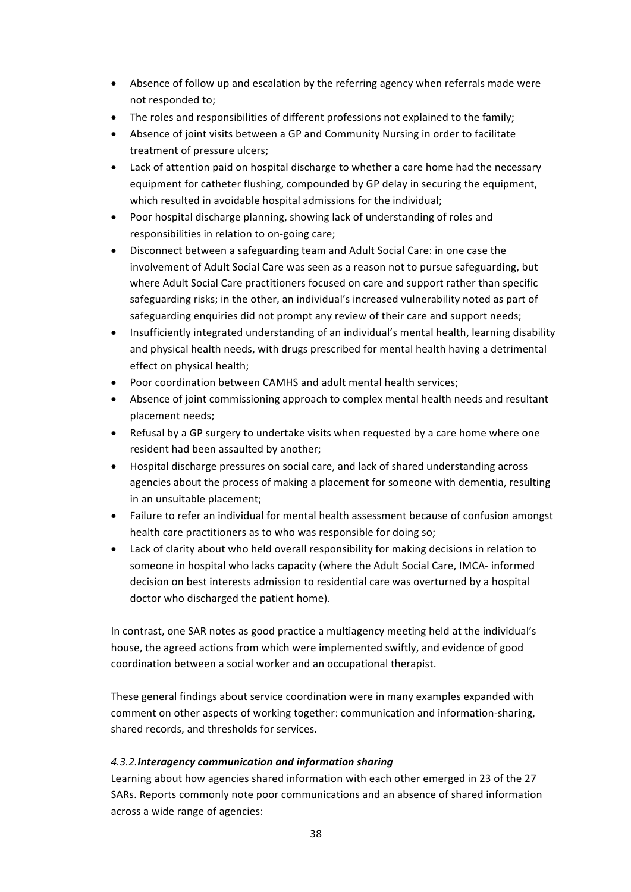- Absence of follow up and escalation by the referring agency when referrals made were not responded to;
- The roles and responsibilities of different professions not explained to the family;
- Absence of joint visits between a GP and Community Nursing in order to facilitate treatment of pressure ulcers;
- Lack of attention paid on hospital discharge to whether a care home had the necessary equipment for catheter flushing, compounded by GP delay in securing the equipment, which resulted in avoidable hospital admissions for the individual;
- Poor hospital discharge planning, showing lack of understanding of roles and responsibilities in relation to on-going care;
- Disconnect between a safeguarding team and Adult Social Care: in one case the involvement of Adult Social Care was seen as a reason not to pursue safeguarding, but where Adult Social Care practitioners focused on care and support rather than specific safeguarding risks; in the other, an individual's increased vulnerability noted as part of safeguarding enquiries did not prompt any review of their care and support needs;
- Insufficiently integrated understanding of an individual's mental health, learning disability and physical health needs, with drugs prescribed for mental health having a detrimental effect on physical health;
- Poor coordination between CAMHS and adult mental health services;
- Absence of joint commissioning approach to complex mental health needs and resultant placement needs;
- Refusal by a GP surgery to undertake visits when requested by a care home where one resident had been assaulted by another;
- Hospital discharge pressures on social care, and lack of shared understanding across agencies about the process of making a placement for someone with dementia, resulting in an unsuitable placement;
- Failure to refer an individual for mental health assessment because of confusion amongst health care practitioners as to who was responsible for doing so;
- Lack of clarity about who held overall responsibility for making decisions in relation to someone in hospital who lacks capacity (where the Adult Social Care, IMCA- informed decision on best interests admission to residential care was overturned by a hospital doctor who discharged the patient home).

In contrast, one SAR notes as good practice a multiagency meeting held at the individual's house, the agreed actions from which were implemented swiftly, and evidence of good coordination between a social worker and an occupational therapist.

These general findings about service coordination were in many examples expanded with comment on other aspects of working together: communication and information-sharing, shared records, and thresholds for services.

#### *4.3.2.* ***Interagency communication and information sharing***

Learning about how agencies shared information with each other emerged in 23 of the 27 SARs. Reports commonly note poor communications and an absence of shared information across a wide range of agencies: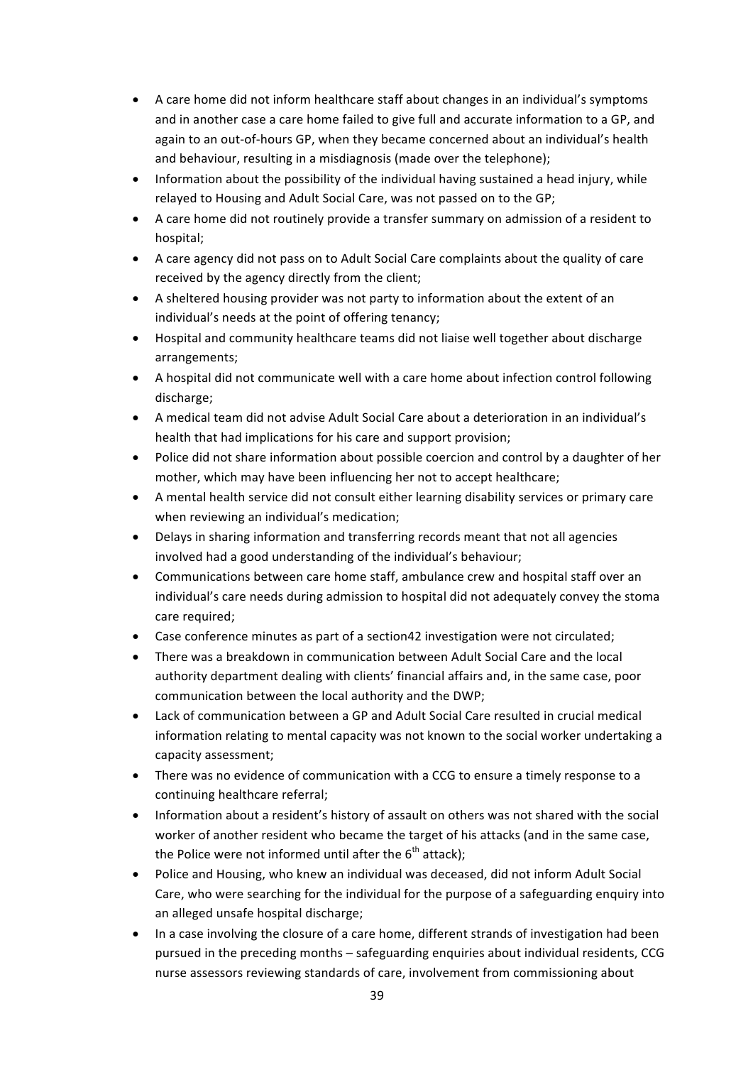- A care home did not inform healthcare staff about changes in an individual's symptoms and in another case a care home failed to give full and accurate information to a GP, and again to an out-of-hours GP, when they became concerned about an individual's health and behaviour, resulting in a misdiagnosis (made over the telephone);
- Information about the possibility of the individual having sustained a head injury, while relayed to Housing and Adult Social Care, was not passed on to the GP;
- A care home did not routinely provide a transfer summary on admission of a resident to hospital;
- A care agency did not pass on to Adult Social Care complaints about the quality of care received by the agency directly from the client;
- A sheltered housing provider was not party to information about the extent of an individual's needs at the point of offering tenancy;
- Hospital and community healthcare teams did not liaise well together about discharge arrangements;
- A hospital did not communicate well with a care home about infection control following discharge;
- A medical team did not advise Adult Social Care about a deterioration in an individual's health that had implications for his care and support provision;
- Police did not share information about possible coercion and control by a daughter of her mother, which may have been influencing her not to accept healthcare;
- A mental health service did not consult either learning disability services or primary care when reviewing an individual's medication;
- Delays in sharing information and transferring records meant that not all agencies involved had a good understanding of the individual's behaviour;
- Communications between care home staff, ambulance crew and hospital staff over an individual's care needs during admission to hospital did not adequately convey the stoma care required;
- Case conference minutes as part of a section42 investigation were not circulated;
- There was a breakdown in communication between Adult Social Care and the local authority department dealing with clients' financial affairs and, in the same case, poor communication between the local authority and the DWP;
- Lack of communication between a GP and Adult Social Care resulted in crucial medical information relating to mental capacity was not known to the social worker undertaking a capacity assessment;
- There was no evidence of communication with a CCG to ensure a timely response to a continuing healthcare referral;
- Information about a resident's history of assault on others was not shared with the social worker of another resident who became the target of his attacks (and in the same case, the Police were not informed until after the 6th attack);
- Police and Housing, who knew an individual was deceased, did not inform Adult Social Care, who were searching for the individual for the purpose of a safeguarding enquiry into an alleged unsafe hospital discharge;
- In a case involving the closure of a care home, different strands of investigation had been pursued in the preceding months – safeguarding enquiries about individual residents, CCG nurse assessors reviewing standards of care, involvement from commissioning about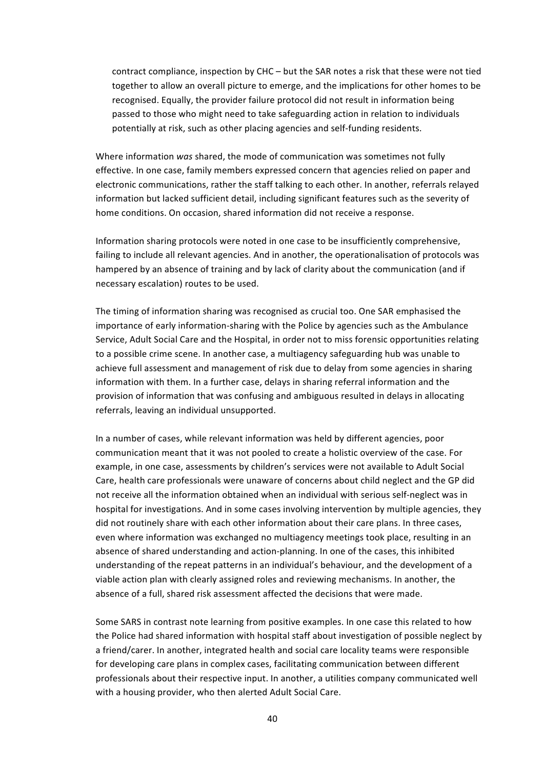contract compliance, inspection by CHC – but the SAR notes a risk that these were not tied together to allow an overall picture to emerge, and the implications for other homes to be recognised. Equally, the provider failure protocol did not result in information being passed to those who might need to take safeguarding action in relation to individuals potentially at risk, such as other placing agencies and self-funding residents.

Where information *was* shared, the mode of communication was sometimes not fully effective. In one case, family members expressed concern that agencies relied on paper and electronic communications, rather the staff talking to each other. In another, referrals relayed information but lacked sufficient detail, including significant features such as the severity of home conditions. On occasion, shared information did not receive a response.

Information sharing protocols were noted in one case to be insufficiently comprehensive, failing to include all relevant agencies. And in another, the operationalisation of protocols was hampered by an absence of training and by lack of clarity about the communication (and if necessary escalation) routes to be used.

The timing of information sharing was recognised as crucial too. One SAR emphasised the importance of early information-sharing with the Police by agencies such as the Ambulance Service, Adult Social Care and the Hospital, in order not to miss forensic opportunities relating to a possible crime scene. In another case, a multiagency safeguarding hub was unable to achieve full assessment and management of risk due to delay from some agencies in sharing information with them. In a further case, delays in sharing referral information and the provision of information that was confusing and ambiguous resulted in delays in allocating referrals, leaving an individual unsupported.

In a number of cases, while relevant information was held by different agencies, poor communication meant that it was not pooled to create a holistic overview of the case. For example, in one case, assessments by children's services were not available to Adult Social Care, health care professionals were unaware of concerns about child neglect and the GP did not receive all the information obtained when an individual with serious self-neglect was in hospital for investigations. And in some cases involving intervention by multiple agencies, they did not routinely share with each other information about their care plans. In three cases, even where information was exchanged no multiagency meetings took place, resulting in an absence of shared understanding and action-planning. In one of the cases, this inhibited understanding of the repeat patterns in an individual's behaviour, and the development of a viable action plan with clearly assigned roles and reviewing mechanisms. In another, the absence of a full, shared risk assessment affected the decisions that were made.

Some SARS in contrast note learning from positive examples. In one case this related to how the Police had shared information with hospital staff about investigation of possible neglect by a friend/carer. In another, integrated health and social care locality teams were responsible for developing care plans in complex cases, facilitating communication between different professionals about their respective input. In another, a utilities company communicated well with a housing provider, who then alerted Adult Social Care.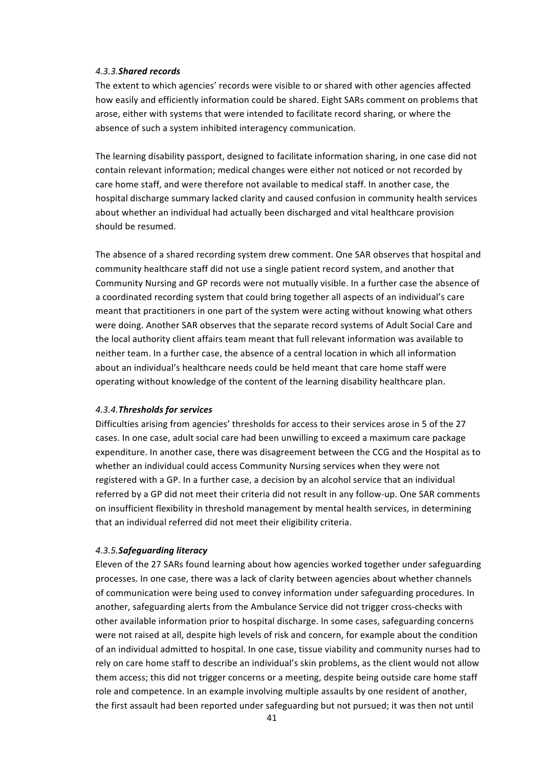#### *4.3.3.* ***Shared records***

The extent to which agencies' records were visible to or shared with other agencies affected how easily and efficiently information could be shared. Eight SARs comment on problems that arose, either with systems that were intended to facilitate record sharing, or where the absence of such a system inhibited interagency communication.

The learning disability passport, designed to facilitate information sharing, in one case did not contain relevant information; medical changes were either not noticed or not recorded by care home staff, and were therefore not available to medical staff. In another case, the hospital discharge summary lacked clarity and caused confusion in community health services about whether an individual had actually been discharged and vital healthcare provision should be resumed.

The absence of a shared recording system drew comment. One SAR observes that hospital and community healthcare staff did not use a single patient record system, and another that Community Nursing and GP records were not mutually visible. In a further case the absence of a coordinated recording system that could bring together all aspects of an individual's care meant that practitioners in one part of the system were acting without knowing what others were doing. Another SAR observes that the separate record systems of Adult Social Care and the local authority client affairs team meant that full relevant information was available to neither team. In a further case, the absence of a central location in which all information about an individual's healthcare needs could be held meant that care home staff were operating without knowledge of the content of the learning disability healthcare plan.

#### *4.3.4.* ***Thresholds for services***

Difficulties arising from agencies' thresholds for access to their services arose in 5 of the 27 cases. In one case, adult social care had been unwilling to exceed a maximum care package expenditure. In another case, there was disagreement between the CCG and the Hospital as to whether an individual could access Community Nursing services when they were not registered with a GP. In a further case, a decision by an alcohol service that an individual referred by a GP did not meet their criteria did not result in any follow-up. One SAR comments on insufficient flexibility in threshold management by mental health services, in determining that an individual referred did not meet their eligibility criteria.

#### *4.3.5.* ***Safeguarding literacy***

Eleven of the 27 SARs found learning about how agencies worked together under safeguarding processes. In one case, there was a lack of clarity between agencies about whether channels of communication were being used to convey information under safeguarding procedures. In another, safeguarding alerts from the Ambulance Service did not trigger cross-checks with other available information prior to hospital discharge. In some cases, safeguarding concerns were not raised at all, despite high levels of risk and concern, for example about the condition of an individual admitted to hospital. In one case, tissue viability and community nurses had to rely on care home staff to describe an individual's skin problems, as the client would not allow them access; this did not trigger concerns or a meeting, despite being outside care home staff role and competence. In an example involving multiple assaults by one resident of another, the first assault had been reported under safeguarding but not pursued; it was then not until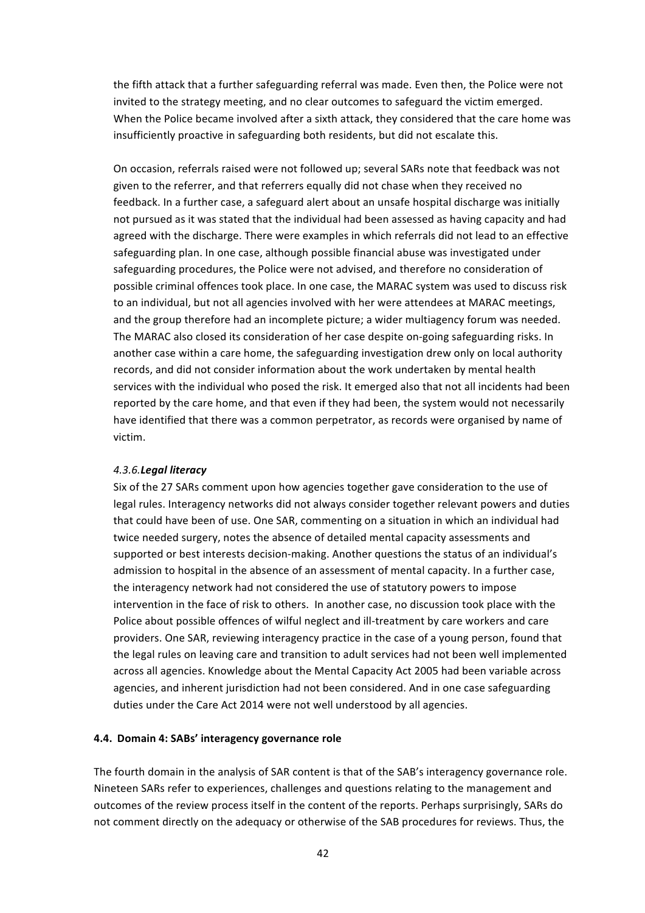the fifth attack that a further safeguarding referral was made. Even then, the Police were not invited to the strategy meeting, and no clear outcomes to safeguard the victim emerged. When the Police became involved after a sixth attack, they considered that the care home was insufficiently proactive in safeguarding both residents, but did not escalate this.

On occasion, referrals raised were not followed up; several SARs note that feedback was not given to the referrer, and that referrers equally did not chase when they received no feedback. In a further case, a safeguard alert about an unsafe hospital discharge was initially not pursued as it was stated that the individual had been assessed as having capacity and had agreed with the discharge. There were examples in which referrals did not lead to an effective safeguarding plan. In one case, although possible financial abuse was investigated under safeguarding procedures, the Police were not advised, and therefore no consideration of possible criminal offences took place. In one case, the MARAC system was used to discuss risk to an individual, but not all agencies involved with her were attendees at MARAC meetings, and the group therefore had an incomplete picture; a wider multiagency forum was needed. The MARAC also closed its consideration of her case despite on-going safeguarding risks. In another case within a care home, the safeguarding investigation drew only on local authority records, and did not consider information about the work undertaken by mental health services with the individual who posed the risk. It emerged also that not all incidents had been reported by the care home, and that even if they had been, the system would not necessarily have identified that there was a common perpetrator, as records were organised by name of victim.

#### *4.3.6.* ***Legal literacy***

Six of the 27 SARs comment upon how agencies together gave consideration to the use of legal rules. Interagency networks did not always consider together relevant powers and duties that could have been of use. One SAR, commenting on a situation in which an individual had twice needed surgery, notes the absence of detailed mental capacity assessments and supported or best interests decision-making. Another questions the status of an individual's admission to hospital in the absence of an assessment of mental capacity. In a further case, the interagency network had not considered the use of statutory powers to impose intervention in the face of risk to others. In another case, no discussion took place with the Police about possible offences of wilful neglect and ill-treatment by care workers and care providers. One SAR, reviewing interagency practice in the case of a young person, found that the legal rules on leaving care and transition to adult services had not been well implemented across all agencies. Knowledge about the Mental Capacity Act 2005 had been variable across agencies, and inherent jurisdiction had not been considered. And in one case safeguarding duties under the Care Act 2014 were not well understood by all agencies.

### 4.4. Domain 4: SABs' interagency governance role

The fourth domain in the analysis of SAR content is that of the SAB's interagency governance role. Nineteen SARs refer to experiences, challenges and questions relating to the management and outcomes of the review process itself in the content of the reports. Perhaps surprisingly, SARs do not comment directly on the adequacy or otherwise of the SAB procedures for reviews. Thus, the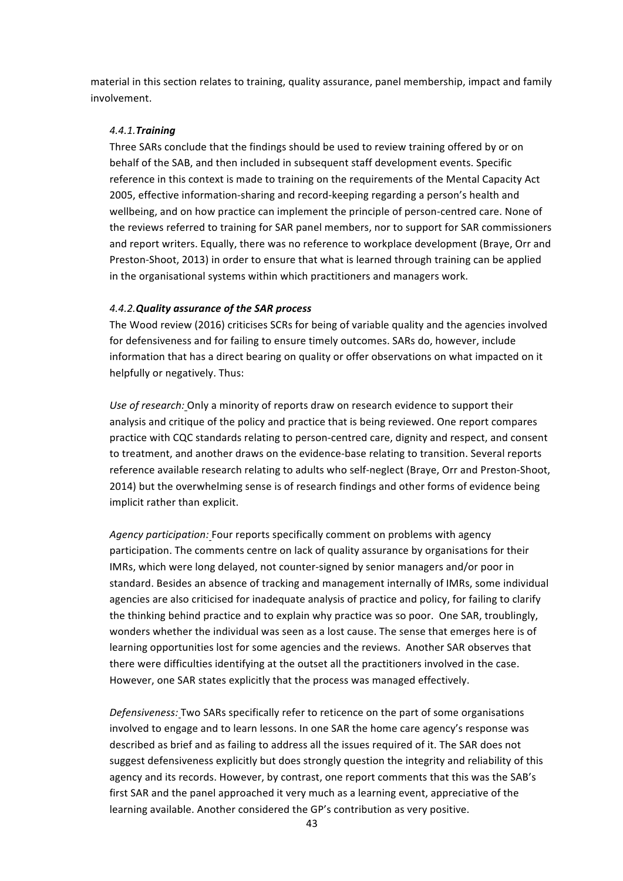material in this section relates to training, quality assurance, panel membership, impact and family involvement.

#### *4.4.1.* ***Training***

Three SARs conclude that the findings should be used to review training offered by or on behalf of the SAB, and then included in subsequent staff development events. Specific reference in this context is made to training on the requirements of the Mental Capacity Act 2005, effective information-sharing and record-keeping regarding a person's health and wellbeing, and on how practice can implement the principle of person-centred care. None of the reviews referred to training for SAR panel members, nor to support for SAR commissioners and report writers. Equally, there was no reference to workplace development (Braye, Orr and Preston-Shoot, 2013) in order to ensure that what is learned through training can be applied in the organisational systems within which practitioners and managers work.

#### *4.4.2.* ***Quality assurance of the SAR process***

The Wood review (2016) criticises SCRs for being of variable quality and the agencies involved for defensiveness and for failing to ensure timely outcomes. SARs do, however, include information that has a direct bearing on quality or offer observations on what impacted on it helpfully or negatively. Thus:

*Use of research:* Only a minority of reports draw on research evidence to support their analysis and critique of the policy and practice that is being reviewed. One report compares practice with CQC standards relating to person-centred care, dignity and respect, and consent to treatment, and another draws on the evidence-base relating to transition. Several reports reference available research relating to adults who self-neglect (Braye, Orr and Preston-Shoot, 2014) but the overwhelming sense is of research findings and other forms of evidence being implicit rather than explicit.

*Agency participation:* Four reports specifically comment on problems with agency participation. The comments centre on lack of quality assurance by organisations for their IMRs, which were long delayed, not counter-signed by senior managers and/or poor in standard. Besides an absence of tracking and management internally of IMRs, some individual agencies are also criticised for inadequate analysis of practice and policy, for failing to clarify the thinking behind practice and to explain why practice was so poor. One SAR, troublingly, wonders whether the individual was seen as a lost cause. The sense that emerges here is of learning opportunities lost for some agencies and the reviews. Another SAR observes that there were difficulties identifying at the outset all the practitioners involved in the case. However, one SAR states explicitly that the process was managed effectively.

*Defensiveness:* Two SARs specifically refer to reticence on the part of some organisations involved to engage and to learn lessons. In one SAR the home care agency's response was described as brief and as failing to address all the issues required of it. The SAR does not suggest defensiveness explicitly but does strongly question the integrity and reliability of this agency and its records. However, by contrast, one report comments that this was the SAB's first SAR and the panel approached it very much as a learning event, appreciative of the learning available. Another considered the GP's contribution as very positive.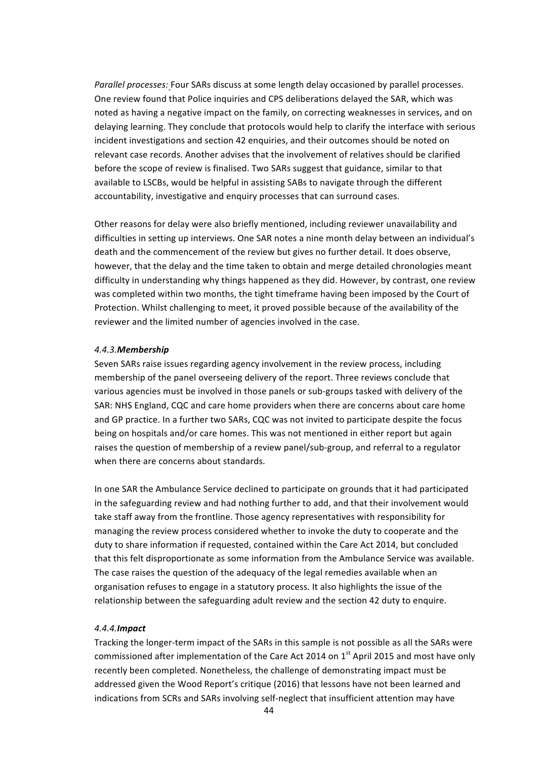*Parallel processes:* Four SARs discuss at some length delay occasioned by parallel processes. One review found that Police inquiries and CPS deliberations delayed the SAR, which was noted as having a negative impact on the family, on correcting weaknesses in services, and on delaying learning. They conclude that protocols would help to clarify the interface with serious incident investigations and section 42 enquiries, and their outcomes should be noted on relevant case records. Another advises that the involvement of relatives should be clarified before the scope of review is finalised. Two SARs suggest that guidance, similar to that available to LSCBs, would be helpful in assisting SABs to navigate through the different accountability, investigative and enquiry processes that can surround cases.

Other reasons for delay were also briefly mentioned, including reviewer unavailability and difficulties in setting up interviews. One SAR notes a nine month delay between an individual's death and the commencement of the review but gives no further detail. It does observe, however, that the delay and the time taken to obtain and merge detailed chronologies meant difficulty in understanding why things happened as they did. However, by contrast, one review was completed within two months, the tight timeframe having been imposed by the Court of Protection. Whilst challenging to meet, it proved possible because of the availability of the reviewer and the limited number of agencies involved in the case.

#### *4.4.3.* ***Membership***

Seven SARs raise issues regarding agency involvement in the review process, including membership of the panel overseeing delivery of the report. Three reviews conclude that various agencies must be involved in those panels or sub-groups tasked with delivery of the SAR: NHS England, CQC and care home providers when there are concerns about care home and GP practice. In a further two SARs, CQC was not invited to participate despite the focus being on hospitals and/or care homes. This was not mentioned in either report but again raises the question of membership of a review panel/sub-group, and referral to a regulator when there are concerns about standards.

In one SAR the Ambulance Service declined to participate on grounds that it had participated in the safeguarding review and had nothing further to add, and that their involvement would take staff away from the frontline. Those agency representatives with responsibility for managing the review process considered whether to invoke the duty to cooperate and the duty to share information if requested, contained within the Care Act 2014, but concluded that this felt disproportionate as some information from the Ambulance Service was available. The case raises the question of the adequacy of the legal remedies available when an organisation refuses to engage in a statutory process. It also highlights the issue of the relationship between the safeguarding adult review and the section 42 duty to enquire.

#### *4.4.4.* ***Impact***

Tracking the longer-term impact of the SARs in this sample is not possible as all the SARs were commissioned after implementation of the Care Act 2014 on 1st April 2015 and most have only recently been completed. Nonetheless, the challenge of demonstrating impact must be addressed given the Wood Report's critique (2016) that lessons have not been learned and indications from SCRs and SARs involving self-neglect that insufficient attention may have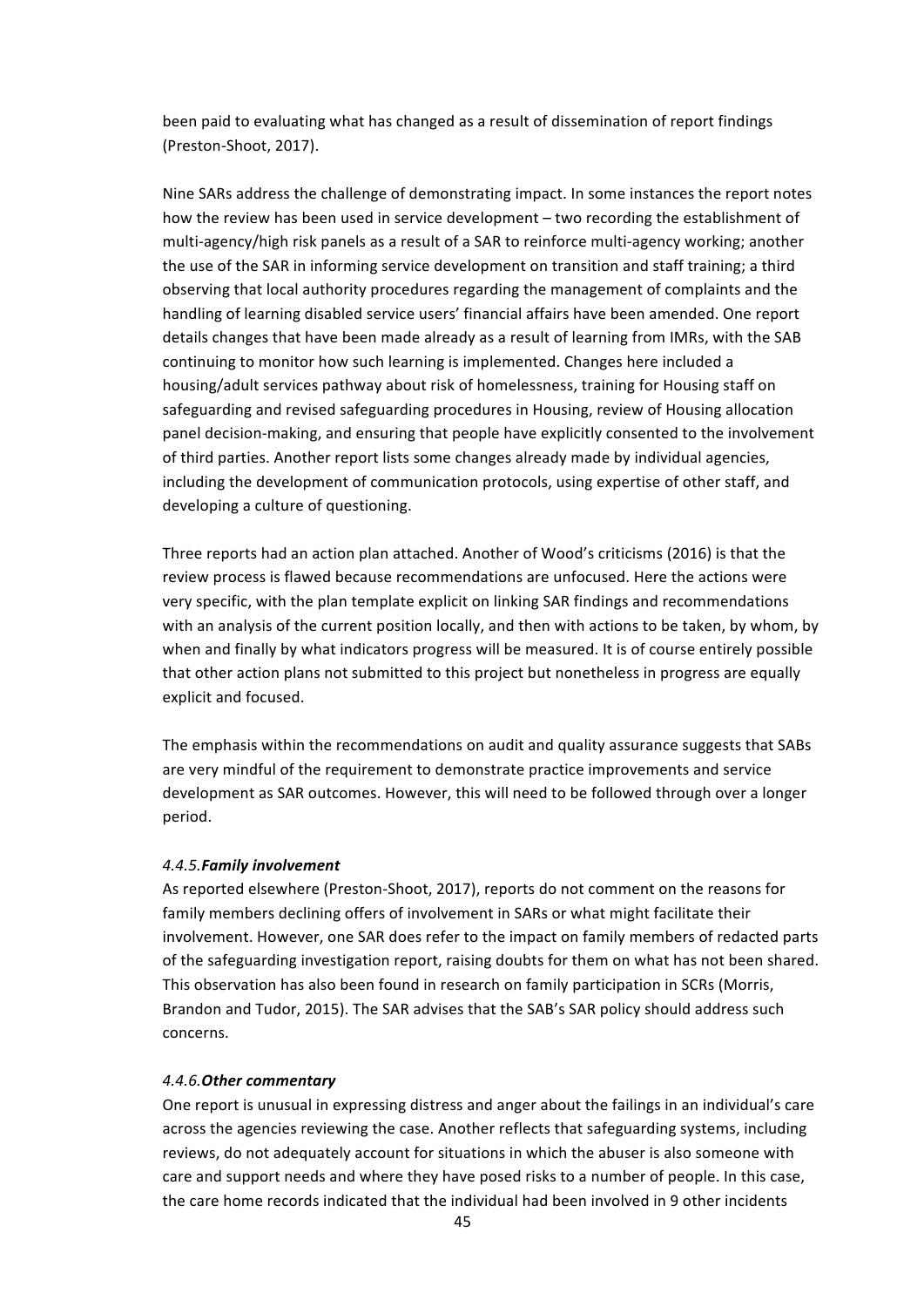been paid to evaluating what has changed as a result of dissemination of report findings (Preston-Shoot, 2017).

Nine SARs address the challenge of demonstrating impact. In some instances the report notes how the review has been used in service development – two recording the establishment of multi-agency/high risk panels as a result of a SAR to reinforce multi-agency working; another the use of the SAR in informing service development on transition and staff training; a third observing that local authority procedures regarding the management of complaints and the handling of learning disabled service users' financial affairs have been amended. One report details changes that have been made already as a result of learning from IMRs, with the SAB continuing to monitor how such learning is implemented. Changes here included a housing/adult services pathway about risk of homelessness, training for Housing staff on safeguarding and revised safeguarding procedures in Housing, review of Housing allocation panel decision-making, and ensuring that people have explicitly consented to the involvement of third parties. Another report lists some changes already made by individual agencies, including the development of communication protocols, using expertise of other staff, and developing a culture of questioning.

Three reports had an action plan attached. Another of Wood's criticisms (2016) is that the review process is flawed because recommendations are unfocused. Here the actions were very specific, with the plan template explicit on linking SAR findings and recommendations with an analysis of the current position locally, and then with actions to be taken, by whom, by when and finally by what indicators progress will be measured. It is of course entirely possible that other action plans not submitted to this project but nonetheless in progress are equally explicit and focused.

The emphasis within the recommendations on audit and quality assurance suggests that SABs are very mindful of the requirement to demonstrate practice improvements and service development as SAR outcomes. However, this will need to be followed through over a longer period.

#### *4.4.5.* ***Family involvement***

As reported elsewhere (Preston-Shoot, 2017), reports do not comment on the reasons for family members declining offers of involvement in SARs or what might facilitate their involvement. However, one SAR does refer to the impact on family members of redacted parts of the safeguarding investigation report, raising doubts for them on what has not been shared. This observation has also been found in research on family participation in SCRs (Morris, Brandon and Tudor, 2015). The SAR advises that the SAB's SAR policy should address such concerns.

#### *4.4.6.* ***Other commentary***

One report is unusual in expressing distress and anger about the failings in an individual's care across the agencies reviewing the case. Another reflects that safeguarding systems, including reviews, do not adequately account for situations in which the abuser is also someone with care and support needs and where they have posed risks to a number of people. In this case, the care home records indicated that the individual had been involved in 9 other incidents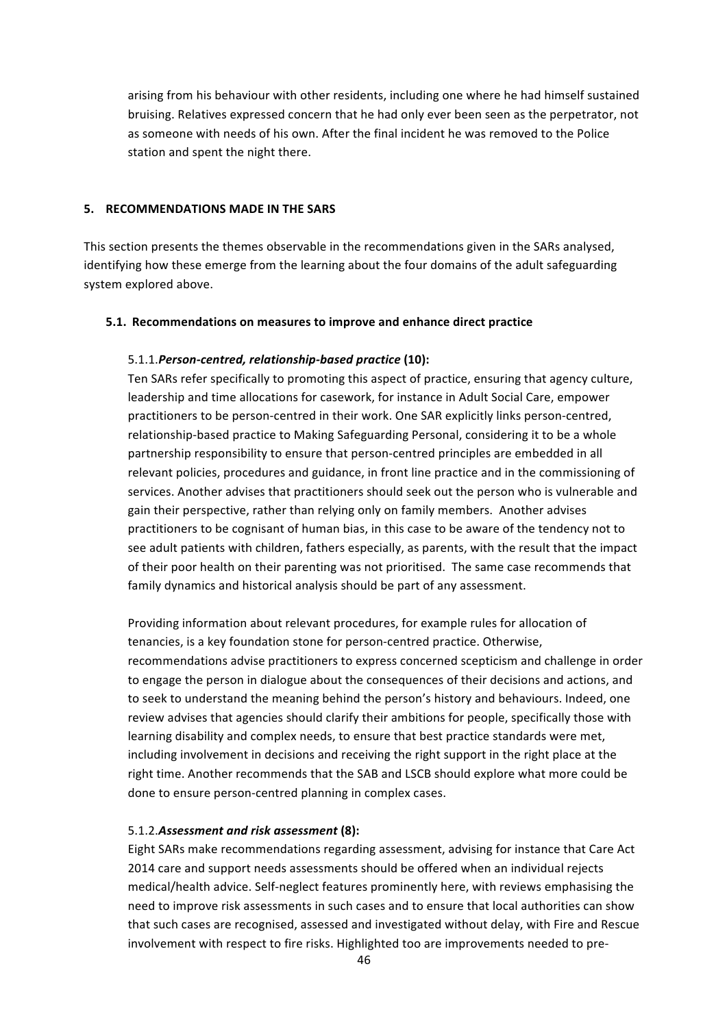arising from his behaviour with other residents, including one where he had himself sustained bruising. Relatives expressed concern that he had only ever been seen as the perpetrator, not as someone with needs of his own. After the final incident he was removed to the Police station and spent the night there.

## 5. RECOMMENDATIONS MADE IN THE SARS

This section presents the themes observable in the recommendations given in the SARs analysed, identifying how these emerge from the learning about the four domains of the adult safeguarding system explored above.

### 5.1. Recommendations on measures to improve and enhance direct practice

#### 5.1.1. *Person-centred, relationship-based practice* (10):

Ten SARs refer specifically to promoting this aspect of practice, ensuring that agency culture, leadership and time allocations for casework, for instance in Adult Social Care, empower practitioners to be person-centred in their work. One SAR explicitly links person-centred, relationship-based practice to Making Safeguarding Personal, considering it to be a whole partnership responsibility to ensure that person-centred principles are embedded in all relevant policies, procedures and guidance, in front line practice and in the commissioning of services. Another advises that practitioners should seek out the person who is vulnerable and gain their perspective, rather than relying only on family members. Another advises practitioners to be cognisant of human bias, in this case to be aware of the tendency not to see adult patients with children, fathers especially, as parents, with the result that the impact of their poor health on their parenting was not prioritised. The same case recommends that family dynamics and historical analysis should be part of any assessment.

Providing information about relevant procedures, for example rules for allocation of tenancies, is a key foundation stone for person-centred practice. Otherwise, recommendations advise practitioners to express concerned scepticism and challenge in order to engage the person in dialogue about the consequences of their decisions and actions, and to seek to understand the meaning behind the person's history and behaviours. Indeed, one review advises that agencies should clarify their ambitions for people, specifically those with learning disability and complex needs, to ensure that best practice standards were met, including involvement in decisions and receiving the right support in the right place at the right time. Another recommends that the SAB and LSCB should explore what more could be done to ensure person-centred planning in complex cases.

#### 5.1.2. *Assessment and risk assessment* (8):

Eight SARs make recommendations regarding assessment, advising for instance that Care Act 2014 care and support needs assessments should be offered when an individual rejects medical/health advice. Self-neglect features prominently here, with reviews emphasising the need to improve risk assessments in such cases and to ensure that local authorities can show that such cases are recognised, assessed and investigated without delay, with Fire and Rescue involvement with respect to fire risks. Highlighted too are improvements needed to pre-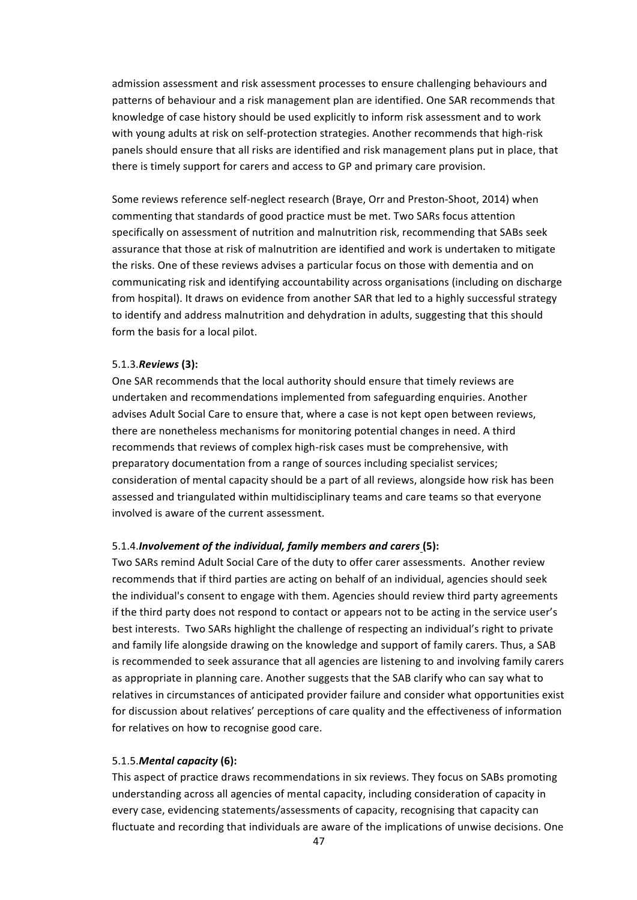admission assessment and risk assessment processes to ensure challenging behaviours and patterns of behaviour and a risk management plan are identified. One SAR recommends that knowledge of case history should be used explicitly to inform risk assessment and to work with young adults at risk on self-protection strategies. Another recommends that high-risk panels should ensure that all risks are identified and risk management plans put in place, that there is timely support for carers and access to GP and primary care provision.

Some reviews reference self-neglect research (Braye, Orr and Preston-Shoot, 2014) when commenting that standards of good practice must be met. Two SARs focus attention specifically on assessment of nutrition and malnutrition risk, recommending that SABs seek assurance that those at risk of malnutrition are identified and work is undertaken to mitigate the risks. One of these reviews advises a particular focus on those with dementia and on communicating risk and identifying accountability across organisations (including on discharge from hospital). It draws on evidence from another SAR that led to a highly successful strategy to identify and address malnutrition and dehydration in adults, suggesting that this should form the basis for a local pilot.

5.1.3. ***Reviews*** **(3):**

One SAR recommends that the local authority should ensure that timely reviews are undertaken and recommendations implemented from safeguarding enquiries. Another advises Adult Social Care to ensure that, where a case is not kept open between reviews, there are nonetheless mechanisms for monitoring potential changes in need. A third recommends that reviews of complex high-risk cases must be comprehensive, with preparatory documentation from a range of sources including specialist services; consideration of mental capacity should be a part of all reviews, alongside how risk has been assessed and triangulated within multidisciplinary teams and care teams so that everyone involved is aware of the current assessment.

5.1.4. ***Involvement of the individual, family members and carers*** **(5):**

Two SARs remind Adult Social Care of the duty to offer carer assessments. Another review recommends that if third parties are acting on behalf of an individual, agencies should seek the individual's consent to engage with them. Agencies should review third party agreements if the third party does not respond to contact or appears not to be acting in the service user's best interests. Two SARs highlight the challenge of respecting an individual's right to private and family life alongside drawing on the knowledge and support of family carers. Thus, a SAB is recommended to seek assurance that all agencies are listening to and involving family carers as appropriate in planning care. Another suggests that the SAB clarify who can say what to relatives in circumstances of anticipated provider failure and consider what opportunities exist for discussion about relatives' perceptions of care quality and the effectiveness of information for relatives on how to recognise good care.

5.1.5. ***Mental capacity*** **(6):**

This aspect of practice draws recommendations in six reviews. They focus on SABs promoting understanding across all agencies of mental capacity, including consideration of capacity in every case, evidencing statements/assessments of capacity, recognising that capacity can fluctuate and recording that individuals are aware of the implications of unwise decisions. One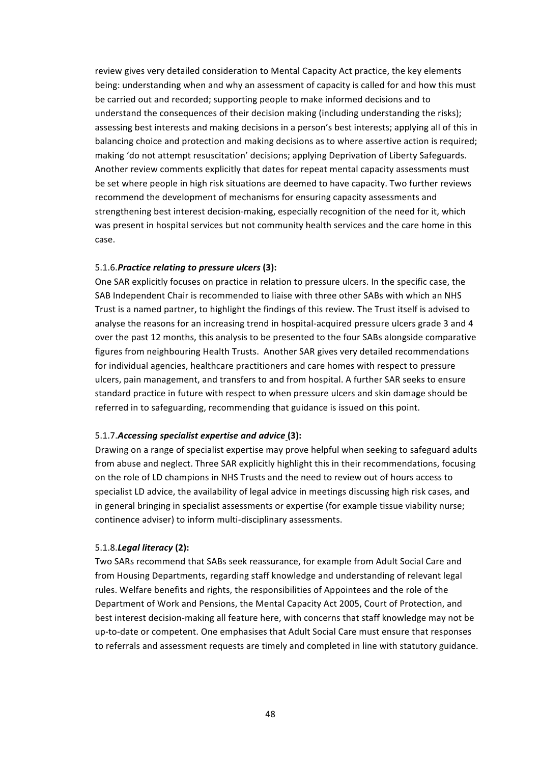review gives very detailed consideration to Mental Capacity Act practice, the key elements being: understanding when and why an assessment of capacity is called for and how this must be carried out and recorded; supporting people to make informed decisions and to understand the consequences of their decision making (including understanding the risks); assessing best interests and making decisions in a person's best interests; applying all of this in balancing choice and protection and making decisions as to where assertive action is required; making 'do not attempt resuscitation' decisions; applying Deprivation of Liberty Safeguards. Another review comments explicitly that dates for repeat mental capacity assessments must be set where people in high risk situations are deemed to have capacity. Two further reviews recommend the development of mechanisms for ensuring capacity assessments and strengthening best interest decision-making, especially recognition of the need for it, which was present in hospital services but not community health services and the care home in this case.

#### 5.1.6. ***Practice relating to pressure ulcers*** **(3):**

One SAR explicitly focuses on practice in relation to pressure ulcers. In the specific case, the SAB Independent Chair is recommended to liaise with three other SABs with which an NHS Trust is a named partner, to highlight the findings of this review. The Trust itself is advised to analyse the reasons for an increasing trend in hospital-acquired pressure ulcers grade 3 and 4 over the past 12 months, this analysis to be presented to the four SABs alongside comparative figures from neighbouring Health Trusts. Another SAR gives very detailed recommendations for individual agencies, healthcare practitioners and care homes with respect to pressure ulcers, pain management, and transfers to and from hospital. A further SAR seeks to ensure standard practice in future with respect to when pressure ulcers and skin damage should be referred in to safeguarding, recommending that guidance is issued on this point.

#### 5.1.7. ***Accessing specialist expertise and advice*** **(3):**

Drawing on a range of specialist expertise may prove helpful when seeking to safeguard adults from abuse and neglect. Three SAR explicitly highlight this in their recommendations, focusing on the role of LD champions in NHS Trusts and the need to review out of hours access to specialist LD advice, the availability of legal advice in meetings discussing high risk cases, and in general bringing in specialist assessments or expertise (for example tissue viability nurse; continence adviser) to inform multi-disciplinary assessments.

#### 5.1.8. ***Legal literacy*** **(2):**

Two SARs recommend that SABs seek reassurance, for example from Adult Social Care and from Housing Departments, regarding staff knowledge and understanding of relevant legal rules. Welfare benefits and rights, the responsibilities of Appointees and the role of the Department of Work and Pensions, the Mental Capacity Act 2005, Court of Protection, and best interest decision-making all feature here, with concerns that staff knowledge may not be up-to-date or competent. One emphasises that Adult Social Care must ensure that responses to referrals and assessment requests are timely and completed in line with statutory guidance.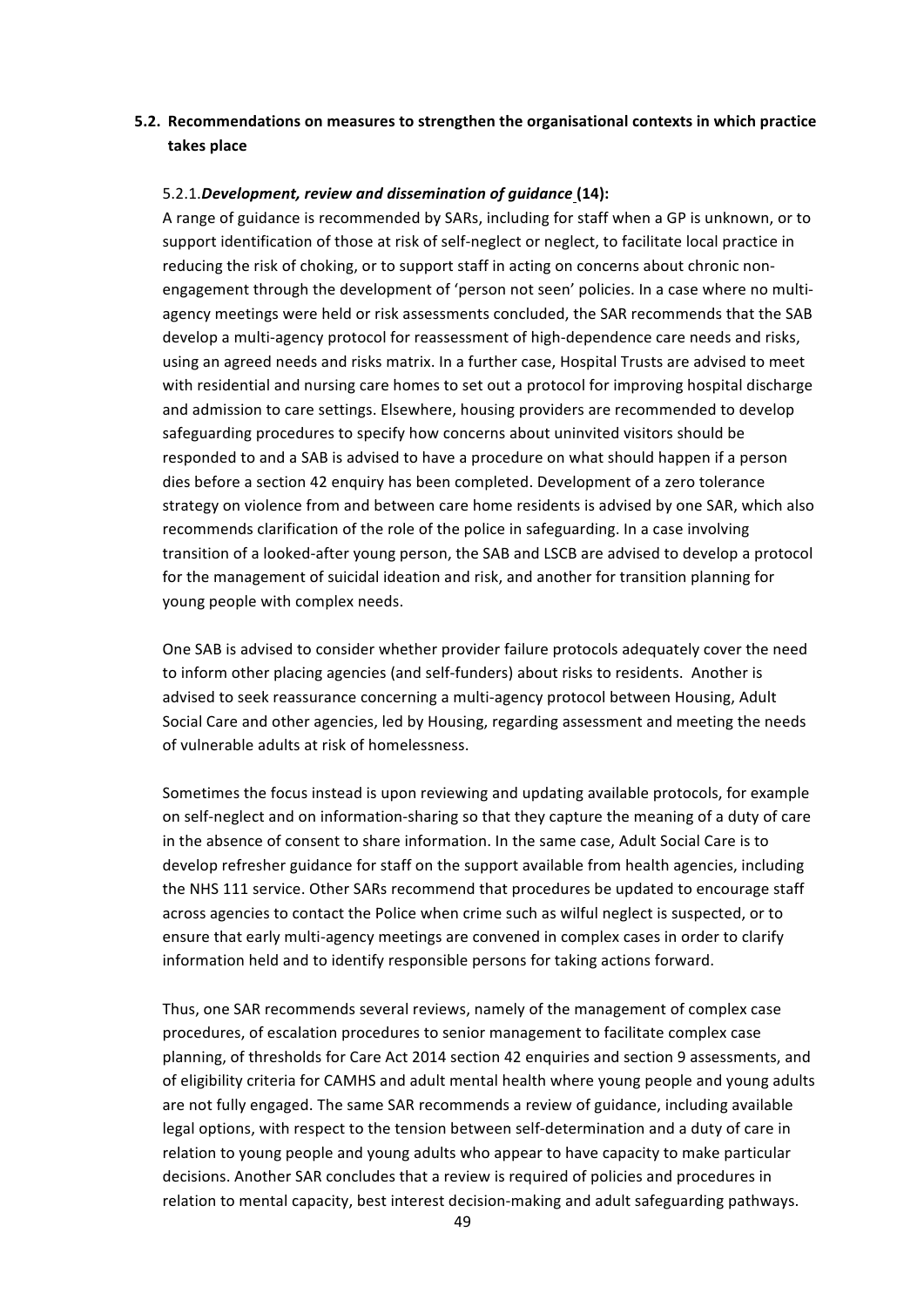## 5.2. Recommendations on measures to strengthen the organisational contexts in which practice takes place

### 5.2.1. *Development, review and dissemination of guidance* (14):

A range of guidance is recommended by SARs, including for staff when a GP is unknown, or to support identification of those at risk of self-neglect or neglect, to facilitate local practice in reducing the risk of choking, or to support staff in acting on concerns about chronic non-engagement through the development of 'person not seen' policies. In a case where no multi-agency meetings were held or risk assessments concluded, the SAR recommends that the SAB develop a multi-agency protocol for reassessment of high-dependence care needs and risks, using an agreed needs and risks matrix. In a further case, Hospital Trusts are advised to meet with residential and nursing care homes to set out a protocol for improving hospital discharge and admission to care settings. Elsewhere, housing providers are recommended to develop safeguarding procedures to specify how concerns about uninvited visitors should be responded to and a SAB is advised to have a procedure on what should happen if a person dies before a section 42 enquiry has been completed. Development of a zero tolerance strategy on violence from and between care home residents is advised by one SAR, which also recommends clarification of the role of the police in safeguarding. In a case involving transition of a looked-after young person, the SAB and LSCB are advised to develop a protocol for the management of suicidal ideation and risk, and another for transition planning for young people with complex needs.

One SAB is advised to consider whether provider failure protocols adequately cover the need to inform other placing agencies (and self-funders) about risks to residents. Another is advised to seek reassurance concerning a multi-agency protocol between Housing, Adult Social Care and other agencies, led by Housing, regarding assessment and meeting the needs of vulnerable adults at risk of homelessness.

Sometimes the focus instead is upon reviewing and updating available protocols, for example on self-neglect and on information-sharing so that they capture the meaning of a duty of care in the absence of consent to share information. In the same case, Adult Social Care is to develop refresher guidance for staff on the support available from health agencies, including the NHS 111 service. Other SARs recommend that procedures be updated to encourage staff across agencies to contact the Police when crime such as wilful neglect is suspected, or to ensure that early multi-agency meetings are convened in complex cases in order to clarify information held and to identify responsible persons for taking actions forward.

Thus, one SAR recommends several reviews, namely of the management of complex case procedures, of escalation procedures to senior management to facilitate complex case planning, of thresholds for Care Act 2014 section 42 enquiries and section 9 assessments, and of eligibility criteria for CAMHS and adult mental health where young people and young adults are not fully engaged. The same SAR recommends a review of guidance, including available legal options, with respect to the tension between self-determination and a duty of care in relation to young people and young adults who appear to have capacity to make particular decisions. Another SAR concludes that a review is required of policies and procedures in relation to mental capacity, best interest decision-making and adult safeguarding pathways.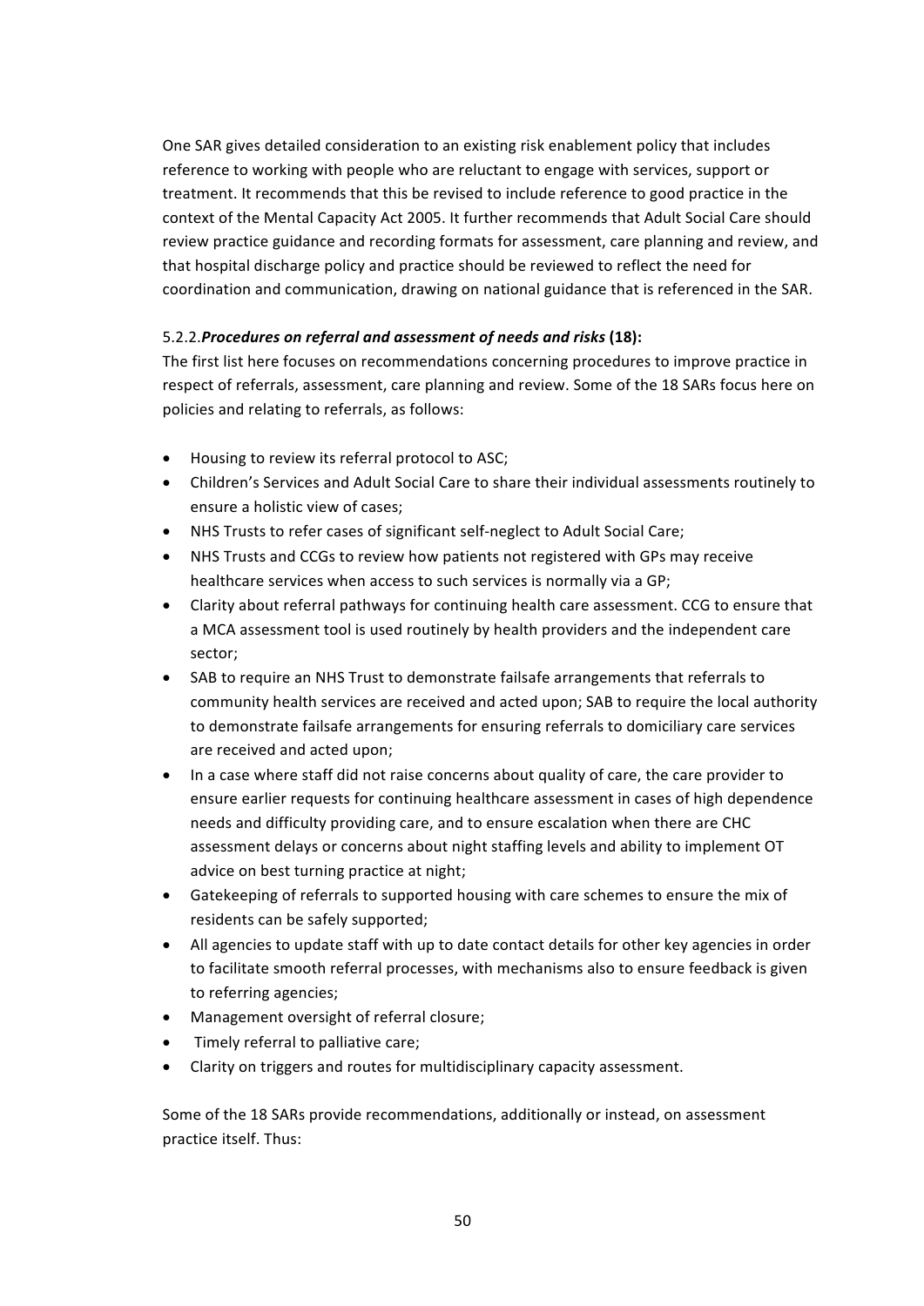One SAR gives detailed consideration to an existing risk enablement policy that includes reference to working with people who are reluctant to engage with services, support or treatment. It recommends that this be revised to include reference to good practice in the context of the Mental Capacity Act 2005. It further recommends that Adult Social Care should review practice guidance and recording formats for assessment, care planning and review, and that hospital discharge policy and practice should be reviewed to reflect the need for coordination and communication, drawing on national guidance that is referenced in the SAR.

5.2.2.***Procedures on referral and assessment of needs and risks* (18):**

The first list here focuses on recommendations concerning procedures to improve practice in respect of referrals, assessment, care planning and review. Some of the 18 SARs focus here on policies and relating to referrals, as follows:

- Housing to review its referral protocol to ASC;
- Children's Services and Adult Social Care to share their individual assessments routinely to ensure a holistic view of cases;
- NHS Trusts to refer cases of significant self-neglect to Adult Social Care;
- NHS Trusts and CCGs to review how patients not registered with GPs may receive healthcare services when access to such services is normally via a GP;
- Clarity about referral pathways for continuing health care assessment. CCG to ensure that a MCA assessment tool is used routinely by health providers and the independent care sector;
- SAB to require an NHS Trust to demonstrate failsafe arrangements that referrals to community health services are received and acted upon; SAB to require the local authority to demonstrate failsafe arrangements for ensuring referrals to domiciliary care services are received and acted upon;
- In a case where staff did not raise concerns about quality of care, the care provider to ensure earlier requests for continuing healthcare assessment in cases of high dependence needs and difficulty providing care, and to ensure escalation when there are CHC assessment delays or concerns about night staffing levels and ability to implement OT advice on best turning practice at night;
- Gatekeeping of referrals to supported housing with care schemes to ensure the mix of residents can be safely supported;
- All agencies to update staff with up to date contact details for other key agencies in order to facilitate smooth referral processes, with mechanisms also to ensure feedback is given to referring agencies;
- Management oversight of referral closure;
- Timely referral to palliative care;
- Clarity on triggers and routes for multidisciplinary capacity assessment.

Some of the 18 SARs provide recommendations, additionally or instead, on assessment practice itself. Thus: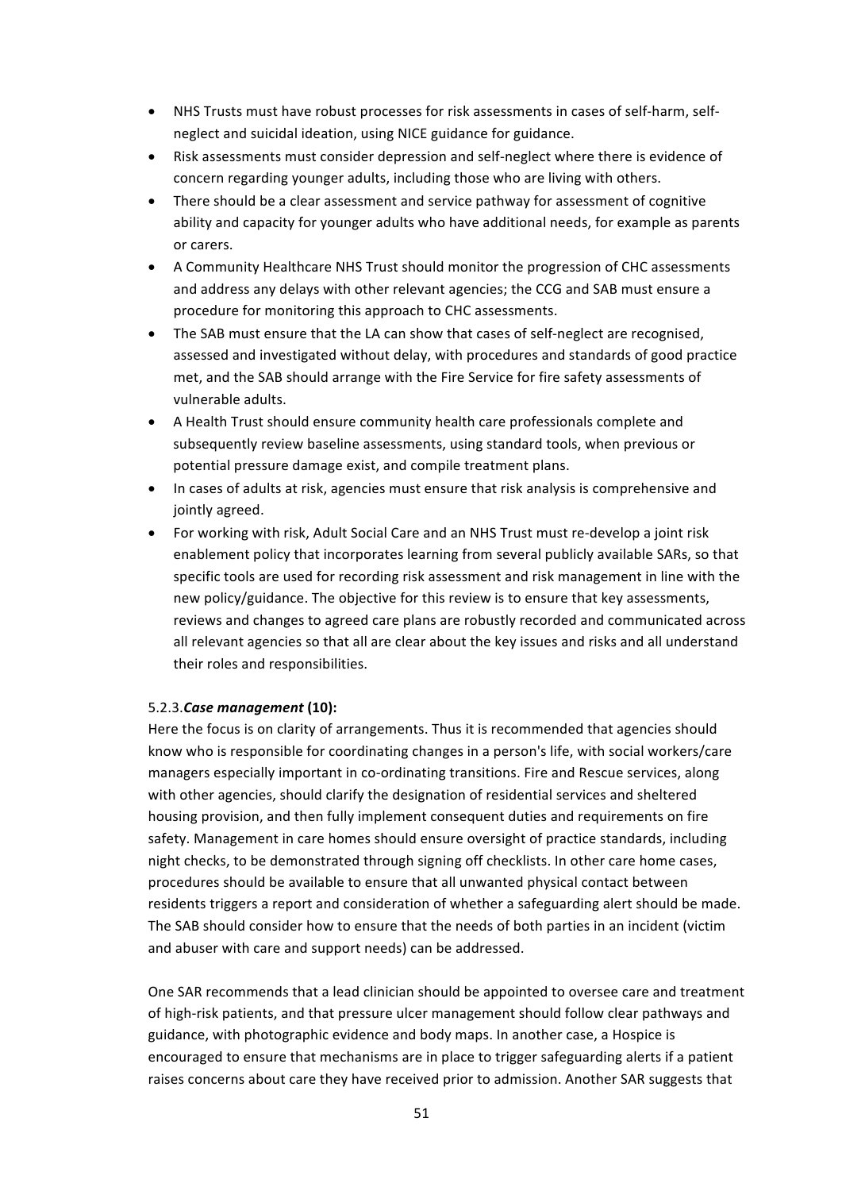- NHS Trusts must have robust processes for risk assessments in cases of self-harm, self-neglect and suicidal ideation, using NICE guidance for guidance.
- Risk assessments must consider depression and self-neglect where there is evidence of concern regarding younger adults, including those who are living with others.
- There should be a clear assessment and service pathway for assessment of cognitive ability and capacity for younger adults who have additional needs, for example as parents or carers.
- A Community Healthcare NHS Trust should monitor the progression of CHC assessments and address any delays with other relevant agencies; the CCG and SAB must ensure a procedure for monitoring this approach to CHC assessments.
- The SAB must ensure that the LA can show that cases of self-neglect are recognised, assessed and investigated without delay, with procedures and standards of good practice met, and the SAB should arrange with the Fire Service for fire safety assessments of vulnerable adults.
- A Health Trust should ensure community health care professionals complete and subsequently review baseline assessments, using standard tools, when previous or potential pressure damage exist, and compile treatment plans.
- In cases of adults at risk, agencies must ensure that risk analysis is comprehensive and jointly agreed.
- For working with risk, Adult Social Care and an NHS Trust must re-develop a joint risk enablement policy that incorporates learning from several publicly available SARs, so that specific tools are used for recording risk assessment and risk management in line with the new policy/guidance. The objective for this review is to ensure that key assessments, reviews and changes to agreed care plans are robustly recorded and communicated across all relevant agencies so that all are clear about the key issues and risks and all understand their roles and responsibilities.

5.2.3.***Case management* (10):**

Here the focus is on clarity of arrangements. Thus it is recommended that agencies should know who is responsible for coordinating changes in a person's life, with social workers/care managers especially important in co-ordinating transitions. Fire and Rescue services, along with other agencies, should clarify the designation of residential services and sheltered housing provision, and then fully implement consequent duties and requirements on fire safety. Management in care homes should ensure oversight of practice standards, including night checks, to be demonstrated through signing off checklists. In other care home cases, procedures should be available to ensure that all unwanted physical contact between residents triggers a report and consideration of whether a safeguarding alert should be made. The SAB should consider how to ensure that the needs of both parties in an incident (victim and abuser with care and support needs) can be addressed.

One SAR recommends that a lead clinician should be appointed to oversee care and treatment of high-risk patients, and that pressure ulcer management should follow clear pathways and guidance, with photographic evidence and body maps. In another case, a Hospice is encouraged to ensure that mechanisms are in place to trigger safeguarding alerts if a patient raises concerns about care they have received prior to admission. Another SAR suggests that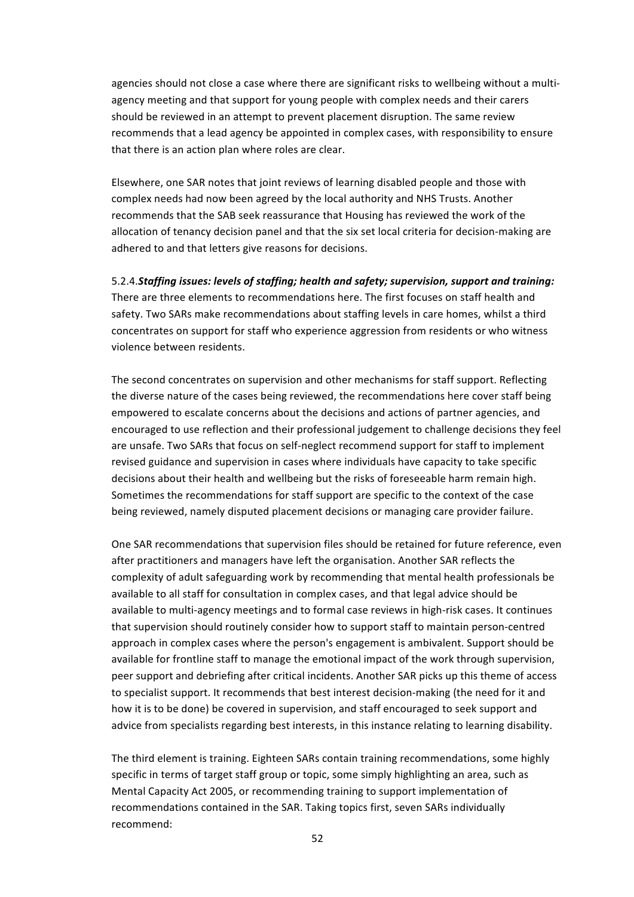agencies should not close a case where there are significant risks to wellbeing without a multi-agency meeting and that support for young people with complex needs and their carers should be reviewed in an attempt to prevent placement disruption. The same review recommends that a lead agency be appointed in complex cases, with responsibility to ensure that there is an action plan where roles are clear.

Elsewhere, one SAR notes that joint reviews of learning disabled people and those with complex needs had now been agreed by the local authority and NHS Trusts. Another recommends that the SAB seek reassurance that Housing has reviewed the work of the allocation of tenancy decision panel and that the six set local criteria for decision-making are adhered to and that letters give reasons for decisions.

5.2.4.***Staffing issues: levels of staffing; health and safety; supervision, support and training:*** There are three elements to recommendations here. The first focuses on staff health and safety. Two SARs make recommendations about staffing levels in care homes, whilst a third concentrates on support for staff who experience aggression from residents or who witness violence between residents.

The second concentrates on supervision and other mechanisms for staff support. Reflecting the diverse nature of the cases being reviewed, the recommendations here cover staff being empowered to escalate concerns about the decisions and actions of partner agencies, and encouraged to use reflection and their professional judgement to challenge decisions they feel are unsafe. Two SARs that focus on self-neglect recommend support for staff to implement revised guidance and supervision in cases where individuals have capacity to take specific decisions about their health and wellbeing but the risks of foreseeable harm remain high. Sometimes the recommendations for staff support are specific to the context of the case being reviewed, namely disputed placement decisions or managing care provider failure.

One SAR recommendations that supervision files should be retained for future reference, even after practitioners and managers have left the organisation. Another SAR reflects the complexity of adult safeguarding work by recommending that mental health professionals be available to all staff for consultation in complex cases, and that legal advice should be available to multi-agency meetings and to formal case reviews in high-risk cases. It continues that supervision should routinely consider how to support staff to maintain person-centred approach in complex cases where the person's engagement is ambivalent. Support should be available for frontline staff to manage the emotional impact of the work through supervision, peer support and debriefing after critical incidents. Another SAR picks up this theme of access to specialist support. It recommends that best interest decision-making (the need for it and how it is to be done) be covered in supervision, and staff encouraged to seek support and advice from specialists regarding best interests, in this instance relating to learning disability.

The third element is training. Eighteen SARs contain training recommendations, some highly specific in terms of target staff group or topic, some simply highlighting an area, such as Mental Capacity Act 2005, or recommending training to support implementation of recommendations contained in the SAR. Taking topics first, seven SARs individually recommend: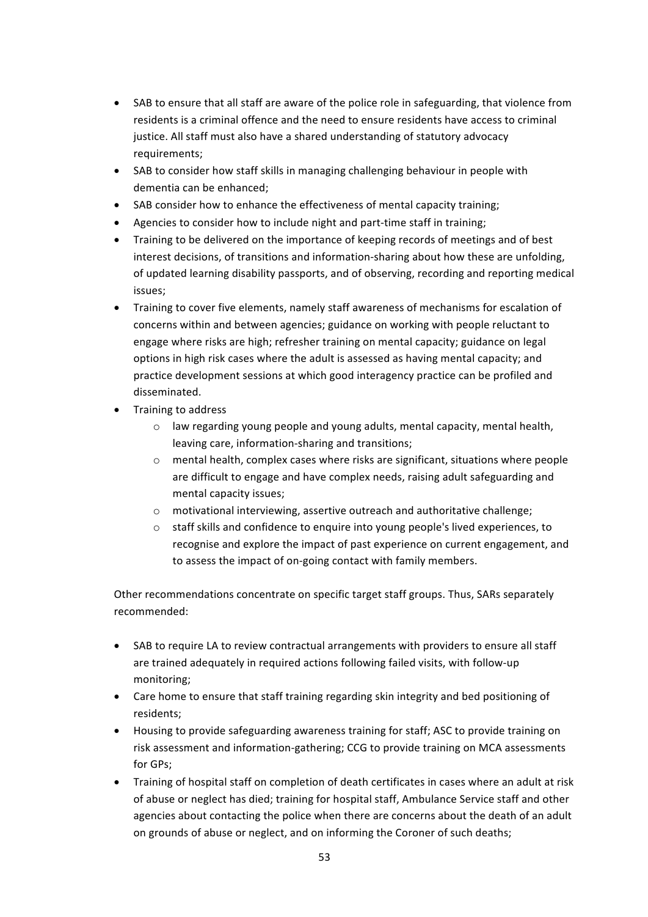- SAB to ensure that all staff are aware of the police role in safeguarding, that violence from residents is a criminal offence and the need to ensure residents have access to criminal justice. All staff must also have a shared understanding of statutory advocacy requirements;
- SAB to consider how staff skills in managing challenging behaviour in people with dementia can be enhanced;
- SAB consider how to enhance the effectiveness of mental capacity training;
- Agencies to consider how to include night and part-time staff in training;
- Training to be delivered on the importance of keeping records of meetings and of best interest decisions, of transitions and information-sharing about how these are unfolding, of updated learning disability passports, and of observing, recording and reporting medical issues;
- Training to cover five elements, namely staff awareness of mechanisms for escalation of concerns within and between agencies; guidance on working with people reluctant to engage where risks are high; refresher training on mental capacity; guidance on legal options in high risk cases where the adult is assessed as having mental capacity; and practice development sessions at which good interagency practice can be profiled and disseminated.
- Training to address
  - law regarding young people and young adults, mental capacity, mental health, leaving care, information-sharing and transitions;
  - mental health, complex cases where risks are significant, situations where people are difficult to engage and have complex needs, raising adult safeguarding and mental capacity issues;
  - motivational interviewing, assertive outreach and authoritative challenge;
  - staff skills and confidence to enquire into young people's lived experiences, to recognise and explore the impact of past experience on current engagement, and to assess the impact of on-going contact with family members.

Other recommendations concentrate on specific target staff groups. Thus, SARs separately recommended:

- SAB to require LA to review contractual arrangements with providers to ensure all staff are trained adequately in required actions following failed visits, with follow-up monitoring;
- Care home to ensure that staff training regarding skin integrity and bed positioning of residents;
- Housing to provide safeguarding awareness training for staff; ASC to provide training on risk assessment and information-gathering; CCG to provide training on MCA assessments for GPs;
- Training of hospital staff on completion of death certificates in cases where an adult at risk of abuse or neglect has died; training for hospital staff, Ambulance Service staff and other agencies about contacting the police when there are concerns about the death of an adult on grounds of abuse or neglect, and on informing the Coroner of such deaths;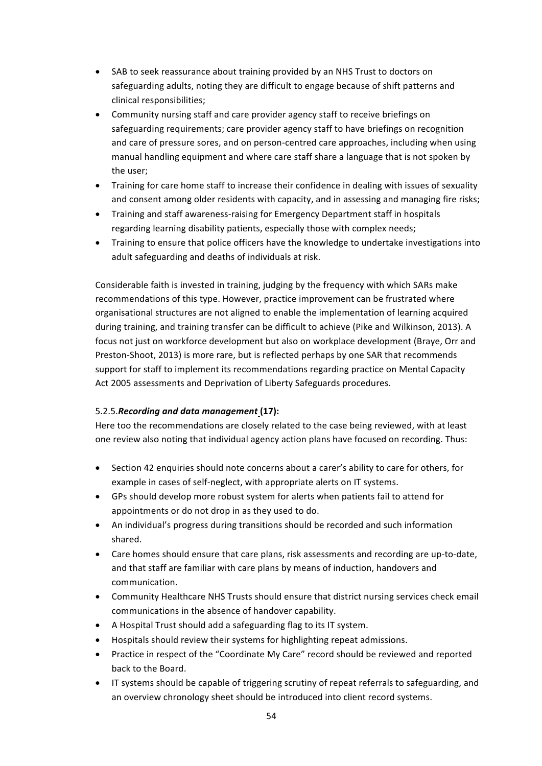- SAB to seek reassurance about training provided by an NHS Trust to doctors on safeguarding adults, noting they are difficult to engage because of shift patterns and clinical responsibilities;
- Community nursing staff and care provider agency staff to receive briefings on safeguarding requirements; care provider agency staff to have briefings on recognition and care of pressure sores, and on person-centred care approaches, including when using manual handling equipment and where care staff share a language that is not spoken by the user;
- Training for care home staff to increase their confidence in dealing with issues of sexuality and consent among older residents with capacity, and in assessing and managing fire risks;
- Training and staff awareness-raising for Emergency Department staff in hospitals regarding learning disability patients, especially those with complex needs;
- Training to ensure that police officers have the knowledge to undertake investigations into adult safeguarding and deaths of individuals at risk.

Considerable faith is invested in training, judging by the frequency with which SARs make recommendations of this type. However, practice improvement can be frustrated where organisational structures are not aligned to enable the implementation of learning acquired during training, and training transfer can be difficult to achieve (Pike and Wilkinson, 2013). A focus not just on workforce development but also on workplace development (Braye, Orr and Preston-Shoot, 2013) is more rare, but is reflected perhaps by one SAR that recommends support for staff to implement its recommendations regarding practice on Mental Capacity Act 2005 assessments and Deprivation of Liberty Safeguards procedures.

5.2.5.***Recording and data management* (17):**

Here too the recommendations are closely related to the case being reviewed, with at least one review also noting that individual agency action plans have focused on recording. Thus:

- Section 42 enquiries should note concerns about a carer's ability to care for others, for example in cases of self-neglect, with appropriate alerts on IT systems.
- GPs should develop more robust system for alerts when patients fail to attend for appointments or do not drop in as they used to do.
- An individual's progress during transitions should be recorded and such information shared.
- Care homes should ensure that care plans, risk assessments and recording are up-to-date, and that staff are familiar with care plans by means of induction, handovers and communication.
- Community Healthcare NHS Trusts should ensure that district nursing services check email communications in the absence of handover capability.
- A Hospital Trust should add a safeguarding flag to its IT system.
- Hospitals should review their systems for highlighting repeat admissions.
- Practice in respect of the "Coordinate My Care" record should be reviewed and reported back to the Board.
- IT systems should be capable of triggering scrutiny of repeat referrals to safeguarding, and an overview chronology sheet should be introduced into client record systems.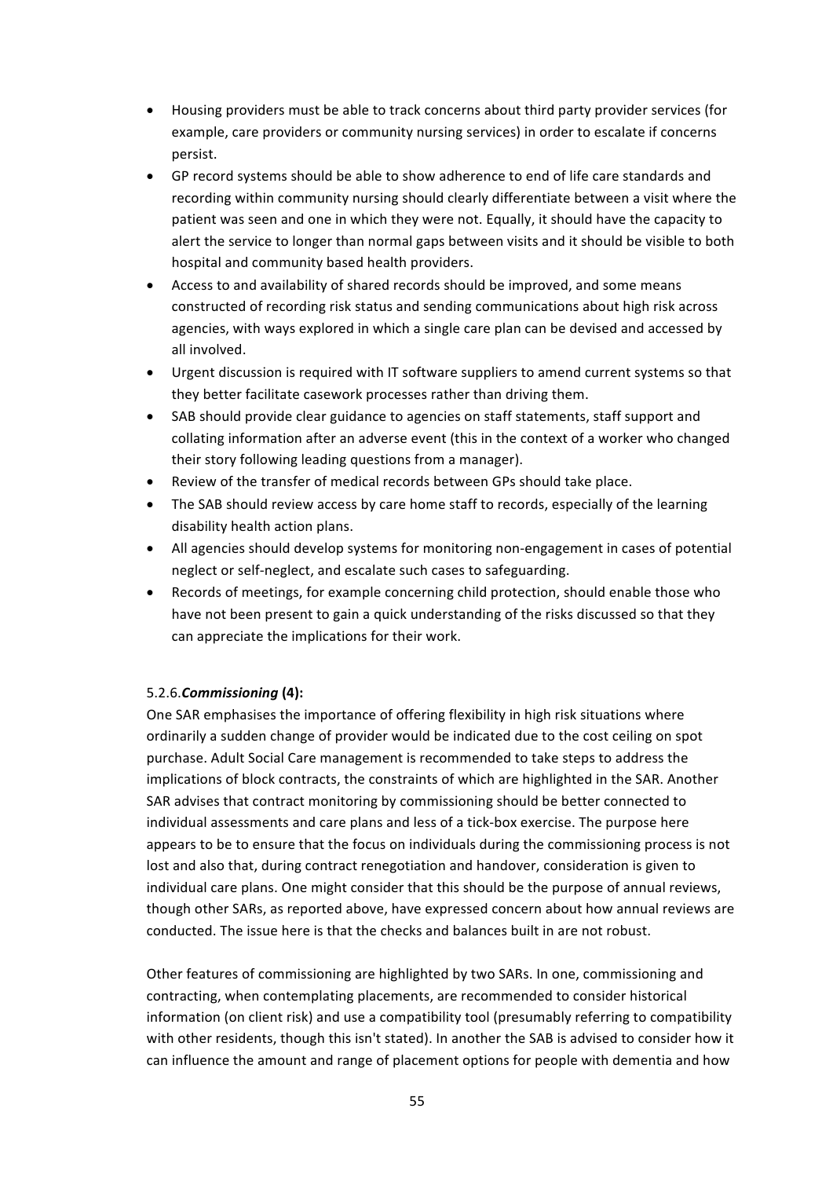- Housing providers must be able to track concerns about third party provider services (for example, care providers or community nursing services) in order to escalate if concerns persist.
- GP record systems should be able to show adherence to end of life care standards and recording within community nursing should clearly differentiate between a visit where the patient was seen and one in which they were not. Equally, it should have the capacity to alert the service to longer than normal gaps between visits and it should be visible to both hospital and community based health providers.
- Access to and availability of shared records should be improved, and some means constructed of recording risk status and sending communications about high risk across agencies, with ways explored in which a single care plan can be devised and accessed by all involved.
- Urgent discussion is required with IT software suppliers to amend current systems so that they better facilitate casework processes rather than driving them.
- SAB should provide clear guidance to agencies on staff statements, staff support and collating information after an adverse event (this in the context of a worker who changed their story following leading questions from a manager).
- Review of the transfer of medical records between GPs should take place.
- The SAB should review access by care home staff to records, especially of the learning disability health action plans.
- All agencies should develop systems for monitoring non-engagement in cases of potential neglect or self-neglect, and escalate such cases to safeguarding.
- Records of meetings, for example concerning child protection, should enable those who have not been present to gain a quick understanding of the risks discussed so that they can appreciate the implications for their work.

5.2.6.***Commissioning*** **(4):**

One SAR emphasises the importance of offering flexibility in high risk situations where ordinarily a sudden change of provider would be indicated due to the cost ceiling on spot purchase. Adult Social Care management is recommended to take steps to address the implications of block contracts, the constraints of which are highlighted in the SAR. Another SAR advises that contract monitoring by commissioning should be better connected to individual assessments and care plans and less of a tick-box exercise. The purpose here appears to be to ensure that the focus on individuals during the commissioning process is not lost and also that, during contract renegotiation and handover, consideration is given to individual care plans. One might consider that this should be the purpose of annual reviews, though other SARs, as reported above, have expressed concern about how annual reviews are conducted. The issue here is that the checks and balances built in are not robust.

Other features of commissioning are highlighted by two SARs. In one, commissioning and contracting, when contemplating placements, are recommended to consider historical information (on client risk) and use a compatibility tool (presumably referring to compatibility with other residents, though this isn't stated). In another the SAB is advised to consider how it can influence the amount and range of placement options for people with dementia and how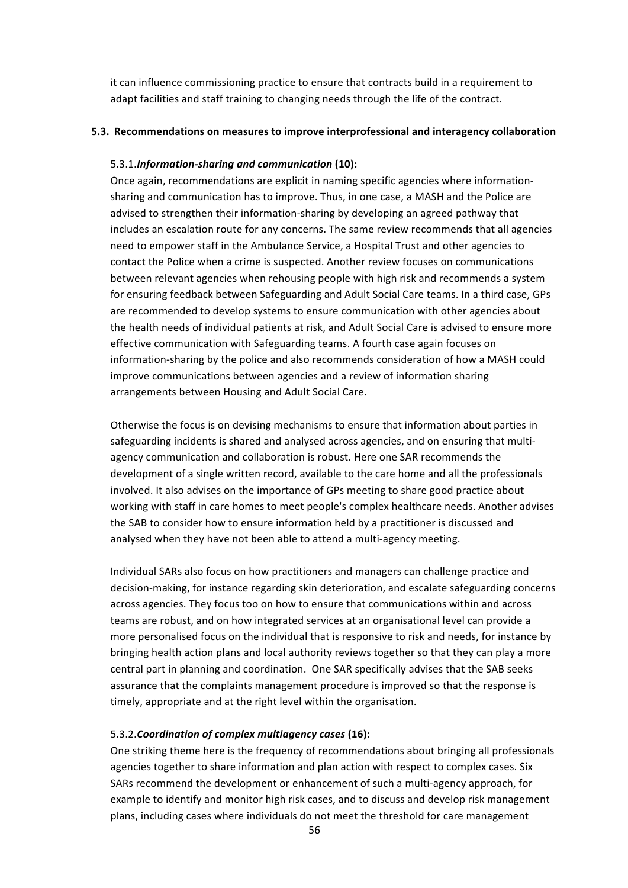it can influence commissioning practice to ensure that contracts build in a requirement to adapt facilities and staff training to changing needs through the life of the contract.

### 5.3. Recommendations on measures to improve interprofessional and interagency collaboration

#### 5.3.1. *Information-sharing and communication* (10):

Once again, recommendations are explicit in naming specific agencies where information-sharing and communication has to improve. Thus, in one case, a MASH and the Police are advised to strengthen their information-sharing by developing an agreed pathway that includes an escalation route for any concerns. The same review recommends that all agencies need to empower staff in the Ambulance Service, a Hospital Trust and other agencies to contact the Police when a crime is suspected. Another review focuses on communications between relevant agencies when rehousing people with high risk and recommends a system for ensuring feedback between Safeguarding and Adult Social Care teams. In a third case, GPs are recommended to develop systems to ensure communication with other agencies about the health needs of individual patients at risk, and Adult Social Care is advised to ensure more effective communication with Safeguarding teams. A fourth case again focuses on information-sharing by the police and also recommends consideration of how a MASH could improve communications between agencies and a review of information sharing arrangements between Housing and Adult Social Care.

Otherwise the focus is on devising mechanisms to ensure that information about parties in safeguarding incidents is shared and analysed across agencies, and on ensuring that multi-agency communication and collaboration is robust. Here one SAR recommends the development of a single written record, available to the care home and all the professionals involved. It also advises on the importance of GPs meeting to share good practice about working with staff in care homes to meet people's complex healthcare needs. Another advises the SAB to consider how to ensure information held by a practitioner is discussed and analysed when they have not been able to attend a multi-agency meeting.

Individual SARs also focus on how practitioners and managers can challenge practice and decision-making, for instance regarding skin deterioration, and escalate safeguarding concerns across agencies. They focus too on how to ensure that communications within and across teams are robust, and on how integrated services at an organisational level can provide a more personalised focus on the individual that is responsive to risk and needs, for instance by bringing health action plans and local authority reviews together so that they can play a more central part in planning and coordination. One SAR specifically advises that the SAB seeks assurance that the complaints management procedure is improved so that the response is timely, appropriate and at the right level within the organisation.

#### 5.3.2. *Coordination of complex multiagency cases* (16):

One striking theme here is the frequency of recommendations about bringing all professionals agencies together to share information and plan action with respect to complex cases. Six SARs recommend the development or enhancement of such a multi-agency approach, for example to identify and monitor high risk cases, and to discuss and develop risk management plans, including cases where individuals do not meet the threshold for care management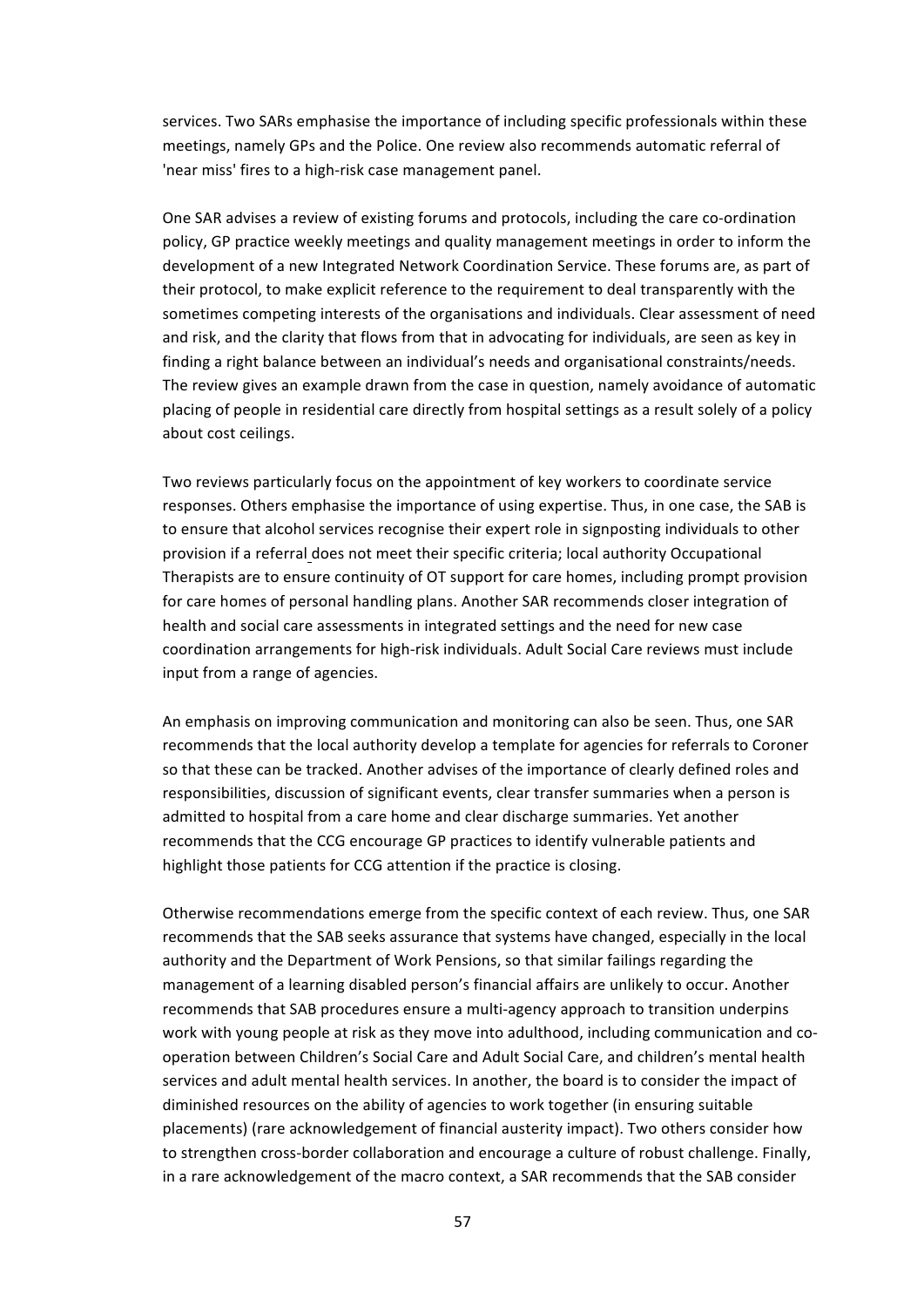services. Two SARs emphasise the importance of including specific professionals within these meetings, namely GPs and the Police. One review also recommends automatic referral of 'near miss' fires to a high-risk case management panel.

One SAR advises a review of existing forums and protocols, including the care co-ordination policy, GP practice weekly meetings and quality management meetings in order to inform the development of a new Integrated Network Coordination Service. These forums are, as part of their protocol, to make explicit reference to the requirement to deal transparently with the sometimes competing interests of the organisations and individuals. Clear assessment of need and risk, and the clarity that flows from that in advocating for individuals, are seen as key in finding a right balance between an individual's needs and organisational constraints/needs. The review gives an example drawn from the case in question, namely avoidance of automatic placing of people in residential care directly from hospital settings as a result solely of a policy about cost ceilings.

Two reviews particularly focus on the appointment of key workers to coordinate service responses. Others emphasise the importance of using expertise. Thus, in one case, the SAB is to ensure that alcohol services recognise their expert role in signposting individuals to other provision if a referral does not meet their specific criteria; local authority Occupational Therapists are to ensure continuity of OT support for care homes, including prompt provision for care homes of personal handling plans. Another SAR recommends closer integration of health and social care assessments in integrated settings and the need for new case coordination arrangements for high-risk individuals. Adult Social Care reviews must include input from a range of agencies.

An emphasis on improving communication and monitoring can also be seen. Thus, one SAR recommends that the local authority develop a template for agencies for referrals to Coroner so that these can be tracked. Another advises of the importance of clearly defined roles and responsibilities, discussion of significant events, clear transfer summaries when a person is admitted to hospital from a care home and clear discharge summaries. Yet another recommends that the CCG encourage GP practices to identify vulnerable patients and highlight those patients for CCG attention if the practice is closing.

Otherwise recommendations emerge from the specific context of each review. Thus, one SAR recommends that the SAB seeks assurance that systems have changed, especially in the local authority and the Department of Work Pensions, so that similar failings regarding the management of a learning disabled person's financial affairs are unlikely to occur. Another recommends that SAB procedures ensure a multi-agency approach to transition underpins work with young people at risk as they move into adulthood, including communication and co-operation between Children's Social Care and Adult Social Care, and children's mental health services and adult mental health services. In another, the board is to consider the impact of diminished resources on the ability of agencies to work together (in ensuring suitable placements) (rare acknowledgement of financial austerity impact). Two others consider how to strengthen cross-border collaboration and encourage a culture of robust challenge. Finally, in a rare acknowledgement of the macro context, a SAR recommends that the SAB consider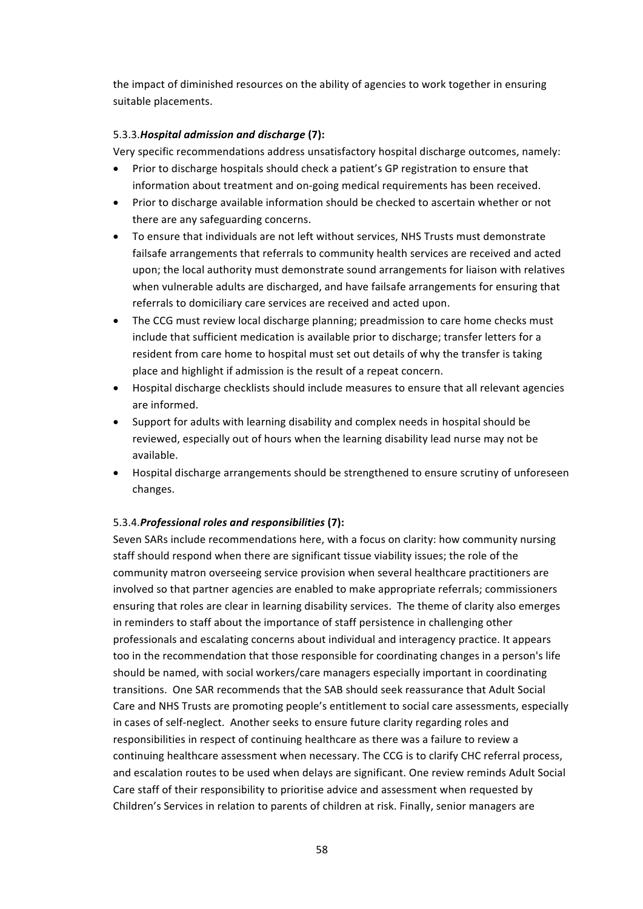the impact of diminished resources on the ability of agencies to work together in ensuring suitable placements.

#### 5.3.3. ***Hospital admission and discharge* (7):**

Very specific recommendations address unsatisfactory hospital discharge outcomes, namely:

- Prior to discharge hospitals should check a patient's GP registration to ensure that information about treatment and on-going medical requirements has been received.
- Prior to discharge available information should be checked to ascertain whether or not there are any safeguarding concerns.
- To ensure that individuals are not left without services, NHS Trusts must demonstrate failsafe arrangements that referrals to community health services are received and acted upon; the local authority must demonstrate sound arrangements for liaison with relatives when vulnerable adults are discharged, and have failsafe arrangements for ensuring that referrals to domiciliary care services are received and acted upon.
- The CCG must review local discharge planning; preadmission to care home checks must include that sufficient medication is available prior to discharge; transfer letters for a resident from care home to hospital must set out details of why the transfer is taking place and highlight if admission is the result of a repeat concern.
- Hospital discharge checklists should include measures to ensure that all relevant agencies are informed.
- Support for adults with learning disability and complex needs in hospital should be reviewed, especially out of hours when the learning disability lead nurse may not be available.
- Hospital discharge arrangements should be strengthened to ensure scrutiny of unforeseen changes.

#### 5.3.4. ***Professional roles and responsibilities* (7):**

Seven SARs include recommendations here, with a focus on clarity: how community nursing staff should respond when there are significant tissue viability issues; the role of the community matron overseeing service provision when several healthcare practitioners are involved so that partner agencies are enabled to make appropriate referrals; commissioners ensuring that roles are clear in learning disability services. The theme of clarity also emerges in reminders to staff about the importance of staff persistence in challenging other professionals and escalating concerns about individual and interagency practice. It appears too in the recommendation that those responsible for coordinating changes in a person's life should be named, with social workers/care managers especially important in coordinating transitions. One SAR recommends that the SAB should seek reassurance that Adult Social Care and NHS Trusts are promoting people's entitlement to social care assessments, especially in cases of self-neglect. Another seeks to ensure future clarity regarding roles and responsibilities in respect of continuing healthcare as there was a failure to review a continuing healthcare assessment when necessary. The CCG is to clarify CHC referral process, and escalation routes to be used when delays are significant. One review reminds Adult Social Care staff of their responsibility to prioritise advice and assessment when requested by Children's Services in relation to parents of children at risk. Finally, senior managers are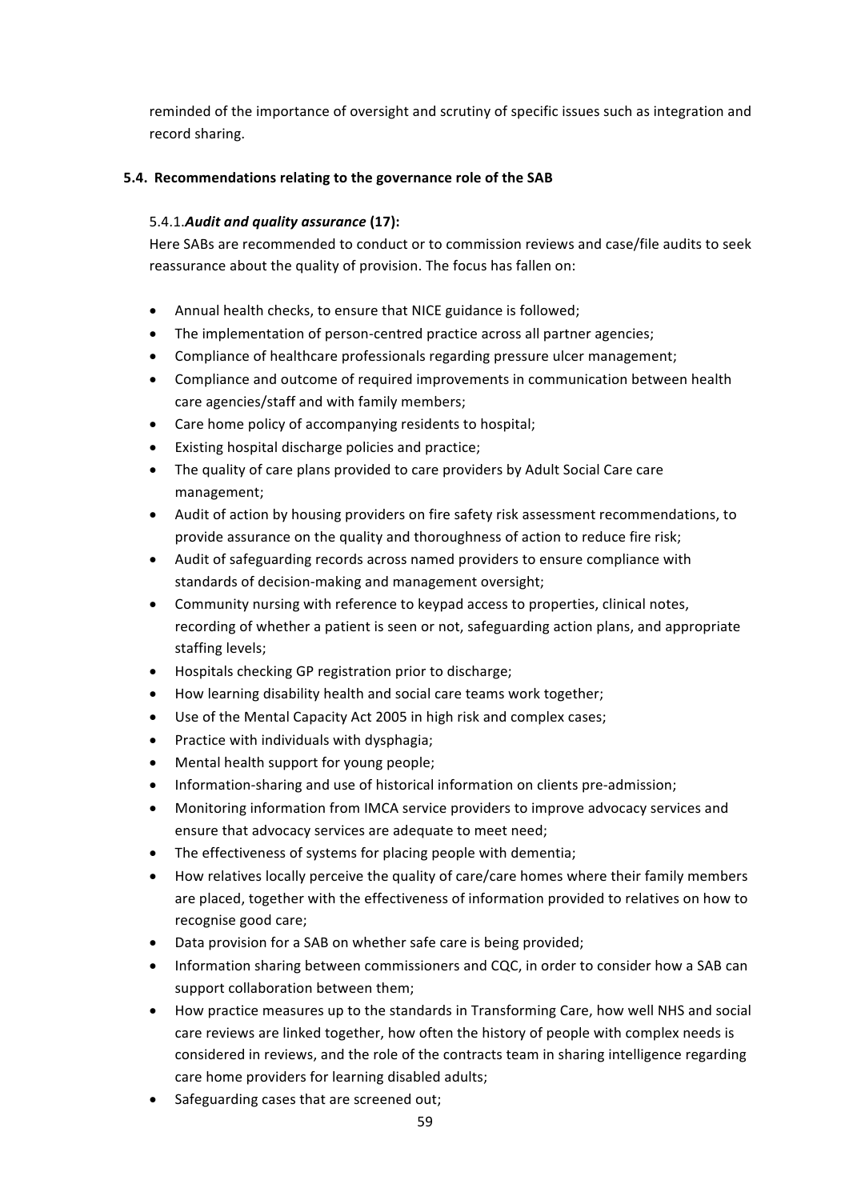reminded of the importance of oversight and scrutiny of specific issues such as integration and record sharing.

### 5.4. Recommendations relating to the governance role of the SAB

#### 5.4.1. ***Audit and quality assurance*** **(17):**

Here SABs are recommended to conduct or to commission reviews and case/file audits to seek reassurance about the quality of provision. The focus has fallen on:

- Annual health checks, to ensure that NICE guidance is followed;
- The implementation of person-centred practice across all partner agencies;
- Compliance of healthcare professionals regarding pressure ulcer management;
- Compliance and outcome of required improvements in communication between health care agencies/staff and with family members;
- Care home policy of accompanying residents to hospital;
- Existing hospital discharge policies and practice;
- The quality of care plans provided to care providers by Adult Social Care care management;
- Audit of action by housing providers on fire safety risk assessment recommendations, to provide assurance on the quality and thoroughness of action to reduce fire risk;
- Audit of safeguarding records across named providers to ensure compliance with standards of decision-making and management oversight;
- Community nursing with reference to keypad access to properties, clinical notes, recording of whether a patient is seen or not, safeguarding action plans, and appropriate staffing levels;
- Hospitals checking GP registration prior to discharge;
- How learning disability health and social care teams work together;
- Use of the Mental Capacity Act 2005 in high risk and complex cases;
- Practice with individuals with dysphagia;
- Mental health support for young people;
- Information-sharing and use of historical information on clients pre-admission;
- Monitoring information from IMCA service providers to improve advocacy services and ensure that advocacy services are adequate to meet need;
- The effectiveness of systems for placing people with dementia;
- How relatives locally perceive the quality of care/care homes where their family members are placed, together with the effectiveness of information provided to relatives on how to recognise good care;
- Data provision for a SAB on whether safe care is being provided;
- Information sharing between commissioners and CQC, in order to consider how a SAB can support collaboration between them;
- How practice measures up to the standards in Transforming Care, how well NHS and social care reviews are linked together, how often the history of people with complex needs is considered in reviews, and the role of the contracts team in sharing intelligence regarding care home providers for learning disabled adults;
- Safeguarding cases that are screened out;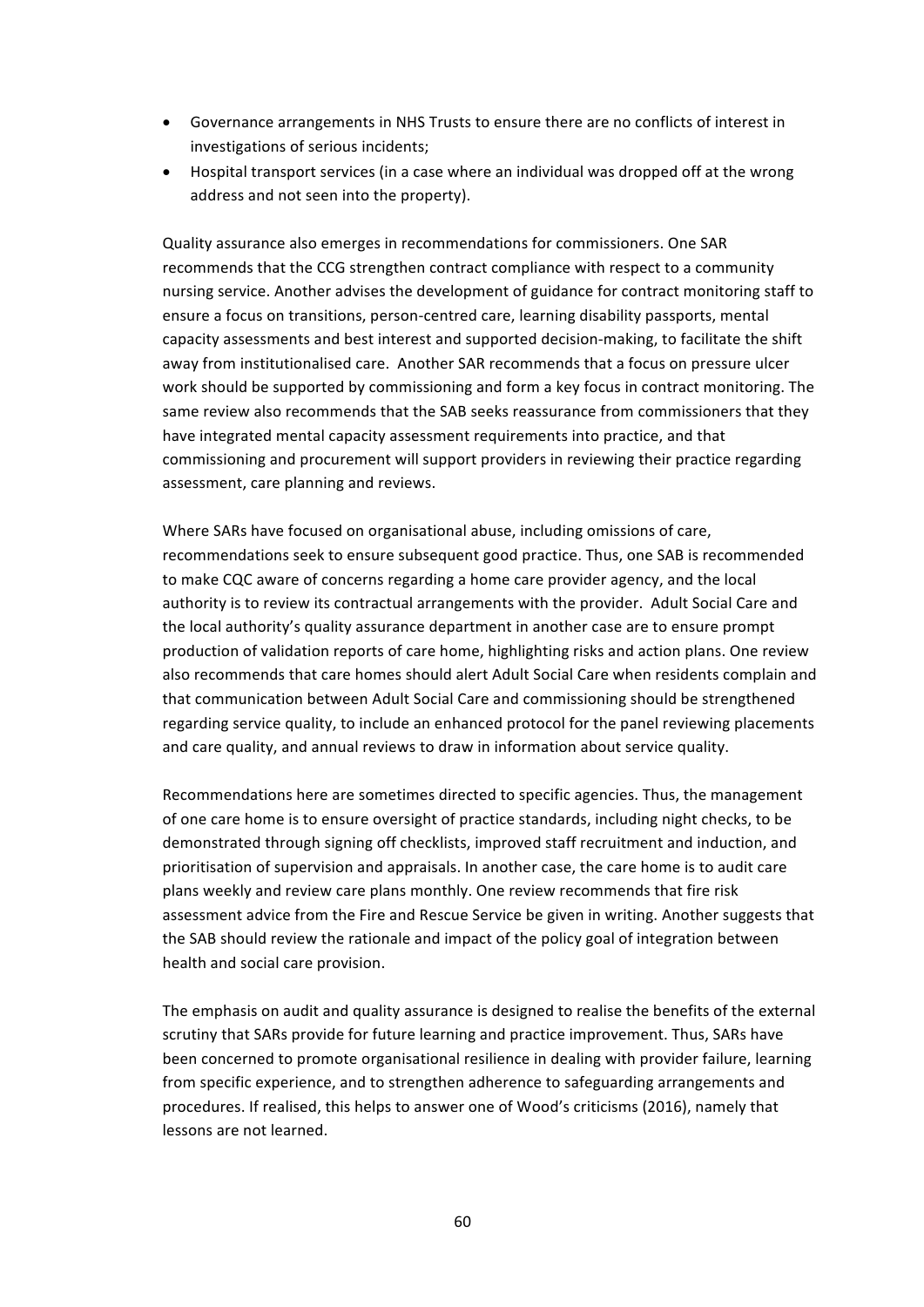- Governance arrangements in NHS Trusts to ensure there are no conflicts of interest in investigations of serious incidents;
- Hospital transport services (in a case where an individual was dropped off at the wrong address and not seen into the property).

Quality assurance also emerges in recommendations for commissioners. One SAR recommends that the CCG strengthen contract compliance with respect to a community nursing service. Another advises the development of guidance for contract monitoring staff to ensure a focus on transitions, person-centred care, learning disability passports, mental capacity assessments and best interest and supported decision-making, to facilitate the shift away from institutionalised care. Another SAR recommends that a focus on pressure ulcer work should be supported by commissioning and form a key focus in contract monitoring. The same review also recommends that the SAB seeks reassurance from commissioners that they have integrated mental capacity assessment requirements into practice, and that commissioning and procurement will support providers in reviewing their practice regarding assessment, care planning and reviews.

Where SARs have focused on organisational abuse, including omissions of care, recommendations seek to ensure subsequent good practice. Thus, one SAB is recommended to make CQC aware of concerns regarding a home care provider agency, and the local authority is to review its contractual arrangements with the provider. Adult Social Care and the local authority's quality assurance department in another case are to ensure prompt production of validation reports of care home, highlighting risks and action plans. One review also recommends that care homes should alert Adult Social Care when residents complain and that communication between Adult Social Care and commissioning should be strengthened regarding service quality, to include an enhanced protocol for the panel reviewing placements and care quality, and annual reviews to draw in information about service quality.

Recommendations here are sometimes directed to specific agencies. Thus, the management of one care home is to ensure oversight of practice standards, including night checks, to be demonstrated through signing off checklists, improved staff recruitment and induction, and prioritisation of supervision and appraisals. In another case, the care home is to audit care plans weekly and review care plans monthly. One review recommends that fire risk assessment advice from the Fire and Rescue Service be given in writing. Another suggests that the SAB should review the rationale and impact of the policy goal of integration between health and social care provision.

The emphasis on audit and quality assurance is designed to realise the benefits of the external scrutiny that SARs provide for future learning and practice improvement. Thus, SARs have been concerned to promote organisational resilience in dealing with provider failure, learning from specific experience, and to strengthen adherence to safeguarding arrangements and procedures. If realised, this helps to answer one of Wood's criticisms (2016), namely that lessons are not learned.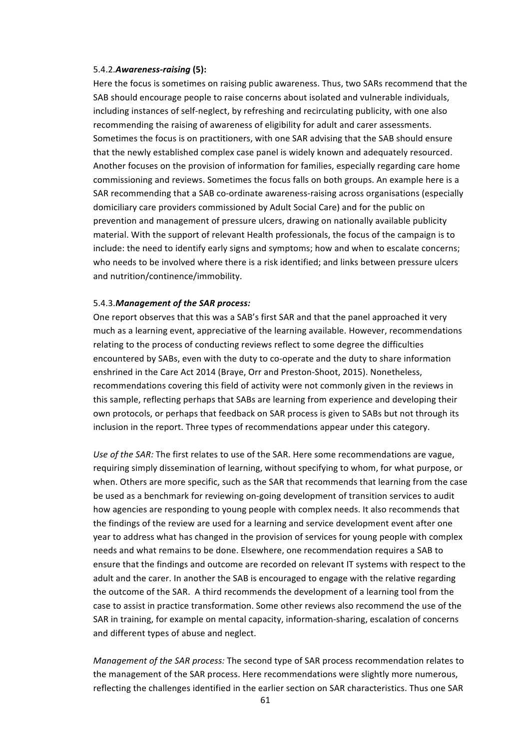#### 5.4.2. *Awareness-raising* (5):

Here the focus is sometimes on raising public awareness. Thus, two SARs recommend that the SAB should encourage people to raise concerns about isolated and vulnerable individuals, including instances of self-neglect, by refreshing and recirculating publicity, with one also recommending the raising of awareness of eligibility for adult and carer assessments. Sometimes the focus is on practitioners, with one SAR advising that the SAB should ensure that the newly established complex case panel is widely known and adequately resourced. Another focuses on the provision of information for families, especially regarding care home commissioning and reviews. Sometimes the focus falls on both groups. An example here is a SAR recommending that a SAB co-ordinate awareness-raising across organisations (especially domiciliary care providers commissioned by Adult Social Care) and for the public on prevention and management of pressure ulcers, drawing on nationally available publicity material. With the support of relevant Health professionals, the focus of the campaign is to include: the need to identify early signs and symptoms; how and when to escalate concerns; who needs to be involved where there is a risk identified; and links between pressure ulcers and nutrition/continence/immobility.

#### 5.4.3. *Management of the SAR process:*

One report observes that this was a SAB's first SAR and that the panel approached it very much as a learning event, appreciative of the learning available. However, recommendations relating to the process of conducting reviews reflect to some degree the difficulties encountered by SABs, even with the duty to co-operate and the duty to share information enshrined in the Care Act 2014 (Braye, Orr and Preston-Shoot, 2015). Nonetheless, recommendations covering this field of activity were not commonly given in the reviews in this sample, reflecting perhaps that SABs are learning from experience and developing their own protocols, or perhaps that feedback on SAR process is given to SABs but not through its inclusion in the report. Three types of recommendations appear under this category.

*Use of the SAR:* The first relates to use of the SAR. Here some recommendations are vague, requiring simply dissemination of learning, without specifying to whom, for what purpose, or when. Others are more specific, such as the SAR that recommends that learning from the case be used as a benchmark for reviewing on-going development of transition services to audit how agencies are responding to young people with complex needs. It also recommends that the findings of the review are used for a learning and service development event after one year to address what has changed in the provision of services for young people with complex needs and what remains to be done. Elsewhere, one recommendation requires a SAB to ensure that the findings and outcome are recorded on relevant IT systems with respect to the adult and the carer. In another the SAB is encouraged to engage with the relative regarding the outcome of the SAR. A third recommends the development of a learning tool from the case to assist in practice transformation. Some other reviews also recommend the use of the SAR in training, for example on mental capacity, information-sharing, escalation of concerns and different types of abuse and neglect.

*Management of the SAR process:* The second type of SAR process recommendation relates to the management of the SAR process. Here recommendations were slightly more numerous, reflecting the challenges identified in the earlier section on SAR characteristics. Thus one SAR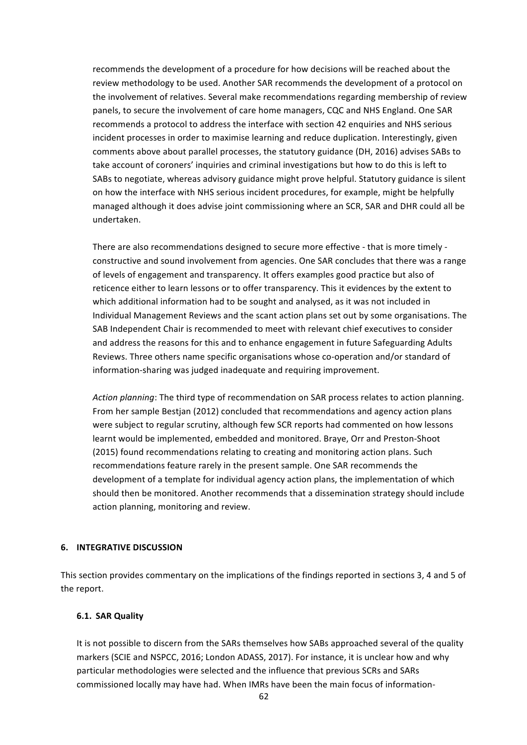recommends the development of a procedure for how decisions will be reached about the review methodology to be used. Another SAR recommends the development of a protocol on the involvement of relatives. Several make recommendations regarding membership of review panels, to secure the involvement of care home managers, CQC and NHS England. One SAR recommends a protocol to address the interface with section 42 enquiries and NHS serious incident processes in order to maximise learning and reduce duplication. Interestingly, given comments above about parallel processes, the statutory guidance (DH, 2016) advises SABs to take account of coroners' inquiries and criminal investigations but how to do this is left to SABs to negotiate, whereas advisory guidance might prove helpful. Statutory guidance is silent on how the interface with NHS serious incident procedures, for example, might be helpfully managed although it does advise joint commissioning where an SCR, SAR and DHR could all be undertaken.

There are also recommendations designed to secure more effective - that is more timely - constructive and sound involvement from agencies. One SAR concludes that there was a range of levels of engagement and transparency. It offers examples good practice but also of reticence either to learn lessons or to offer transparency. This it evidences by the extent to which additional information had to be sought and analysed, as it was not included in Individual Management Reviews and the scant action plans set out by some organisations. The SAB Independent Chair is recommended to meet with relevant chief executives to consider and address the reasons for this and to enhance engagement in future Safeguarding Adults Reviews. Three others name specific organisations whose co-operation and/or standard of information-sharing was judged inadequate and requiring improvement.

*Action planning*: The third type of recommendation on SAR process relates to action planning. From her sample Bestjan (2012) concluded that recommendations and agency action plans were subject to regular scrutiny, although few SCR reports had commented on how lessons learnt would be implemented, embedded and monitored. Braye, Orr and Preston-Shoot (2015) found recommendations relating to creating and monitoring action plans. Such recommendations feature rarely in the present sample. One SAR recommends the development of a template for individual agency action plans, the implementation of which should then be monitored. Another recommends that a dissemination strategy should include action planning, monitoring and review.

## 6. INTEGRATIVE DISCUSSION

This section provides commentary on the implications of the findings reported in sections 3, 4 and 5 of the report.

### 6.1. SAR Quality

It is not possible to discern from the SARs themselves how SABs approached several of the quality markers (SCIE and NSPCC, 2016; London ADASS, 2017). For instance, it is unclear how and why particular methodologies were selected and the influence that previous SCRs and SARs commissioned locally may have had. When IMRs have been the main focus of information-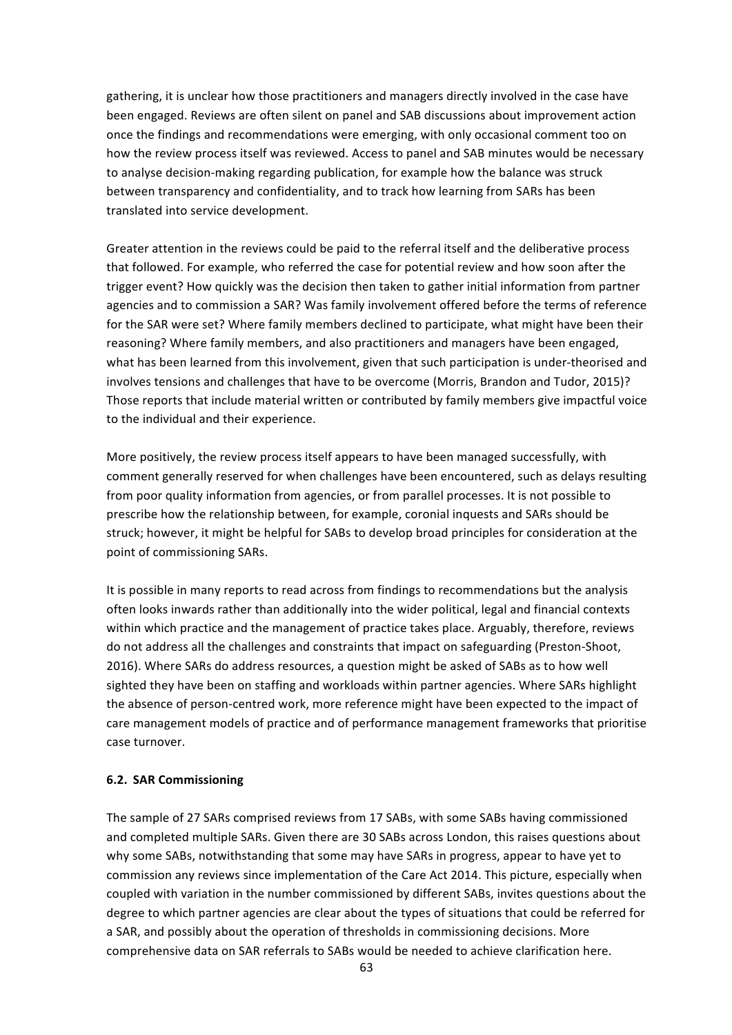gathering, it is unclear how those practitioners and managers directly involved in the case have been engaged. Reviews are often silent on panel and SAB discussions about improvement action once the findings and recommendations were emerging, with only occasional comment too on how the review process itself was reviewed. Access to panel and SAB minutes would be necessary to analyse decision-making regarding publication, for example how the balance was struck between transparency and confidentiality, and to track how learning from SARs has been translated into service development.

Greater attention in the reviews could be paid to the referral itself and the deliberative process that followed. For example, who referred the case for potential review and how soon after the trigger event? How quickly was the decision then taken to gather initial information from partner agencies and to commission a SAR? Was family involvement offered before the terms of reference for the SAR were set? Where family members declined to participate, what might have been their reasoning? Where family members, and also practitioners and managers have been engaged, what has been learned from this involvement, given that such participation is under-theorised and involves tensions and challenges that have to be overcome (Morris, Brandon and Tudor, 2015)? Those reports that include material written or contributed by family members give impactful voice to the individual and their experience.

More positively, the review process itself appears to have been managed successfully, with comment generally reserved for when challenges have been encountered, such as delays resulting from poor quality information from agencies, or from parallel processes. It is not possible to prescribe how the relationship between, for example, coronial inquests and SARs should be struck; however, it might be helpful for SABs to develop broad principles for consideration at the point of commissioning SARs.

It is possible in many reports to read across from findings to recommendations but the analysis often looks inwards rather than additionally into the wider political, legal and financial contexts within which practice and the management of practice takes place. Arguably, therefore, reviews do not address all the challenges and constraints that impact on safeguarding (Preston-Shoot, 2016). Where SARs do address resources, a question might be asked of SABs as to how well sighted they have been on staffing and workloads within partner agencies. Where SARs highlight the absence of person-centred work, more reference might have been expected to the impact of care management models of practice and of performance management frameworks that prioritise case turnover.

### 6.2. SAR Commissioning

The sample of 27 SARs comprised reviews from 17 SABs, with some SABs having commissioned and completed multiple SARs. Given there are 30 SABs across London, this raises questions about why some SABs, notwithstanding that some may have SARs in progress, appear to have yet to commission any reviews since implementation of the Care Act 2014. This picture, especially when coupled with variation in the number commissioned by different SABs, invites questions about the degree to which partner agencies are clear about the types of situations that could be referred for a SAR, and possibly about the operation of thresholds in commissioning decisions. More comprehensive data on SAR referrals to SABs would be needed to achieve clarification here.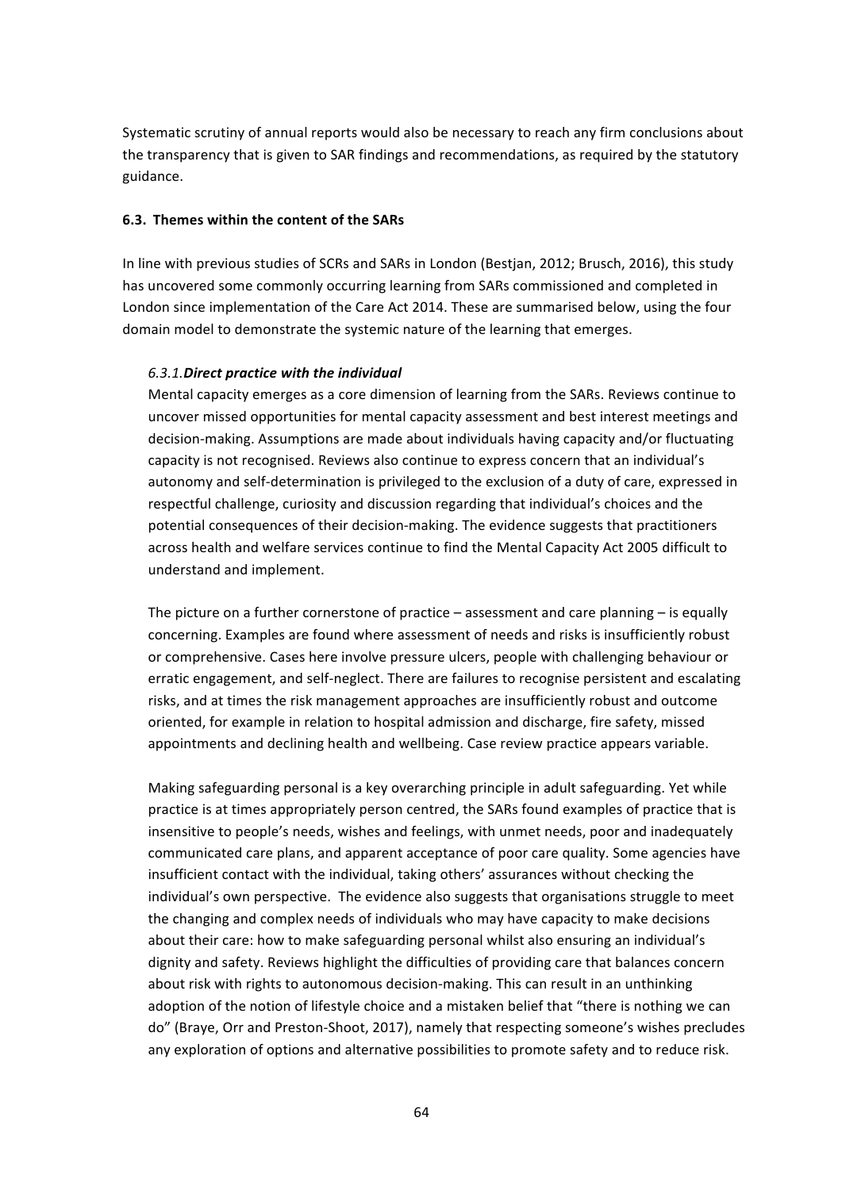Systematic scrutiny of annual reports would also be necessary to reach any firm conclusions about the transparency that is given to SAR findings and recommendations, as required by the statutory guidance.

### 6.3. Themes within the content of the SARs

In line with previous studies of SCRs and SARs in London (Bestjan, 2012; Brusch, 2016), this study has uncovered some commonly occurring learning from SARs commissioned and completed in London since implementation of the Care Act 2014. These are summarised below, using the four domain model to demonstrate the systemic nature of the learning that emerges.

#### *6.3.1.* ***Direct practice with the individual***

Mental capacity emerges as a core dimension of learning from the SARs. Reviews continue to uncover missed opportunities for mental capacity assessment and best interest meetings and decision-making. Assumptions are made about individuals having capacity and/or fluctuating capacity is not recognised. Reviews also continue to express concern that an individual's autonomy and self-determination is privileged to the exclusion of a duty of care, expressed in respectful challenge, curiosity and discussion regarding that individual's choices and the potential consequences of their decision-making. The evidence suggests that practitioners across health and welfare services continue to find the Mental Capacity Act 2005 difficult to understand and implement.

The picture on a further cornerstone of practice – assessment and care planning – is equally concerning. Examples are found where assessment of needs and risks is insufficiently robust or comprehensive. Cases here involve pressure ulcers, people with challenging behaviour or erratic engagement, and self-neglect. There are failures to recognise persistent and escalating risks, and at times the risk management approaches are insufficiently robust and outcome oriented, for example in relation to hospital admission and discharge, fire safety, missed appointments and declining health and wellbeing. Case review practice appears variable.

Making safeguarding personal is a key overarching principle in adult safeguarding. Yet while practice is at times appropriately person centred, the SARs found examples of practice that is insensitive to people's needs, wishes and feelings, with unmet needs, poor and inadequately communicated care plans, and apparent acceptance of poor care quality. Some agencies have insufficient contact with the individual, taking others' assurances without checking the individual's own perspective. The evidence also suggests that organisations struggle to meet the changing and complex needs of individuals who may have capacity to make decisions about their care: how to make safeguarding personal whilst also ensuring an individual's dignity and safety. Reviews highlight the difficulties of providing care that balances concern about risk with rights to autonomous decision-making. This can result in an unthinking adoption of the notion of lifestyle choice and a mistaken belief that "there is nothing we can do" (Braye, Orr and Preston-Shoot, 2017), namely that respecting someone's wishes precludes any exploration of options and alternative possibilities to promote safety and to reduce risk.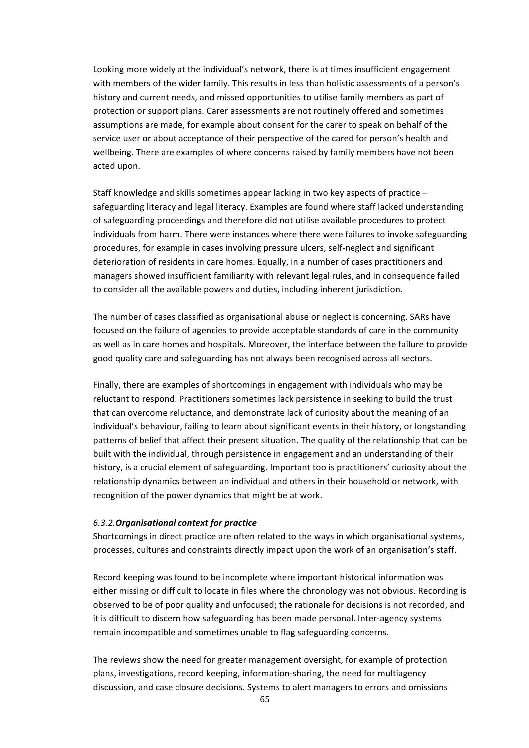Looking more widely at the individual's network, there is at times insufficient engagement with members of the wider family. This results in less than holistic assessments of a person's history and current needs, and missed opportunities to utilise family members as part of protection or support plans. Carer assessments are not routinely offered and sometimes assumptions are made, for example about consent for the carer to speak on behalf of the service user or about acceptance of their perspective of the cared for person's health and wellbeing. There are examples of where concerns raised by family members have not been acted upon.

Staff knowledge and skills sometimes appear lacking in two key aspects of practice – safeguarding literacy and legal literacy. Examples are found where staff lacked understanding of safeguarding proceedings and therefore did not utilise available procedures to protect individuals from harm. There were instances where there were failures to invoke safeguarding procedures, for example in cases involving pressure ulcers, self-neglect and significant deterioration of residents in care homes. Equally, in a number of cases practitioners and managers showed insufficient familiarity with relevant legal rules, and in consequence failed to consider all the available powers and duties, including inherent jurisdiction.

The number of cases classified as organisational abuse or neglect is concerning. SARs have focused on the failure of agencies to provide acceptable standards of care in the community as well as in care homes and hospitals. Moreover, the interface between the failure to provide good quality care and safeguarding has not always been recognised across all sectors.

Finally, there are examples of shortcomings in engagement with individuals who may be reluctant to respond. Practitioners sometimes lack persistence in seeking to build the trust that can overcome reluctance, and demonstrate lack of curiosity about the meaning of an individual's behaviour, failing to learn about significant events in their history, or longstanding patterns of belief that affect their present situation. The quality of the relationship that can be built with the individual, through persistence in engagement and an understanding of their history, is a crucial element of safeguarding. Important too is practitioners' curiosity about the relationship dynamics between an individual and others in their household or network, with recognition of the power dynamics that might be at work.

#### *6.3.2.* ***Organisational context for practice***

Shortcomings in direct practice are often related to the ways in which organisational systems, processes, cultures and constraints directly impact upon the work of an organisation's staff.

Record keeping was found to be incomplete where important historical information was either missing or difficult to locate in files where the chronology was not obvious. Recording is observed to be of poor quality and unfocused; the rationale for decisions is not recorded, and it is difficult to discern how safeguarding has been made personal. Inter-agency systems remain incompatible and sometimes unable to flag safeguarding concerns.

The reviews show the need for greater management oversight, for example of protection plans, investigations, record keeping, information-sharing, the need for multiagency discussion, and case closure decisions. Systems to alert managers to errors and omissions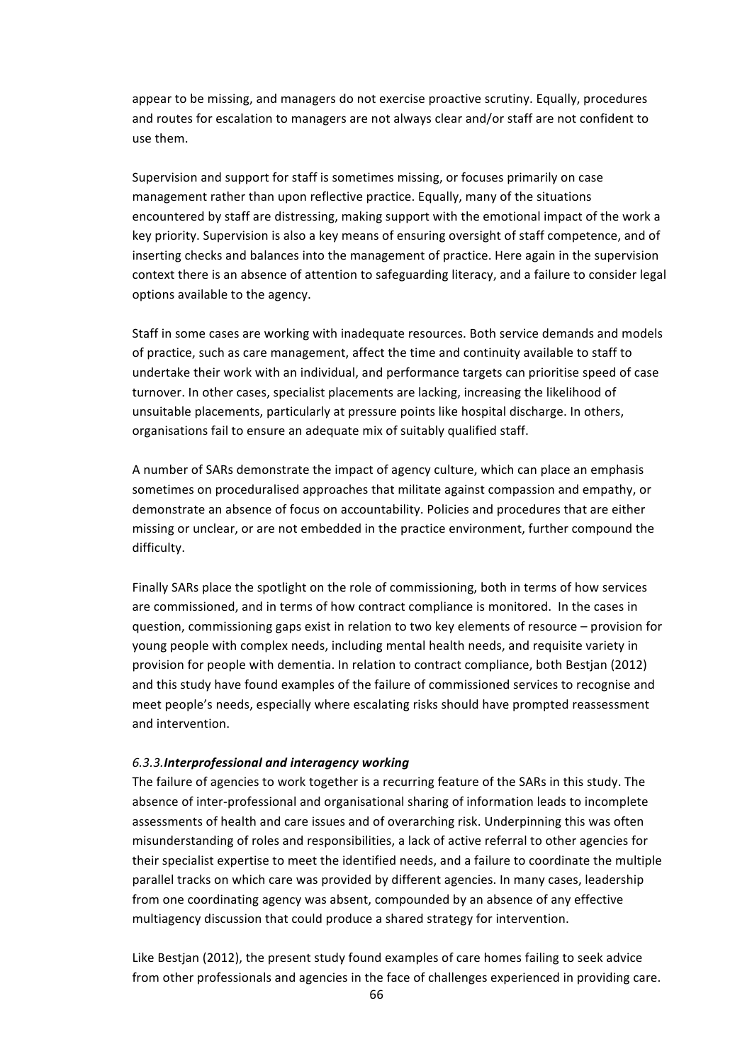appear to be missing, and managers do not exercise proactive scrutiny. Equally, procedures and routes for escalation to managers are not always clear and/or staff are not confident to use them.

Supervision and support for staff is sometimes missing, or focuses primarily on case management rather than upon reflective practice. Equally, many of the situations encountered by staff are distressing, making support with the emotional impact of the work a key priority. Supervision is also a key means of ensuring oversight of staff competence, and of inserting checks and balances into the management of practice. Here again in the supervision context there is an absence of attention to safeguarding literacy, and a failure to consider legal options available to the agency.

Staff in some cases are working with inadequate resources. Both service demands and models of practice, such as care management, affect the time and continuity available to staff to undertake their work with an individual, and performance targets can prioritise speed of case turnover. In other cases, specialist placements are lacking, increasing the likelihood of unsuitable placements, particularly at pressure points like hospital discharge. In others, organisations fail to ensure an adequate mix of suitably qualified staff.

A number of SARs demonstrate the impact of agency culture, which can place an emphasis sometimes on proceduralised approaches that militate against compassion and empathy, or demonstrate an absence of focus on accountability. Policies and procedures that are either missing or unclear, or are not embedded in the practice environment, further compound the difficulty.

Finally SARs place the spotlight on the role of commissioning, both in terms of how services are commissioned, and in terms of how contract compliance is monitored. In the cases in question, commissioning gaps exist in relation to two key elements of resource – provision for young people with complex needs, including mental health needs, and requisite variety in provision for people with dementia. In relation to contract compliance, both Bestjan (2012) and this study have found examples of the failure of commissioned services to recognise and meet people's needs, especially where escalating risks should have prompted reassessment and intervention.

#### *6.3.3.* ***Interprofessional and interagency working***

The failure of agencies to work together is a recurring feature of the SARs in this study. The absence of inter-professional and organisational sharing of information leads to incomplete assessments of health and care issues and of overarching risk. Underpinning this was often misunderstanding of roles and responsibilities, a lack of active referral to other agencies for their specialist expertise to meet the identified needs, and a failure to coordinate the multiple parallel tracks on which care was provided by different agencies. In many cases, leadership from one coordinating agency was absent, compounded by an absence of any effective multiagency discussion that could produce a shared strategy for intervention.

Like Bestjan (2012), the present study found examples of care homes failing to seek advice from other professionals and agencies in the face of challenges experienced in providing care.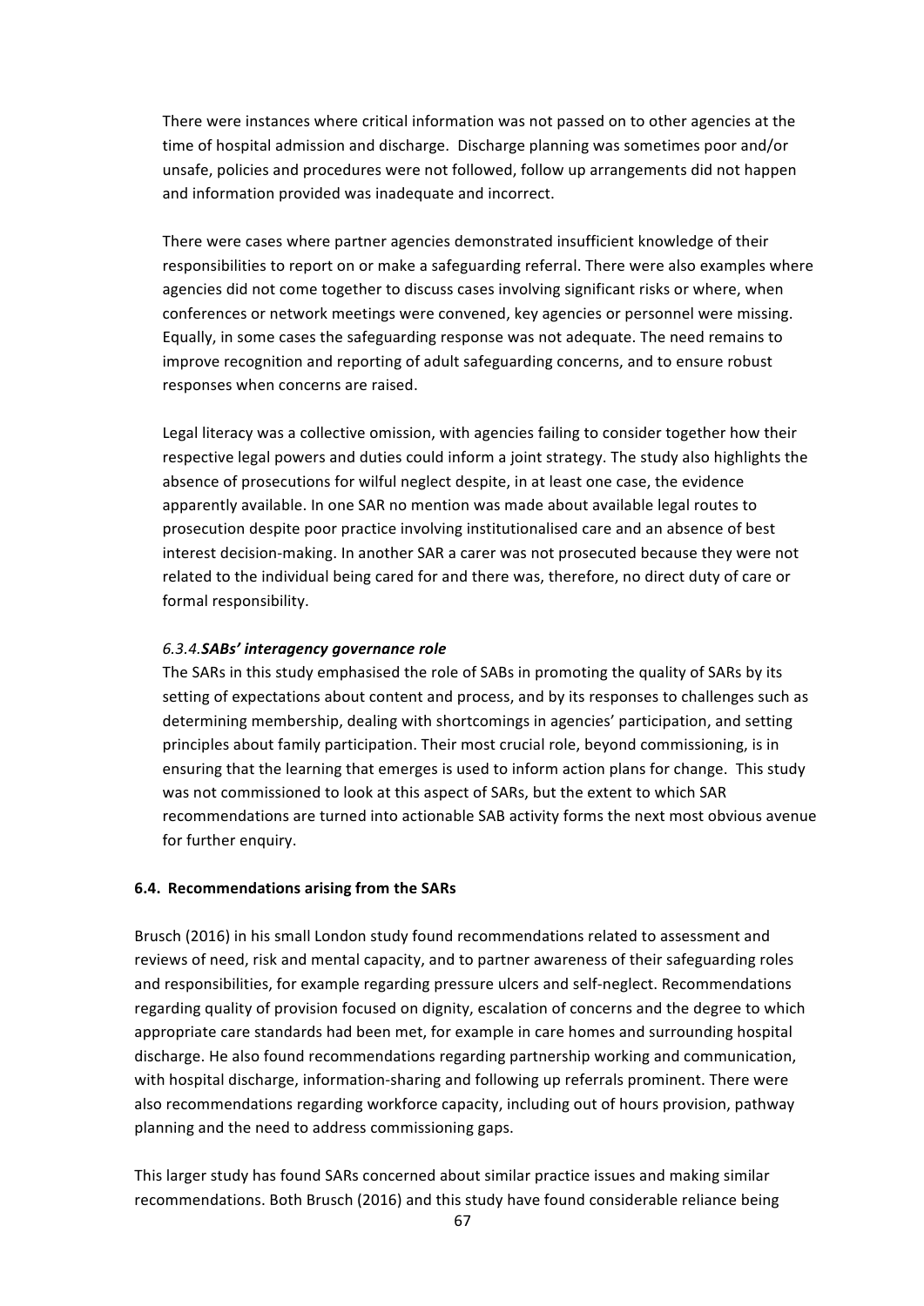There were instances where critical information was not passed on to other agencies at the time of hospital admission and discharge. Discharge planning was sometimes poor and/or unsafe, policies and procedures were not followed, follow up arrangements did not happen and information provided was inadequate and incorrect.

There were cases where partner agencies demonstrated insufficient knowledge of their responsibilities to report on or make a safeguarding referral. There were also examples where agencies did not come together to discuss cases involving significant risks or where, when conferences or network meetings were convened, key agencies or personnel were missing. Equally, in some cases the safeguarding response was not adequate. The need remains to improve recognition and reporting of adult safeguarding concerns, and to ensure robust responses when concerns are raised.

Legal literacy was a collective omission, with agencies failing to consider together how their respective legal powers and duties could inform a joint strategy. The study also highlights the absence of prosecutions for wilful neglect despite, in at least one case, the evidence apparently available. In one SAR no mention was made about available legal routes to prosecution despite poor practice involving institutionalised care and an absence of best interest decision-making. In another SAR a carer was not prosecuted because they were not related to the individual being cared for and there was, therefore, no direct duty of care or formal responsibility.

#### *6.3.4.**SABs' interagency governance role***

The SARs in this study emphasised the role of SABs in promoting the quality of SARs by its setting of expectations about content and process, and by its responses to challenges such as determining membership, dealing with shortcomings in agencies' participation, and setting principles about family participation. Their most crucial role, beyond commissioning, is in ensuring that the learning that emerges is used to inform action plans for change. This study was not commissioned to look at this aspect of SARs, but the extent to which SAR recommendations are turned into actionable SAB activity forms the next most obvious avenue for further enquiry.

### 6.4. Recommendations arising from the SARs

Brusch (2016) in his small London study found recommendations related to assessment and reviews of need, risk and mental capacity, and to partner awareness of their safeguarding roles and responsibilities, for example regarding pressure ulcers and self-neglect. Recommendations regarding quality of provision focused on dignity, escalation of concerns and the degree to which appropriate care standards had been met, for example in care homes and surrounding hospital discharge. He also found recommendations regarding partnership working and communication, with hospital discharge, information-sharing and following up referrals prominent. There were also recommendations regarding workforce capacity, including out of hours provision, pathway planning and the need to address commissioning gaps.

This larger study has found SARs concerned about similar practice issues and making similar recommendations. Both Brusch (2016) and this study have found considerable reliance being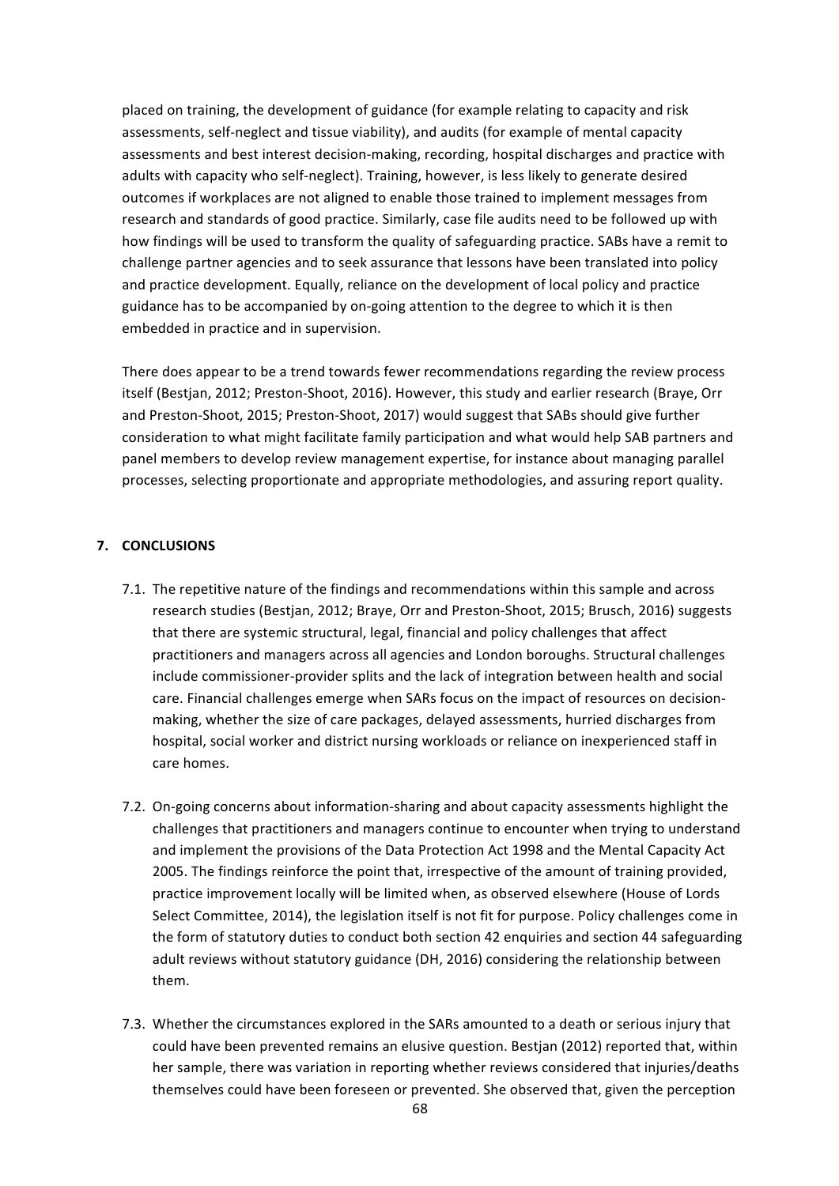placed on training, the development of guidance (for example relating to capacity and risk assessments, self-neglect and tissue viability), and audits (for example of mental capacity assessments and best interest decision-making, recording, hospital discharges and practice with adults with capacity who self-neglect). Training, however, is less likely to generate desired outcomes if workplaces are not aligned to enable those trained to implement messages from research and standards of good practice. Similarly, case file audits need to be followed up with how findings will be used to transform the quality of safeguarding practice. SABs have a remit to challenge partner agencies and to seek assurance that lessons have been translated into policy and practice development. Equally, reliance on the development of local policy and practice guidance has to be accompanied by on-going attention to the degree to which it is then embedded in practice and in supervision.

There does appear to be a trend towards fewer recommendations regarding the review process itself (Bestjan, 2012; Preston-Shoot, 2016). However, this study and earlier research (Braye, Orr and Preston-Shoot, 2015; Preston-Shoot, 2017) would suggest that SABs should give further consideration to what might facilitate family participation and what would help SAB partners and panel members to develop review management expertise, for instance about managing parallel processes, selecting proportionate and appropriate methodologies, and assuring report quality.

## 7. CONCLUSIONS

7.1. The repetitive nature of the findings and recommendations within this sample and across research studies (Bestjan, 2012; Braye, Orr and Preston-Shoot, 2015; Brusch, 2016) suggests that there are systemic structural, legal, financial and policy challenges that affect practitioners and managers across all agencies and London boroughs. Structural challenges include commissioner-provider splits and the lack of integration between health and social care. Financial challenges emerge when SARs focus on the impact of resources on decision-making, whether the size of care packages, delayed assessments, hurried discharges from hospital, social worker and district nursing workloads or reliance on inexperienced staff in care homes.

7.2. On-going concerns about information-sharing and about capacity assessments highlight the challenges that practitioners and managers continue to encounter when trying to understand and implement the provisions of the Data Protection Act 1998 and the Mental Capacity Act 2005. The findings reinforce the point that, irrespective of the amount of training provided, practice improvement locally will be limited when, as observed elsewhere (House of Lords Select Committee, 2014), the legislation itself is not fit for purpose. Policy challenges come in the form of statutory duties to conduct both section 42 enquiries and section 44 safeguarding adult reviews without statutory guidance (DH, 2016) considering the relationship between them.

7.3. Whether the circumstances explored in the SARs amounted to a death or serious injury that could have been prevented remains an elusive question. Bestjan (2012) reported that, within her sample, there was variation in reporting whether reviews considered that injuries/deaths themselves could have been foreseen or prevented. She observed that, given the perception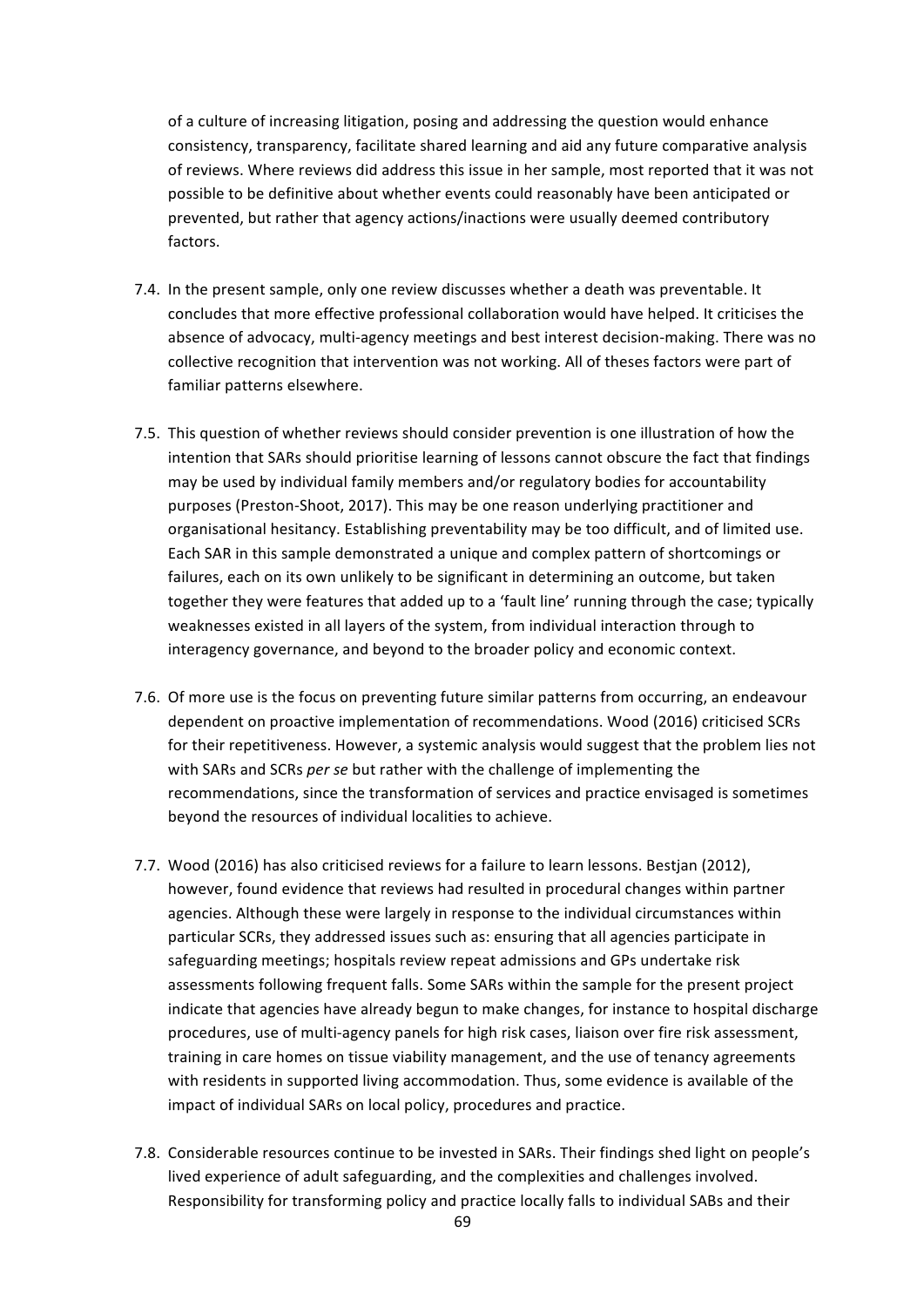of a culture of increasing litigation, posing and addressing the question would enhance consistency, transparency, facilitate shared learning and aid any future comparative analysis of reviews. Where reviews did address this issue in her sample, most reported that it was not possible to be definitive about whether events could reasonably have been anticipated or prevented, but rather that agency actions/inactions were usually deemed contributory factors.

7.4. In the present sample, only one review discusses whether a death was preventable. It concludes that more effective professional collaboration would have helped. It criticises the absence of advocacy, multi-agency meetings and best interest decision-making. There was no collective recognition that intervention was not working. All of theses factors were part of familiar patterns elsewhere.

7.5. This question of whether reviews should consider prevention is one illustration of how the intention that SARs should prioritise learning of lessons cannot obscure the fact that findings may be used by individual family members and/or regulatory bodies for accountability purposes (Preston-Shoot, 2017). This may be one reason underlying practitioner and organisational hesitancy. Establishing preventability may be too difficult, and of limited use. Each SAR in this sample demonstrated a unique and complex pattern of shortcomings or failures, each on its own unlikely to be significant in determining an outcome, but taken together they were features that added up to a 'fault line' running through the case; typically weaknesses existed in all layers of the system, from individual interaction through to interagency governance, and beyond to the broader policy and economic context.

7.6. Of more use is the focus on preventing future similar patterns from occurring, an endeavour dependent on proactive implementation of recommendations. Wood (2016) criticised SCRs for their repetitiveness. However, a systemic analysis would suggest that the problem lies not with SARs and SCRs *per se* but rather with the challenge of implementing the recommendations, since the transformation of services and practice envisaged is sometimes beyond the resources of individual localities to achieve.

7.7. Wood (2016) has also criticised reviews for a failure to learn lessons. Bestjan (2012), however, found evidence that reviews had resulted in procedural changes within partner agencies. Although these were largely in response to the individual circumstances within particular SCRs, they addressed issues such as: ensuring that all agencies participate in safeguarding meetings; hospitals review repeat admissions and GPs undertake risk assessments following frequent falls. Some SARs within the sample for the present project indicate that agencies have already begun to make changes, for instance to hospital discharge procedures, use of multi-agency panels for high risk cases, liaison over fire risk assessment, training in care homes on tissue viability management, and the use of tenancy agreements with residents in supported living accommodation. Thus, some evidence is available of the impact of individual SARs on local policy, procedures and practice.

7.8. Considerable resources continue to be invested in SARs. Their findings shed light on people's lived experience of adult safeguarding, and the complexities and challenges involved. Responsibility for transforming policy and practice locally falls to individual SABs and their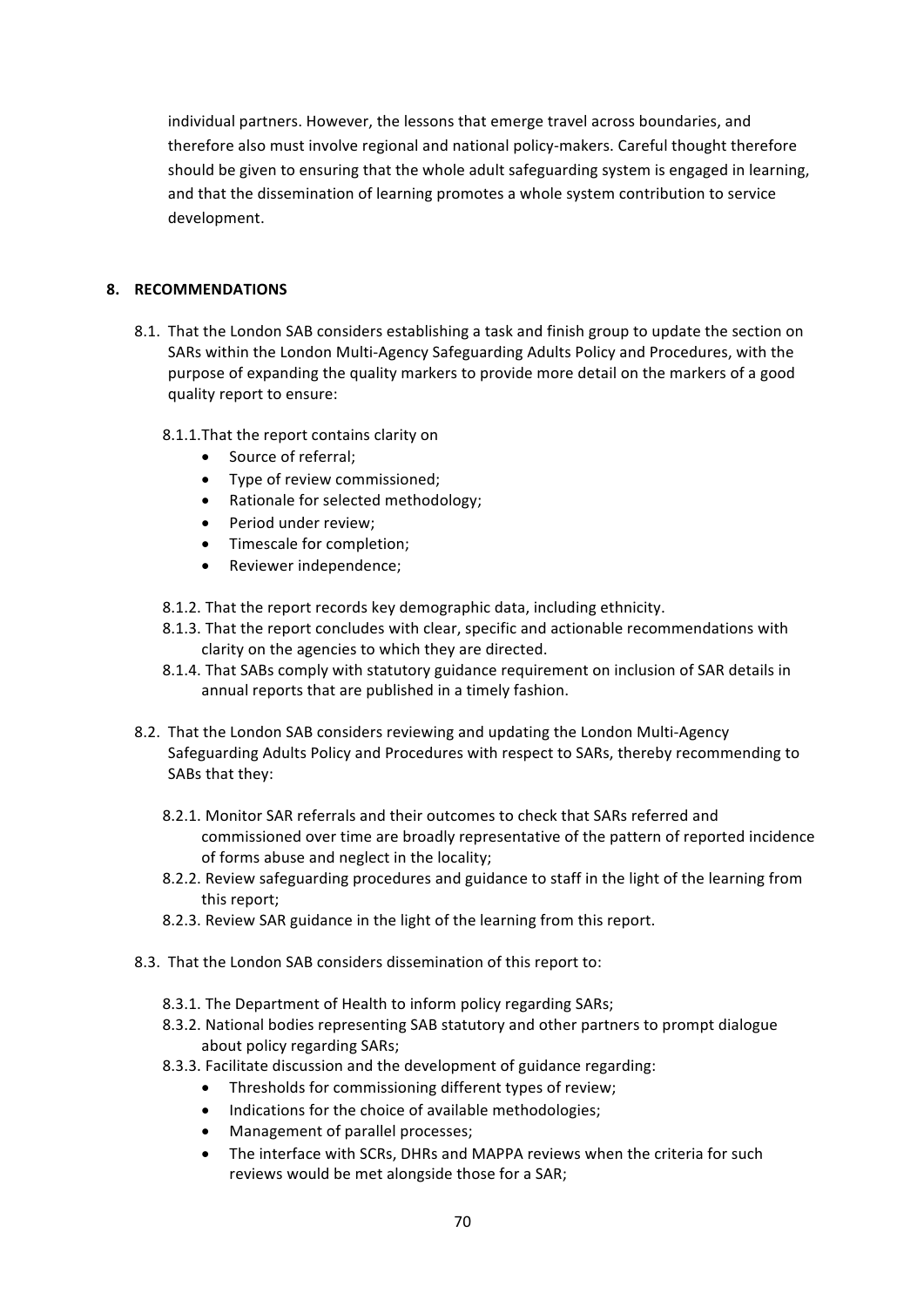individual partners. However, the lessons that emerge travel across boundaries, and therefore also must involve regional and national policy-makers. Careful thought therefore should be given to ensuring that the whole adult safeguarding system is engaged in learning, and that the dissemination of learning promotes a whole system contribution to service development.

## 8. RECOMMENDATIONS

8.1. That the London SAB considers establishing a task and finish group to update the section on SARs within the London Multi-Agency Safeguarding Adults Policy and Procedures, with the purpose of expanding the quality markers to provide more detail on the markers of a good quality report to ensure:

8.1.1. That the report contains clarity on

- Source of referral;
- Type of review commissioned;
- Rationale for selected methodology;
- Period under review;
- Timescale for completion;
- Reviewer independence;

8.1.2. That the report records key demographic data, including ethnicity.

8.1.3. That the report concludes with clear, specific and actionable recommendations with clarity on the agencies to which they are directed.

8.1.4. That SABs comply with statutory guidance requirement on inclusion of SAR details in annual reports that are published in a timely fashion.

8.2. That the London SAB considers reviewing and updating the London Multi-Agency Safeguarding Adults Policy and Procedures with respect to SARs, thereby recommending to SABs that they:

8.2.1. Monitor SAR referrals and their outcomes to check that SARs referred and commissioned over time are broadly representative of the pattern of reported incidence of forms abuse and neglect in the locality;

8.2.2. Review safeguarding procedures and guidance to staff in the light of the learning from this report;

8.2.3. Review SAR guidance in the light of the learning from this report.

8.3. That the London SAB considers dissemination of this report to:

8.3.1. The Department of Health to inform policy regarding SARs;

8.3.2. National bodies representing SAB statutory and other partners to prompt dialogue about policy regarding SARs;

8.3.3. Facilitate discussion and the development of guidance regarding:

- Thresholds for commissioning different types of review;
- Indications for the choice of available methodologies;
- Management of parallel processes;
- The interface with SCRs, DHRs and MAPPA reviews when the criteria for such reviews would be met alongside those for a SAR;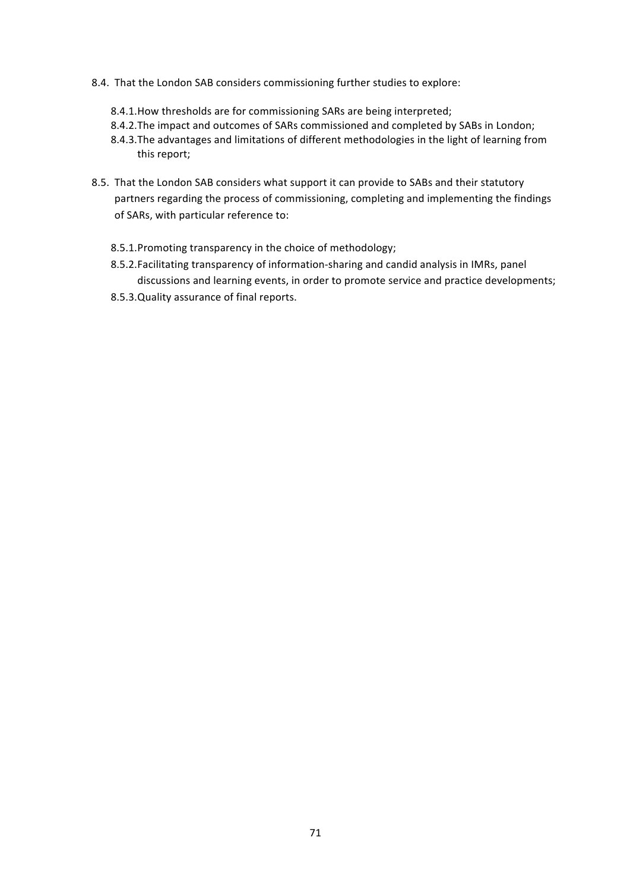8.4. That the London SAB considers commissioning further studies to explore:

   8.4.1. How thresholds are for commissioning SARs are being interpreted;
   8.4.2. The impact and outcomes of SARs commissioned and completed by SABs in London;
   8.4.3. The advantages and limitations of different methodologies in the light of learning from this report;

8.5. That the London SAB considers what support it can provide to SABs and their statutory partners regarding the process of commissioning, completing and implementing the findings of SARs, with particular reference to:

   8.5.1. Promoting transparency in the choice of methodology;
   8.5.2. Facilitating transparency of information-sharing and candid analysis in IMRs, panel discussions and learning events, in order to promote service and practice developments;
   8.5.3. Quality assurance of final reports.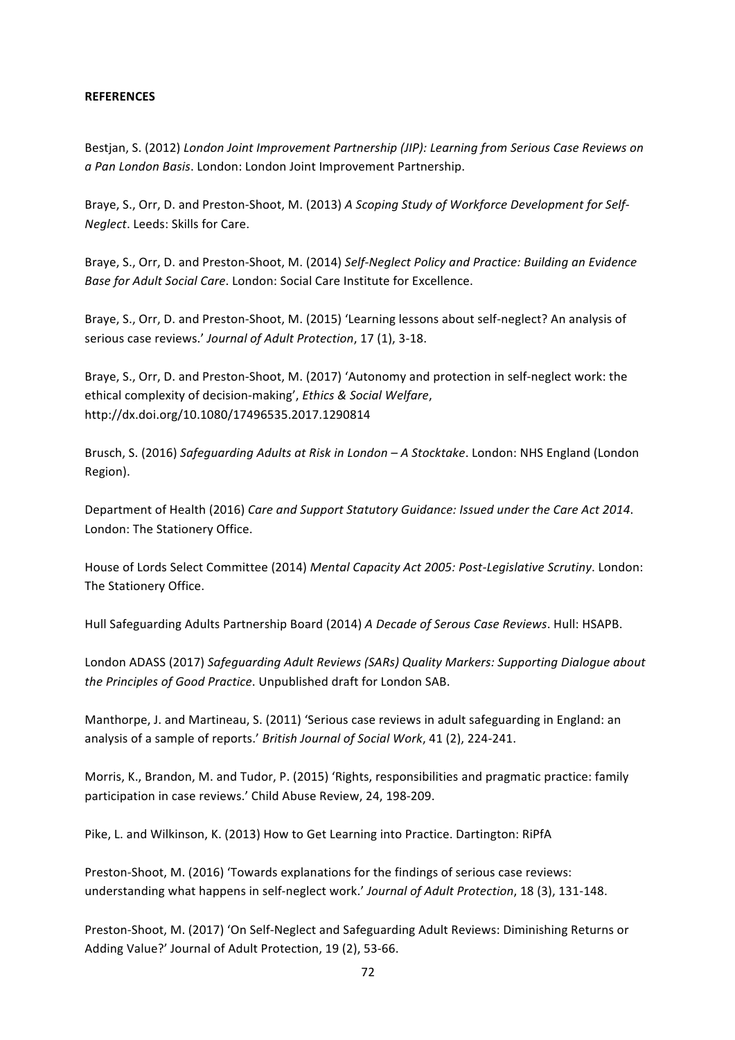**REFERENCES**

Bestjan, S. (2012) *London Joint Improvement Partnership (JIP): Learning from Serious Case Reviews on a Pan London Basis*. London: London Joint Improvement Partnership.

Braye, S., Orr, D. and Preston-Shoot, M. (2013) *A Scoping Study of Workforce Development for Self-Neglect*. Leeds: Skills for Care.

Braye, S., Orr, D. and Preston-Shoot, M. (2014) *Self-Neglect Policy and Practice: Building an Evidence Base for Adult Social Care*. London: Social Care Institute for Excellence.

Braye, S., Orr, D. and Preston-Shoot, M. (2015) 'Learning lessons about self-neglect? An analysis of serious case reviews.' *Journal of Adult Protection*, 17 (1), 3-18.

Braye, S., Orr, D. and Preston-Shoot, M. (2017) 'Autonomy and protection in self-neglect work: the ethical complexity of decision-making', *Ethics & Social Welfare*, http://dx.doi.org/10.1080/17496535.2017.1290814

Brusch, S. (2016) *Safeguarding Adults at Risk in London – A Stocktake*. London: NHS England (London Region).

Department of Health (2016) *Care and Support Statutory Guidance: Issued under the Care Act 2014.* London: The Stationery Office.

House of Lords Select Committee (2014) *Mental Capacity Act 2005: Post-Legislative Scrutiny*. London: The Stationery Office.

Hull Safeguarding Adults Partnership Board (2014) *A Decade of Serous Case Reviews*. Hull: HSAPB.

London ADASS (2017) *Safeguarding Adult Reviews (SARs) Quality Markers: Supporting Dialogue about the Principles of Good Practice*. Unpublished draft for London SAB.

Manthorpe, J. and Martineau, S. (2011) 'Serious case reviews in adult safeguarding in England: an analysis of a sample of reports.' *British Journal of Social Work*, 41 (2), 224-241.

Morris, K., Brandon, M. and Tudor, P. (2015) 'Rights, responsibilities and pragmatic practice: family participation in case reviews.' Child Abuse Review, 24, 198-209.

Pike, L. and Wilkinson, K. (2013) How to Get Learning into Practice. Dartington: RiPfA

Preston-Shoot, M. (2016) 'Towards explanations for the findings of serious case reviews: understanding what happens in self-neglect work.' *Journal of Adult Protection*, 18 (3), 131-148.

Preston-Shoot, M. (2017) 'On Self-Neglect and Safeguarding Adult Reviews: Diminishing Returns or Adding Value?' Journal of Adult Protection, 19 (2), 53-66.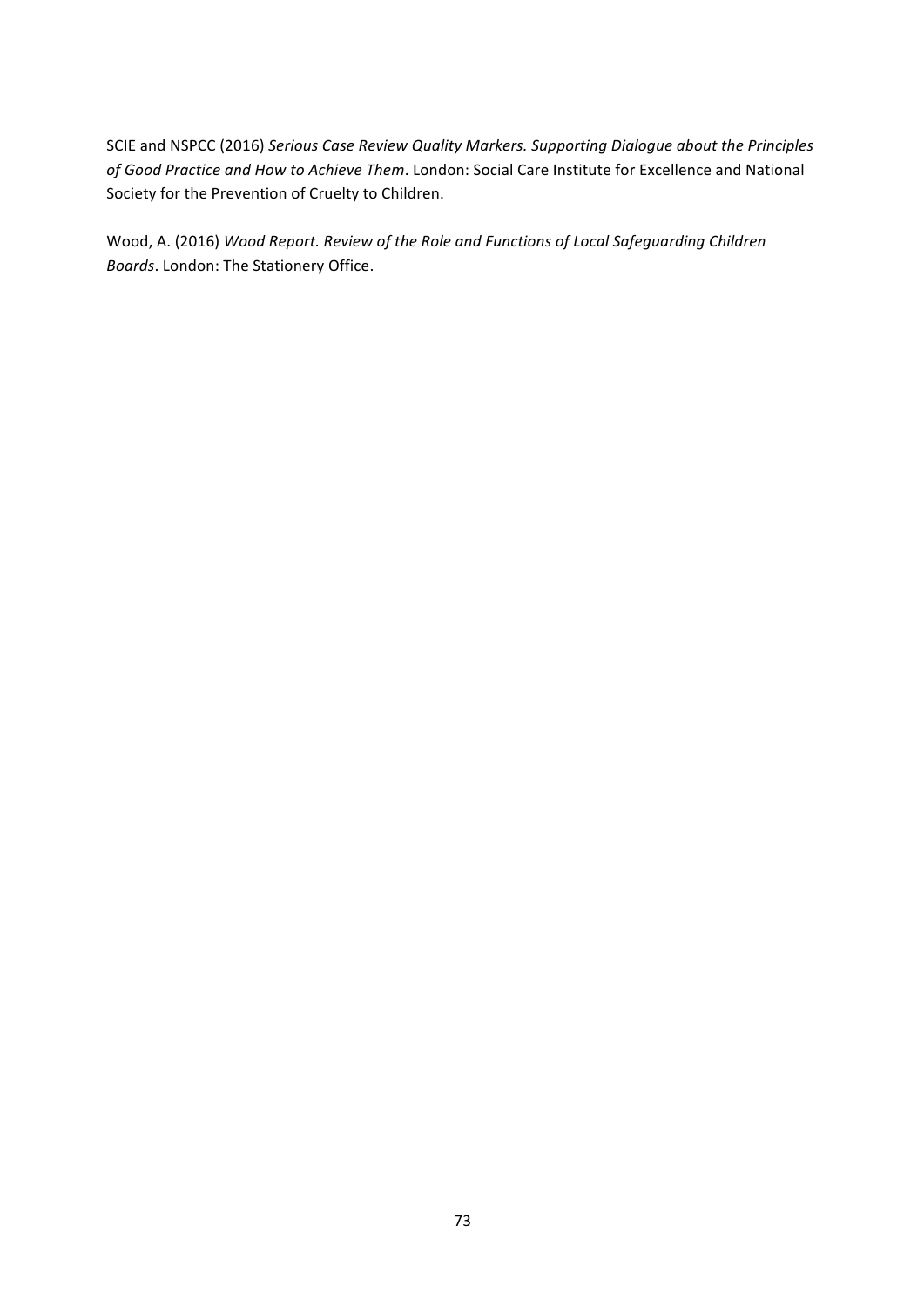SCIE and NSPCC (2016) *Serious Case Review Quality Markers. Supporting Dialogue about the Principles of Good Practice and How to Achieve Them*. London: Social Care Institute for Excellence and National Society for the Prevention of Cruelty to Children.

Wood, A. (2016) *Wood Report. Review of the Role and Functions of Local Safeguarding Children Boards*. London: The Stationery Office.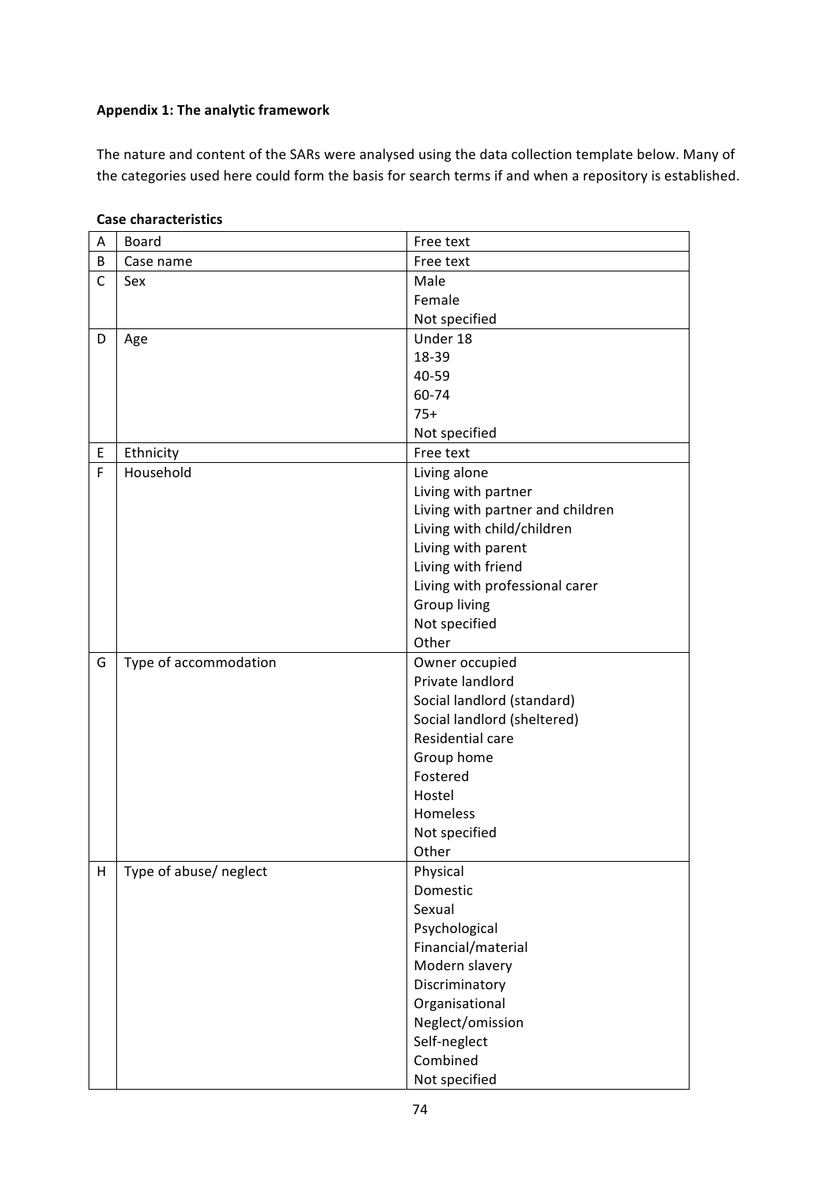**Appendix 1: The analytic framework**

The nature and content of the SARs were analysed using the data collection template below. Many of the categories used here could form the basis for search terms if and when a repository is established.

**Case characteristics**

| | | |
|---|---|---|
| A | Board | Free text |
| B | Case name | Free text |
| C | Sex | Male<br>Female<br>Not specified |
| D | Age | Under 18<br>18-39<br>40-59<br>60-74<br>75+<br>Not specified |
| E | Ethnicity | Free text |
| F | Household | Living alone<br>Living with partner<br>Living with partner and children<br>Living with child/children<br>Living with parent<br>Living with friend<br>Living with professional carer<br>Group living<br>Not specified<br>Other |
| G | Type of accommodation | Owner occupied<br>Private landlord<br>Social landlord (standard)<br>Social landlord (sheltered)<br>Residential care<br>Group home<br>Fostered<br>Hostel<br>Homeless<br>Not specified<br>Other |
| H | Type of abuse/ neglect | Physical<br>Domestic<br>Sexual<br>Psychological<br>Financial/material<br>Modern slavery<br>Discriminatory<br>Organisational<br>Neglect/omission<br>Self-neglect<br>Combined<br>Not specified |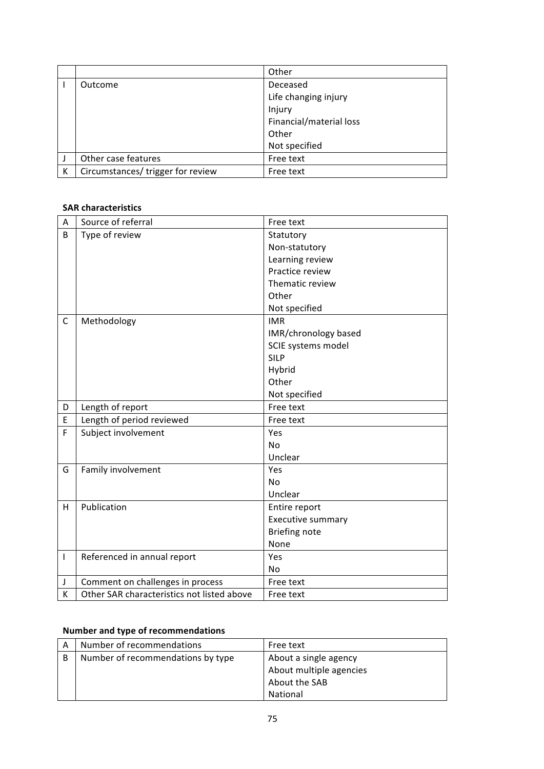| | | |
|---|---|---|
| | | Other |
| I | Outcome | Deceased<br>Life changing injury<br>Injury<br>Financial/material loss<br>Other<br>Not specified |
| J | Other case features | Free text |
| K | Circumstances/ trigger for review | Free text |

**SAR characteristics**

| | | |
|---|---|---|
| A | Source of referral | Free text |
| B | Type of review | Statutory<br>Non-statutory<br>Learning review<br>Practice review<br>Thematic review<br>Other<br>Not specified |
| C | Methodology | IMR<br>IMR/chronology based<br>SCIE systems model<br>SILP<br>Hybrid<br>Other<br>Not specified |
| D | Length of report | Free text |
| E | Length of period reviewed | Free text |
| F | Subject involvement | Yes<br>No<br>Unclear |
| G | Family involvement | Yes<br>No<br>Unclear |
| H | Publication | Entire report<br>Executive summary<br>Briefing note<br>None |
| I | Referenced in annual report | Yes<br>No |
| J | Comment on challenges in process | Free text |
| K | Other SAR characteristics not listed above | Free text |

**Number and type of recommendations**

| | | |
|---|---|---|
| A | Number of recommendations | Free text |
| B | Number of recommendations by type | About a single agency<br>About multiple agencies<br>About the SAB<br>National |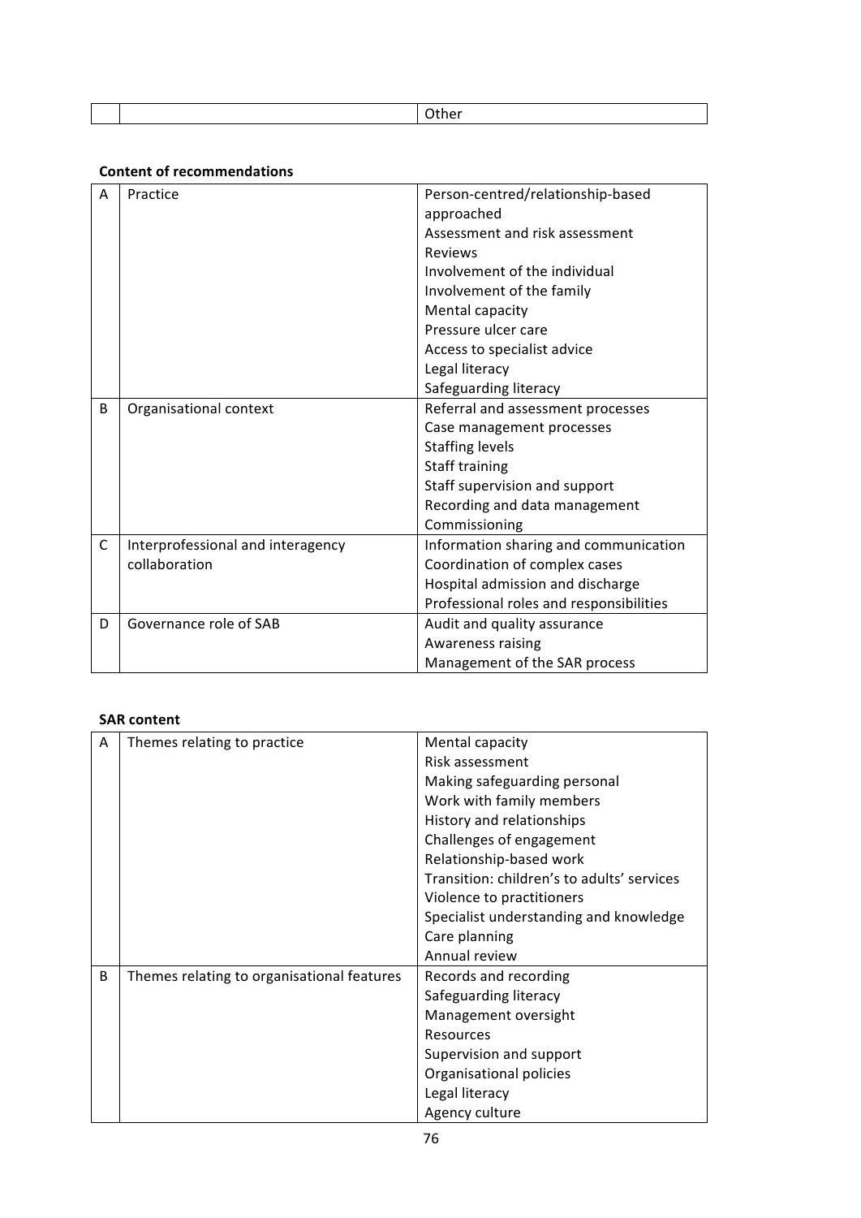| | | Other |
|---|---|---|

**Content of recommendations**

| | | |
|---|---|---|
| A | Practice | Person-centred/relationship-based approached<br>Assessment and risk assessment<br>Reviews<br>Involvement of the individual<br>Involvement of the family<br>Mental capacity<br>Pressure ulcer care<br>Access to specialist advice<br>Legal literacy<br>Safeguarding literacy |
| B | Organisational context | Referral and assessment processes<br>Case management processes<br>Staffing levels<br>Staff training<br>Staff supervision and support<br>Recording and data management<br>Commissioning |
| C | Interprofessional and interagency collaboration | Information sharing and communication<br>Coordination of complex cases<br>Hospital admission and discharge<br>Professional roles and responsibilities |
| D | Governance role of SAB | Audit and quality assurance<br>Awareness raising<br>Management of the SAR process |

**SAR content**

| | | |
|---|---|---|
| A | Themes relating to practice | Mental capacity<br>Risk assessment<br>Making safeguarding personal<br>Work with family members<br>History and relationships<br>Challenges of engagement<br>Relationship-based work<br>Transition: children's to adults' services<br>Violence to practitioners<br>Specialist understanding and knowledge<br>Care planning<br>Annual review |
| B | Themes relating to organisational features | Records and recording<br>Safeguarding literacy<br>Management oversight<br>Resources<br>Supervision and support<br>Organisational policies<br>Legal literacy<br>Agency culture |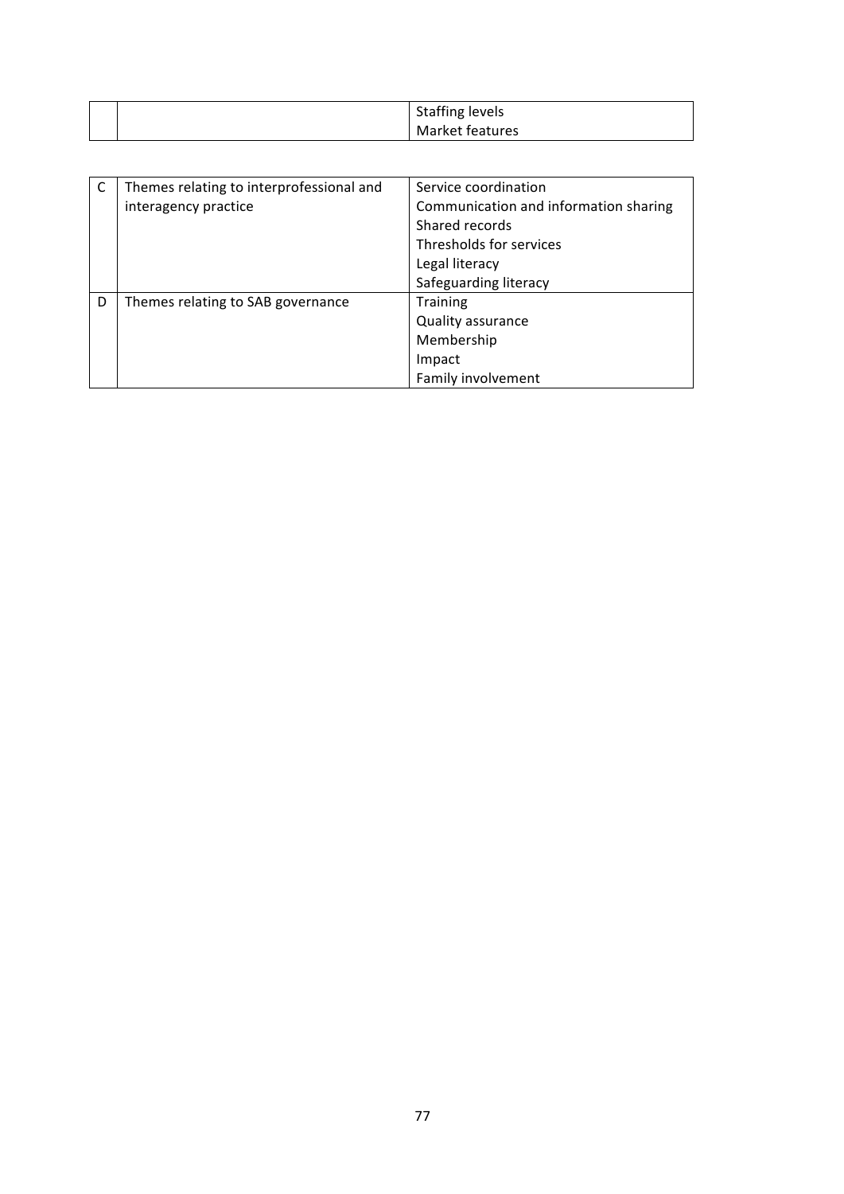| | | |
|---|---|---|
| | | Staffing levels<br>Market features |

| | | |
|---|---|---|
| C | Themes relating to interprofessional and interagency practice | Service coordination<br>Communication and information sharing<br>Shared records<br>Thresholds for services<br>Legal literacy<br>Safeguarding literacy |
| D | Themes relating to SAB governance | Training<br>Quality assurance<br>Membership<br>Impact<br>Family involvement |